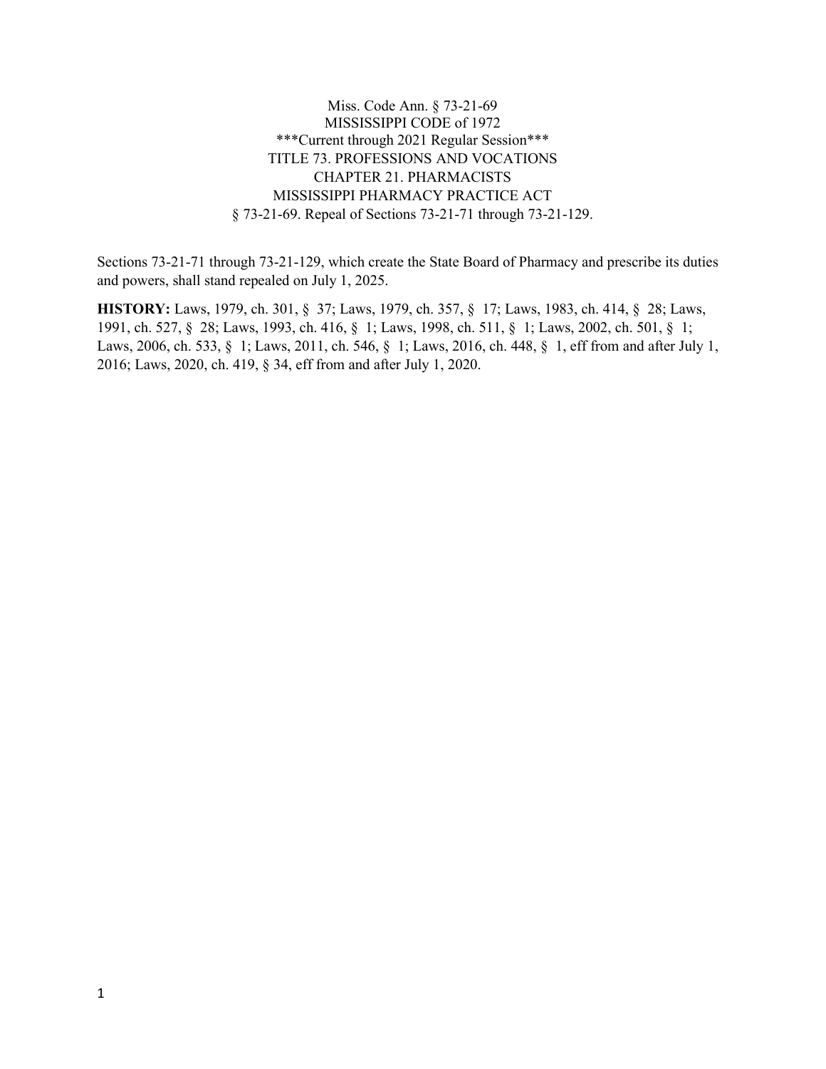Miss. Code Ann. § 73-21-69
MISSISSIPPI CODE of 1972
***Current through 2021 Regular Session***
TITLE 73. PROFESSIONS AND VOCATIONS
CHAPTER 21. PHARMACISTS
MISSISSIPPI PHARMACY PRACTICE ACT
§ 73-21-69. Repeal of Sections 73-21-71 through 73-21-129.

Sections 73-21-71 through 73-21-129, which create the State Board of Pharmacy and prescribe its duties and powers, shall stand repealed on July 1, 2025.

**HISTORY:** Laws, 1979, ch. 301, § 37; Laws, 1979, ch. 357, § 17; Laws, 1983, ch. 414, § 28; Laws, 1991, ch. 527, § 28; Laws, 1993, ch. 416, § 1; Laws, 1998, ch. 511, § 1; Laws, 2002, ch. 501, § 1; Laws, 2006, ch. 533, § 1; Laws, 2011, ch. 546, § 1; Laws, 2016, ch. 448, § 1, eff from and after July 1, 2016; Laws, 2020, ch. 419, § 34, eff from and after July 1, 2020.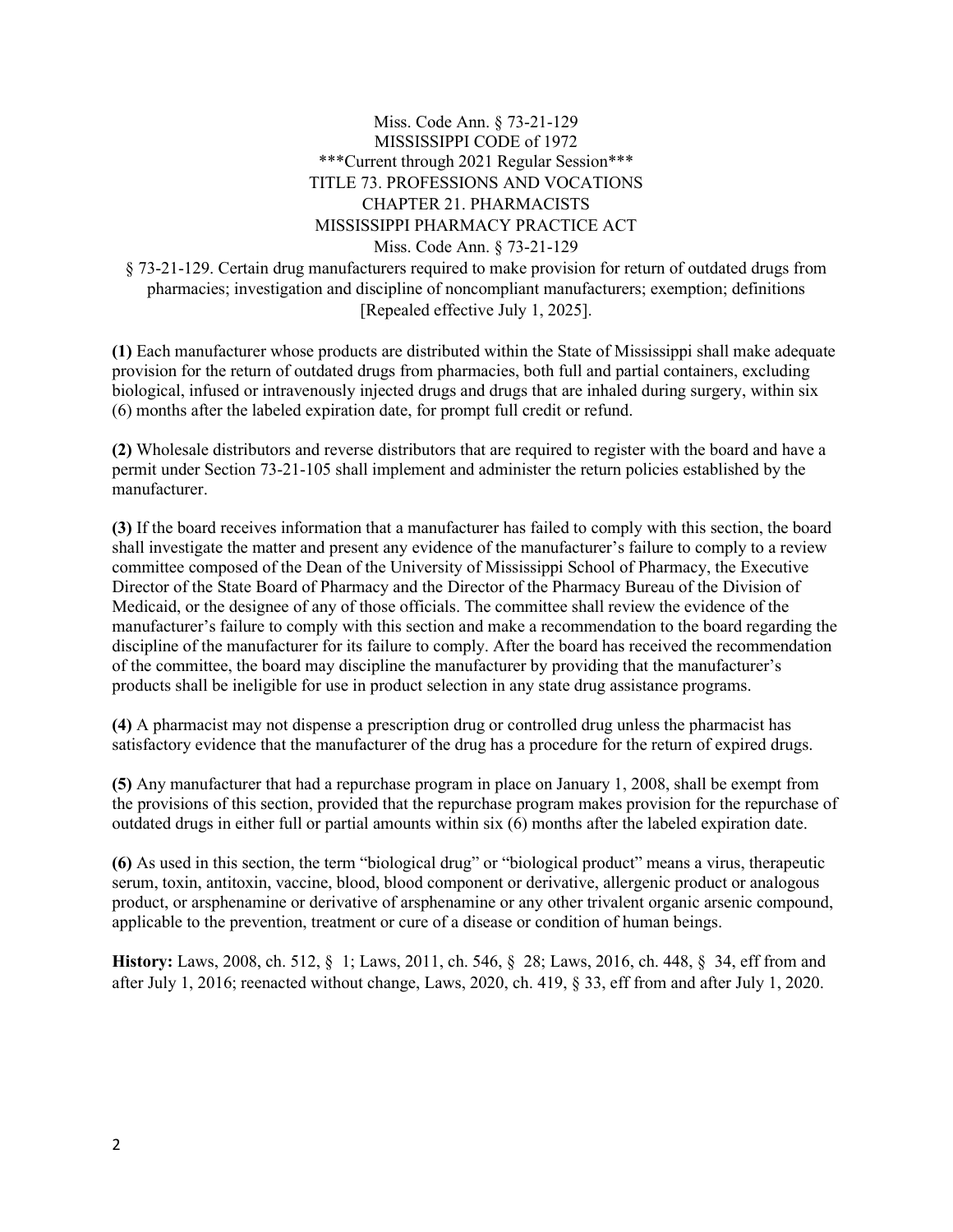Miss. Code Ann. § 73-21-129
MISSISSIPPI CODE of 1972
***Current through 2021 Regular Session***
TITLE 73. PROFESSIONS AND VOCATIONS
CHAPTER 21. PHARMACISTS
MISSISSIPPI PHARMACY PRACTICE ACT
Miss. Code Ann. § 73-21-129

§ 73-21-129. Certain drug manufacturers required to make provision for return of outdated drugs from pharmacies; investigation and discipline of noncompliant manufacturers; exemption; definitions [Repealed effective July 1, 2025].

**(1)** Each manufacturer whose products are distributed within the State of Mississippi shall make adequate provision for the return of outdated drugs from pharmacies, both full and partial containers, excluding biological, infused or intravenously injected drugs and drugs that are inhaled during surgery, within six (6) months after the labeled expiration date, for prompt full credit or refund.

**(2)** Wholesale distributors and reverse distributors that are required to register with the board and have a permit under Section 73-21-105 shall implement and administer the return policies established by the manufacturer.

**(3)** If the board receives information that a manufacturer has failed to comply with this section, the board shall investigate the matter and present any evidence of the manufacturer's failure to comply to a review committee composed of the Dean of the University of Mississippi School of Pharmacy, the Executive Director of the State Board of Pharmacy and the Director of the Pharmacy Bureau of the Division of Medicaid, or the designee of any of those officials. The committee shall review the evidence of the manufacturer's failure to comply with this section and make a recommendation to the board regarding the discipline of the manufacturer for its failure to comply. After the board has received the recommendation of the committee, the board may discipline the manufacturer by providing that the manufacturer's products shall be ineligible for use in product selection in any state drug assistance programs.

**(4)** A pharmacist may not dispense a prescription drug or controlled drug unless the pharmacist has satisfactory evidence that the manufacturer of the drug has a procedure for the return of expired drugs.

**(5)** Any manufacturer that had a repurchase program in place on January 1, 2008, shall be exempt from the provisions of this section, provided that the repurchase program makes provision for the repurchase of outdated drugs in either full or partial amounts within six (6) months after the labeled expiration date.

**(6)** As used in this section, the term "biological drug" or "biological product" means a virus, therapeutic serum, toxin, antitoxin, vaccine, blood, blood component or derivative, allergenic product or analogous product, or arsphenamine or derivative of arsphenamine or any other trivalent organic arsenic compound, applicable to the prevention, treatment or cure of a disease or condition of human beings.

**History:** Laws, 2008, ch. 512, § 1; Laws, 2011, ch. 546, § 28; Laws, 2016, ch. 448, § 34, eff from and after July 1, 2016; reenacted without change, Laws, 2020, ch. 419, § 33, eff from and after July 1, 2020.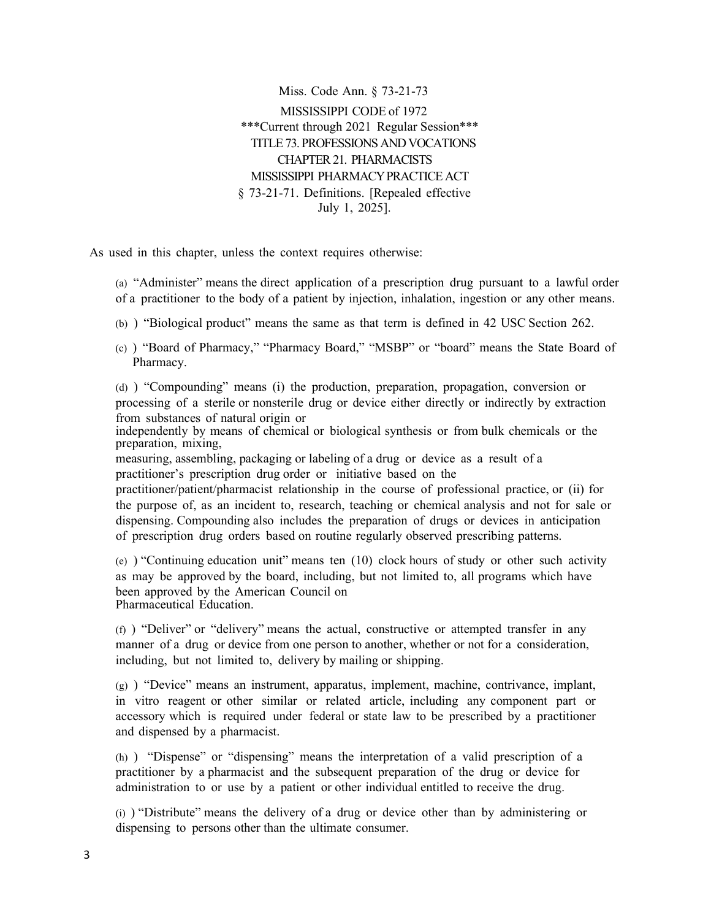Miss. Code Ann. § 73-21-73

MISSISSIPPI CODE of 1972

***Current through 2021 Regular Session***

TITLE 73. PROFESSIONS AND VOCATIONS

CHAPTER 21. PHARMACISTS

MISSISSIPPI PHARMACY PRACTICE ACT

§ 73-21-71. Definitions. [Repealed effective July 1, 2025].

As used in this chapter, unless the context requires otherwise:

(a) "Administer" means the direct application of a prescription drug pursuant to a lawful order of a practitioner to the body of a patient by injection, inhalation, ingestion or any other means.

(b) ) "Biological product" means the same as that term is defined in 42 USC Section 262.

(c) ) "Board of Pharmacy," "Pharmacy Board," "MSBP" or "board" means the State Board of Pharmacy.

(d) ) "Compounding" means (i) the production, preparation, propagation, conversion or processing of a sterile or nonsterile drug or device either directly or indirectly by extraction from substances of natural origin or independently by means of chemical or biological synthesis or from bulk chemicals or the preparation, mixing, measuring, assembling, packaging or labeling of a drug or device as a result of a practitioner's prescription drug order or initiative based on the practitioner/patient/pharmacist relationship in the course of professional practice, or (ii) for the purpose of, as an incident to, research, teaching or chemical analysis and not for sale or dispensing. Compounding also includes the preparation of drugs or devices in anticipation of prescription drug orders based on routine regularly observed prescribing patterns.

(e) ) "Continuing education unit" means ten (10) clock hours of study or other such activity as may be approved by the board, including, but not limited to, all programs which have been approved by the American Council on Pharmaceutical Education.

(f) ) "Deliver" or "delivery" means the actual, constructive or attempted transfer in any manner of a drug or device from one person to another, whether or not for a consideration, including, but not limited to, delivery by mailing or shipping.

(g) ) "Device" means an instrument, apparatus, implement, machine, contrivance, implant, in vitro reagent or other similar or related article, including any component part or accessory which is required under federal or state law to be prescribed by a practitioner and dispensed by a pharmacist.

(h) ) "Dispense" or "dispensing" means the interpretation of a valid prescription of a practitioner by a pharmacist and the subsequent preparation of the drug or device for administration to or use by a patient or other individual entitled to receive the drug.

(i) ) "Distribute" means the delivery of a drug or device other than by administering or dispensing to persons other than the ultimate consumer.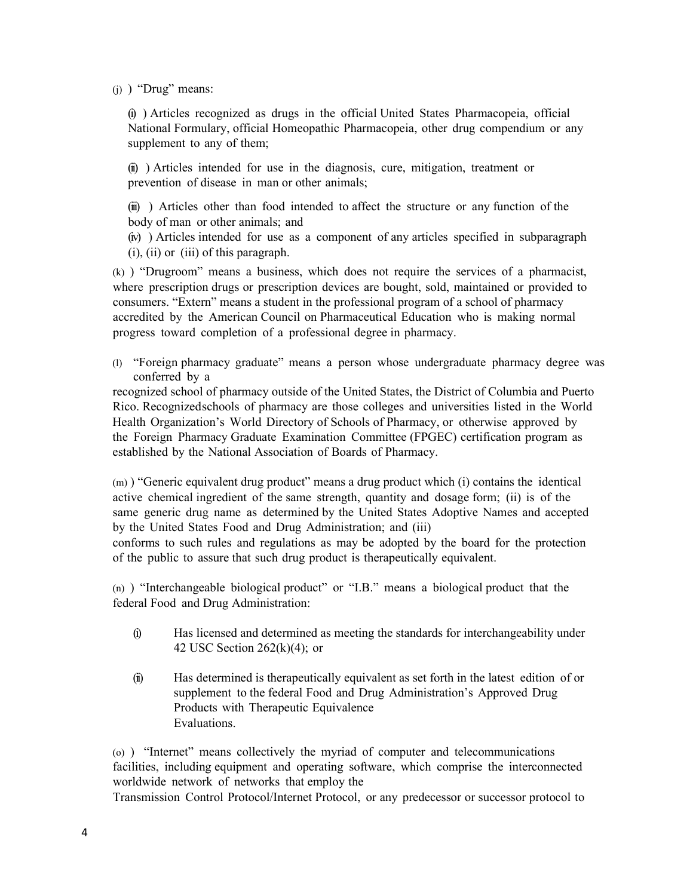(j) ) "Drug" means:

(i) ) Articles recognized as drugs in the official United States Pharmacopeia, official National Formulary, official Homeopathic Pharmacopeia, other drug compendium or any supplement to any of them;

(ii) ) Articles intended for use in the diagnosis, cure, mitigation, treatment or prevention of disease in man or other animals;

(iii) ) Articles other than food intended to affect the structure or any function of the body of man or other animals; and

(iv) ) Articles intended for use as a component of any articles specified in subparagraph (i), (ii) or (iii) of this paragraph.

(k) ) "Drugroom" means a business, which does not require the services of a pharmacist, where prescription drugs or prescription devices are bought, sold, maintained or provided to consumers. "Extern" means a student in the professional program of a school of pharmacy accredited by the American Council on Pharmaceutical Education who is making normal progress toward completion of a professional degree in pharmacy.

(l) "Foreign pharmacy graduate" means a person whose undergraduate pharmacy degree was conferred by a recognized school of pharmacy outside of the United States, the District of Columbia and Puerto Rico. Recognizedschools of pharmacy are those colleges and universities listed in the World Health Organization's World Directory of Schools of Pharmacy, or otherwise approved by the Foreign Pharmacy Graduate Examination Committee (FPGEC) certification program as established by the National Association of Boards of Pharmacy.

(m) ) "Generic equivalent drug product" means a drug product which (i) contains the identical active chemical ingredient of the same strength, quantity and dosage form; (ii) is of the same generic drug name as determined by the United States Adoptive Names and accepted by the United States Food and Drug Administration; and (iii) conforms to such rules and regulations as may be adopted by the board for the protection of the public to assure that such drug product is therapeutically equivalent.

(n) ) "Interchangeable biological product" or "I.B." means a biological product that the federal Food and Drug Administration:

(i) Has licensed and determined as meeting the standards for interchangeability under 42 USC Section 262(k)(4); or

(ii) Has determined is therapeutically equivalent as set forth in the latest edition of or supplement to the federal Food and Drug Administration's Approved Drug Products with Therapeutic Equivalence Evaluations.

(o) ) "Internet" means collectively the myriad of computer and telecommunications facilities, including equipment and operating software, which comprise the interconnected worldwide network of networks that employ the Transmission Control Protocol/Internet Protocol, or any predecessor or successor protocol to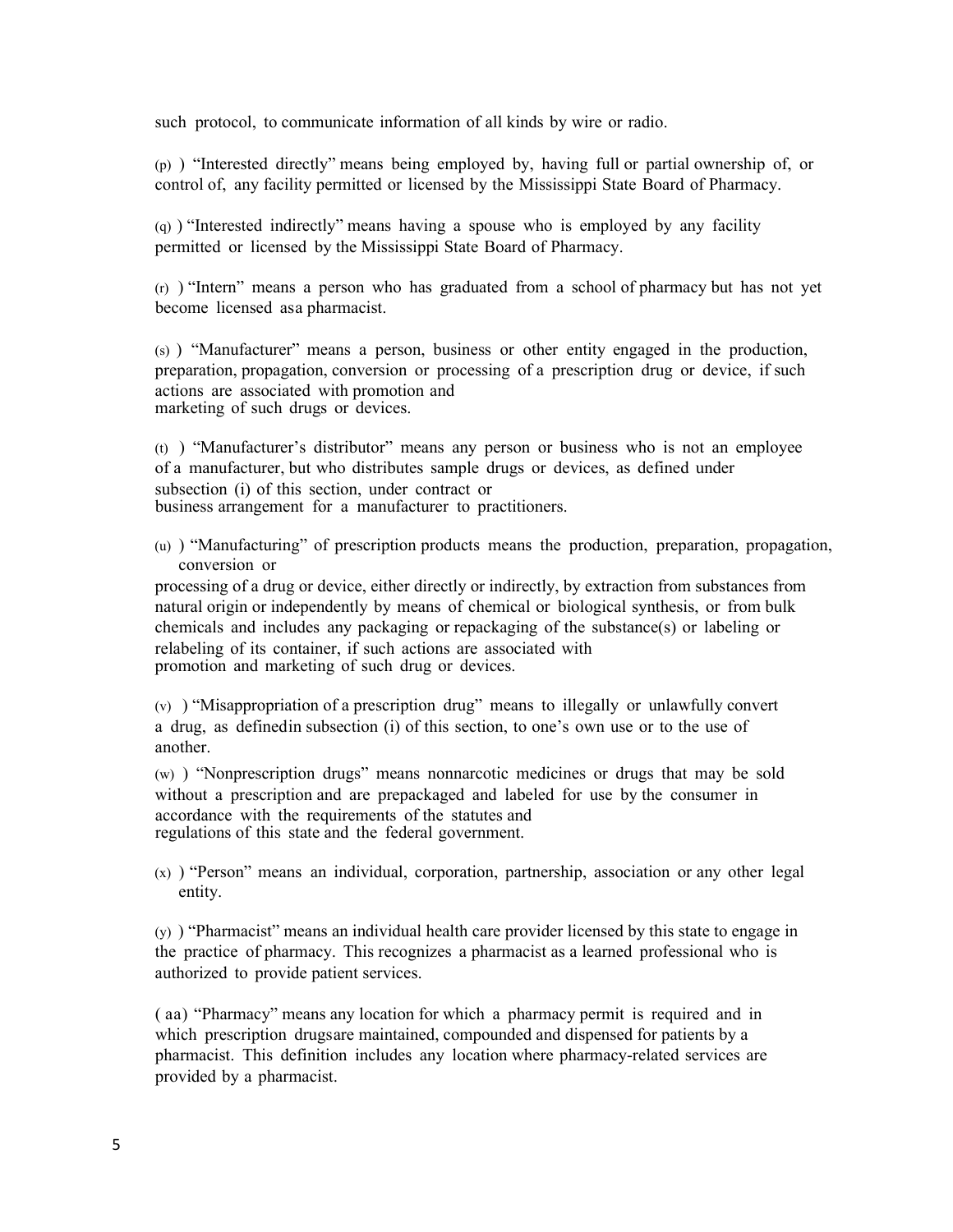such protocol, to communicate information of all kinds by wire or radio.

(p) ) "Interested directly" means being employed by, having full or partial ownership of, or control of, any facility permitted or licensed by the Mississippi State Board of Pharmacy.

(q) ) "Interested indirectly" means having a spouse who is employed by any facility permitted or licensed by the Mississippi State Board of Pharmacy.

(r) ) "Intern" means a person who has graduated from a school of pharmacy but has not yet become licensed asa pharmacist.

(s) ) "Manufacturer" means a person, business or other entity engaged in the production, preparation, propagation, conversion or processing of a prescription drug or device, if such actions are associated with promotion and marketing of such drugs or devices.

(t) ) "Manufacturer's distributor" means any person or business who is not an employee of a manufacturer, but who distributes sample drugs or devices, as defined under subsection (i) of this section, under contract or business arrangement for a manufacturer to practitioners.

(u) ) "Manufacturing" of prescription products means the production, preparation, propagation, conversion or processing of a drug or device, either directly or indirectly, by extraction from substances from natural origin or independently by means of chemical or biological synthesis, or from bulk chemicals and includes any packaging or repackaging of the substance(s) or labeling or relabeling of its container, if such actions are associated with promotion and marketing of such drug or devices.

(v) ) "Misappropriation of a prescription drug" means to illegally or unlawfully convert a drug, as definedin subsection (i) of this section, to one's own use or to the use of another.

(w) ) "Nonprescription drugs" means nonnarcotic medicines or drugs that may be sold without a prescription and are prepackaged and labeled for use by the consumer in accordance with the requirements of the statutes and regulations of this state and the federal government.

(x) ) "Person" means an individual, corporation, partnership, association or any other legal entity.

(y) ) "Pharmacist" means an individual health care provider licensed by this state to engage in the practice of pharmacy. This recognizes a pharmacist as a learned professional who is authorized to provide patient services.

( aa) "Pharmacy" means any location for which a pharmacy permit is required and in which prescription drugsare maintained, compounded and dispensed for patients by a pharmacist. This definition includes any location where pharmacy-related services are provided by a pharmacist.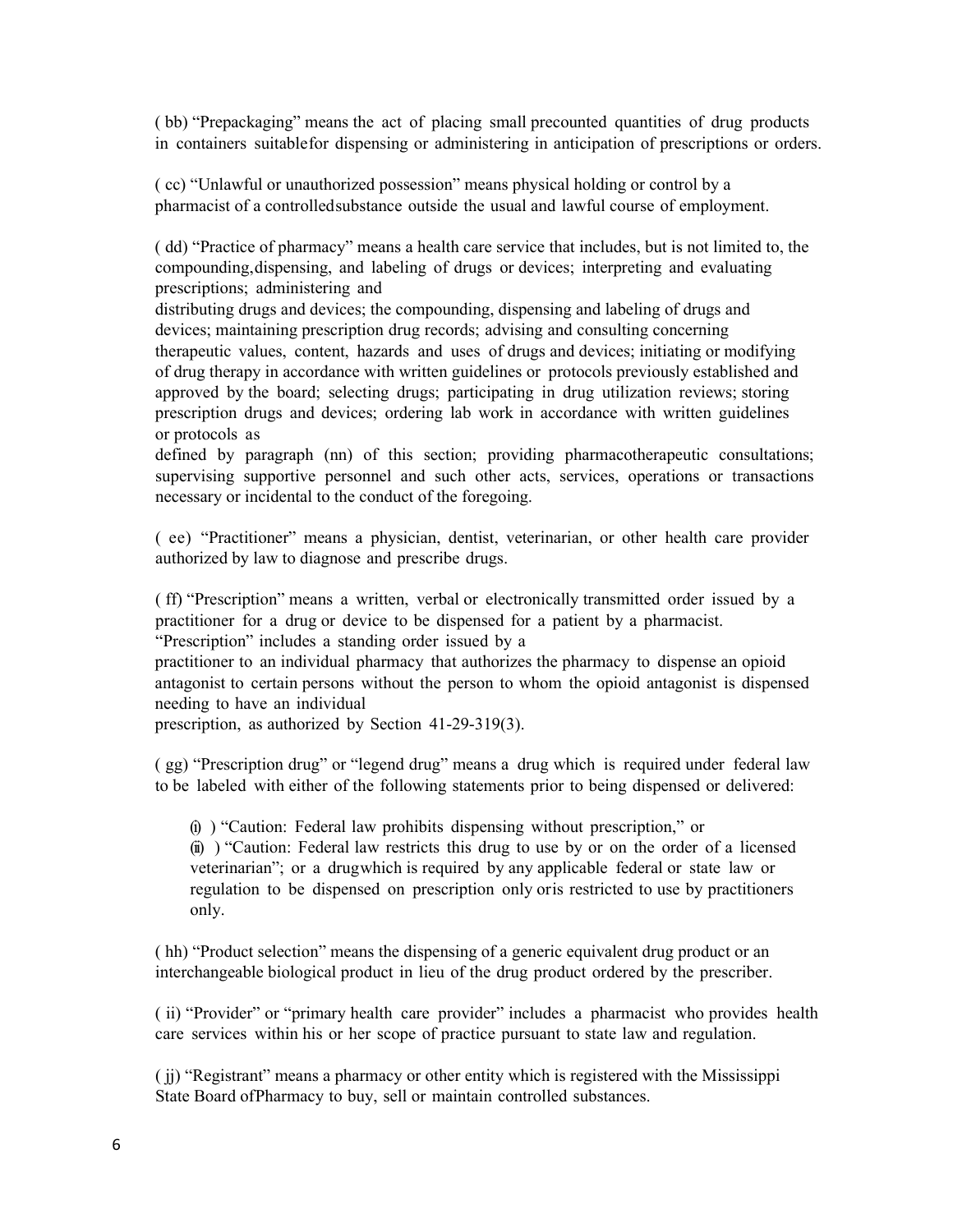( bb) "Prepackaging" means the act of placing small precounted quantities of drug products in containers suitable for dispensing or administering in anticipation of prescriptions or orders.

( cc) "Unlawful or unauthorized possession" means physical holding or control by a pharmacist of a controlled substance outside the usual and lawful course of employment.

( dd) "Practice of pharmacy" means a health care service that includes, but is not limited to, the compounding, dispensing, and labeling of drugs or devices; interpreting and evaluating prescriptions; administering and distributing drugs and devices; the compounding, dispensing and labeling of drugs and devices; maintaining prescription drug records; advising and consulting concerning therapeutic values, content, hazards and uses of drugs and devices; initiating or modifying of drug therapy in accordance with written guidelines or protocols previously established and approved by the board; selecting drugs; participating in drug utilization reviews; storing prescription drugs and devices; ordering lab work in accordance with written guidelines or protocols as defined by paragraph (nn) of this section; providing pharmacotherapeutic consultations; supervising supportive personnel and such other acts, services, operations or transactions necessary or incidental to the conduct of the foregoing.

( ee) "Practitioner" means a physician, dentist, veterinarian, or other health care provider authorized by law to diagnose and prescribe drugs.

( ff) "Prescription" means a written, verbal or electronically transmitted order issued by a practitioner for a drug or device to be dispensed for a patient by a pharmacist. "Prescription" includes a standing order issued by a practitioner to an individual pharmacy that authorizes the pharmacy to dispense an opioid antagonist to certain persons without the person to whom the opioid antagonist is dispensed needing to have an individual prescription, as authorized by Section 41-29-319(3).

( gg) "Prescription drug" or "legend drug" means a drug which is required under federal law to be labeled with either of the following statements prior to being dispensed or delivered:

(i) ) "Caution: Federal law prohibits dispensing without prescription," or
(ii) ) "Caution: Federal law restricts this drug to use by or on the order of a licensed veterinarian"; or a drug which is required by any applicable federal or state law or regulation to be dispensed on prescription only or is restricted to use by practitioners only.

( hh) "Product selection" means the dispensing of a generic equivalent drug product or an interchangeable biological product in lieu of the drug product ordered by the prescriber.

( ii) "Provider" or "primary health care provider" includes a pharmacist who provides health care services within his or her scope of practice pursuant to state law and regulation.

( jj) "Registrant" means a pharmacy or other entity which is registered with the Mississippi State Board of Pharmacy to buy, sell or maintain controlled substances.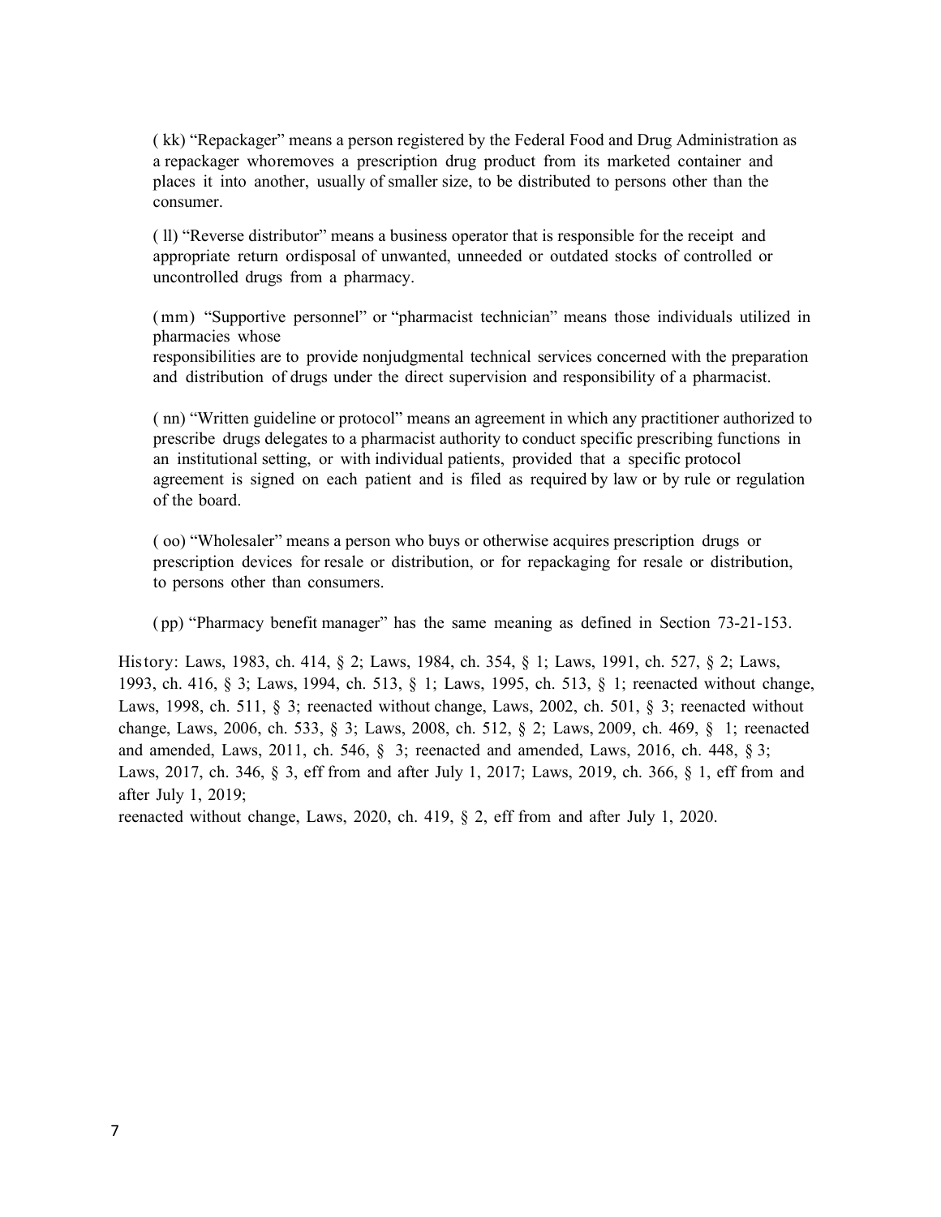( kk) "Repackager" means a person registered by the Federal Food and Drug Administration as a repackager whoremoves a prescription drug product from its marketed container and places it into another, usually of smaller size, to be distributed to persons other than the consumer.

( ll) "Reverse distributor" means a business operator that is responsible for the receipt and appropriate return ordisposal of unwanted, unneeded or outdated stocks of controlled or uncontrolled drugs from a pharmacy.

(mm) "Supportive personnel" or "pharmacist technician" means those individuals utilized in pharmacies whose responsibilities are to provide nonjudgmental technical services concerned with the preparation and distribution of drugs under the direct supervision and responsibility of a pharmacist.

( nn) "Written guideline or protocol" means an agreement in which any practitioner authorized to prescribe drugs delegates to a pharmacist authority to conduct specific prescribing functions in an institutional setting, or with individual patients, provided that a specific protocol agreement is signed on each patient and is filed as required by law or by rule or regulation of the board.

( oo) "Wholesaler" means a person who buys or otherwise acquires prescription drugs or prescription devices for resale or distribution, or for repackaging for resale or distribution, to persons other than consumers.

(pp) "Pharmacy benefit manager" has the same meaning as defined in Section 73-21-153.

History: Laws, 1983, ch. 414, § 2; Laws, 1984, ch. 354, § 1; Laws, 1991, ch. 527, § 2; Laws, 1993, ch. 416, § 3; Laws, 1994, ch. 513, § 1; Laws, 1995, ch. 513, § 1; reenacted without change, Laws, 1998, ch. 511, § 3; reenacted without change, Laws, 2002, ch. 501, § 3; reenacted without change, Laws, 2006, ch. 533, § 3; Laws, 2008, ch. 512, § 2; Laws, 2009, ch. 469, § 1; reenacted and amended, Laws, 2011, ch. 546, § 3; reenacted and amended, Laws, 2016, ch. 448, § 3; Laws, 2017, ch. 346, § 3, eff from and after July 1, 2017; Laws, 2019, ch. 366, § 1, eff from and after July 1, 2019;
reenacted without change, Laws, 2020, ch. 419, § 2, eff from and after July 1, 2020.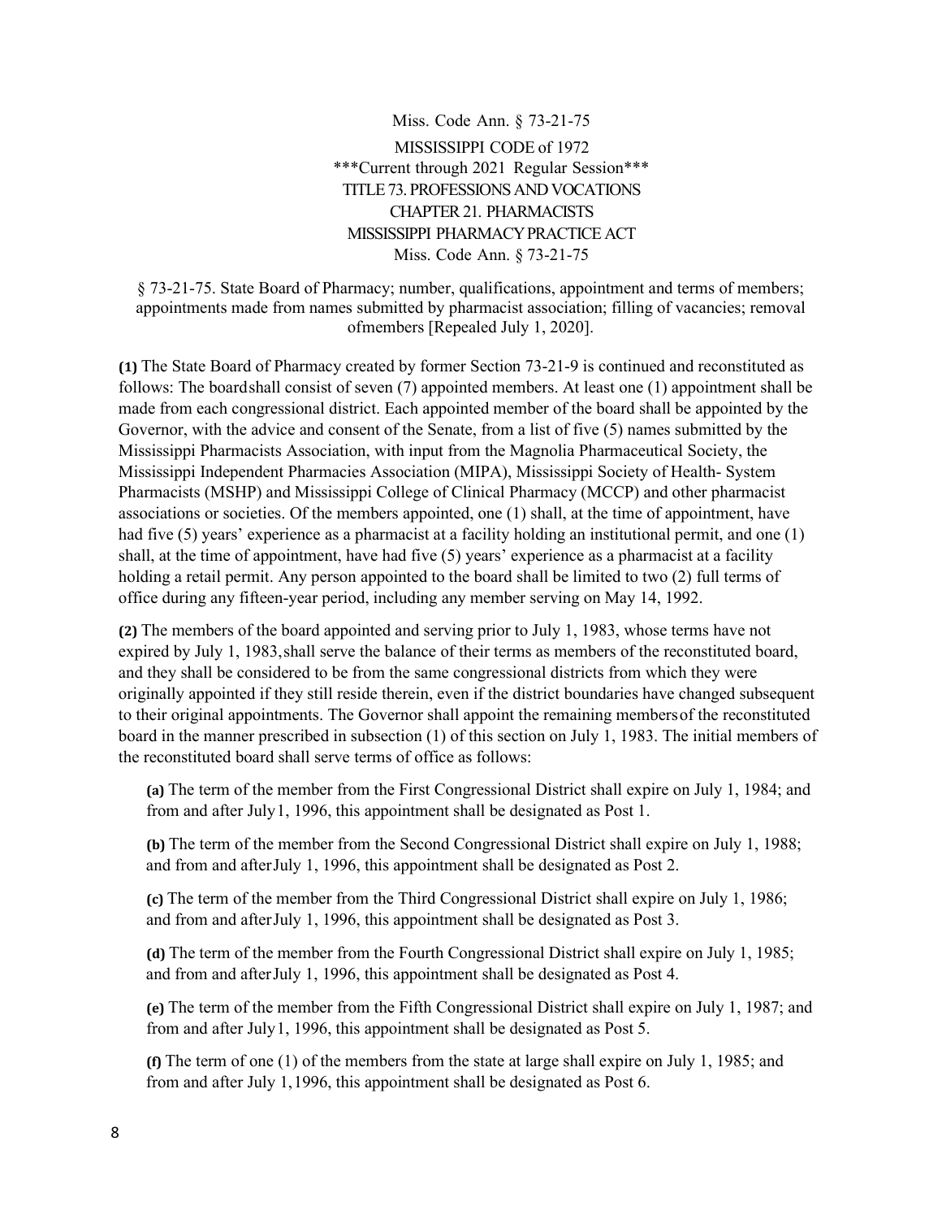Miss. Code Ann. § 73-21-75

MISSISSIPPI CODE of 1972

\*\*\*Current through 2021 Regular Session\*\*\*

TITLE 73. PROFESSIONS AND VOCATIONS

CHAPTER 21. PHARMACISTS

MISSISSIPPI PHARMACY PRACTICE ACT

Miss. Code Ann. § 73-21-75

§ 73-21-75. State Board of Pharmacy; number, qualifications, appointment and terms of members; appointments made from names submitted by pharmacist association; filling of vacancies; removal ofmembers [Repealed July 1, 2020].

**(1)** The State Board of Pharmacy created by former Section 73-21-9 is continued and reconstituted as follows: The boardshall consist of seven (7) appointed members. At least one (1) appointment shall be made from each congressional district. Each appointed member of the board shall be appointed by the Governor, with the advice and consent of the Senate, from a list of five (5) names submitted by the Mississippi Pharmacists Association, with input from the Magnolia Pharmaceutical Society, the Mississippi Independent Pharmacies Association (MIPA), Mississippi Society of Health- System Pharmacists (MSHP) and Mississippi College of Clinical Pharmacy (MCCP) and other pharmacist associations or societies. Of the members appointed, one (1) shall, at the time of appointment, have had five (5) years' experience as a pharmacist at a facility holding an institutional permit, and one (1) shall, at the time of appointment, have had five (5) years' experience as a pharmacist at a facility holding a retail permit. Any person appointed to the board shall be limited to two (2) full terms of office during any fifteen-year period, including any member serving on May 14, 1992.

**(2)** The members of the board appointed and serving prior to July 1, 1983, whose terms have not expired by July 1, 1983,shall serve the balance of their terms as members of the reconstituted board, and they shall be considered to be from the same congressional districts from which they were originally appointed if they still reside therein, even if the district boundaries have changed subsequent to their original appointments. The Governor shall appoint the remaining membersof the reconstituted board in the manner prescribed in subsection (1) of this section on July 1, 1983. The initial members of the reconstituted board shall serve terms of office as follows:

**(a)** The term of the member from the First Congressional District shall expire on July 1, 1984; and from and after July1, 1996, this appointment shall be designated as Post 1.

**(b)** The term of the member from the Second Congressional District shall expire on July 1, 1988; and from and afterJuly 1, 1996, this appointment shall be designated as Post 2.

**(c)** The term of the member from the Third Congressional District shall expire on July 1, 1986; and from and afterJuly 1, 1996, this appointment shall be designated as Post 3.

**(d)** The term of the member from the Fourth Congressional District shall expire on July 1, 1985; and from and afterJuly 1, 1996, this appointment shall be designated as Post 4.

**(e)** The term of the member from the Fifth Congressional District shall expire on July 1, 1987; and from and after July1, 1996, this appointment shall be designated as Post 5.

**(f)** The term of one (1) of the members from the state at large shall expire on July 1, 1985; and from and after July 1,1996, this appointment shall be designated as Post 6.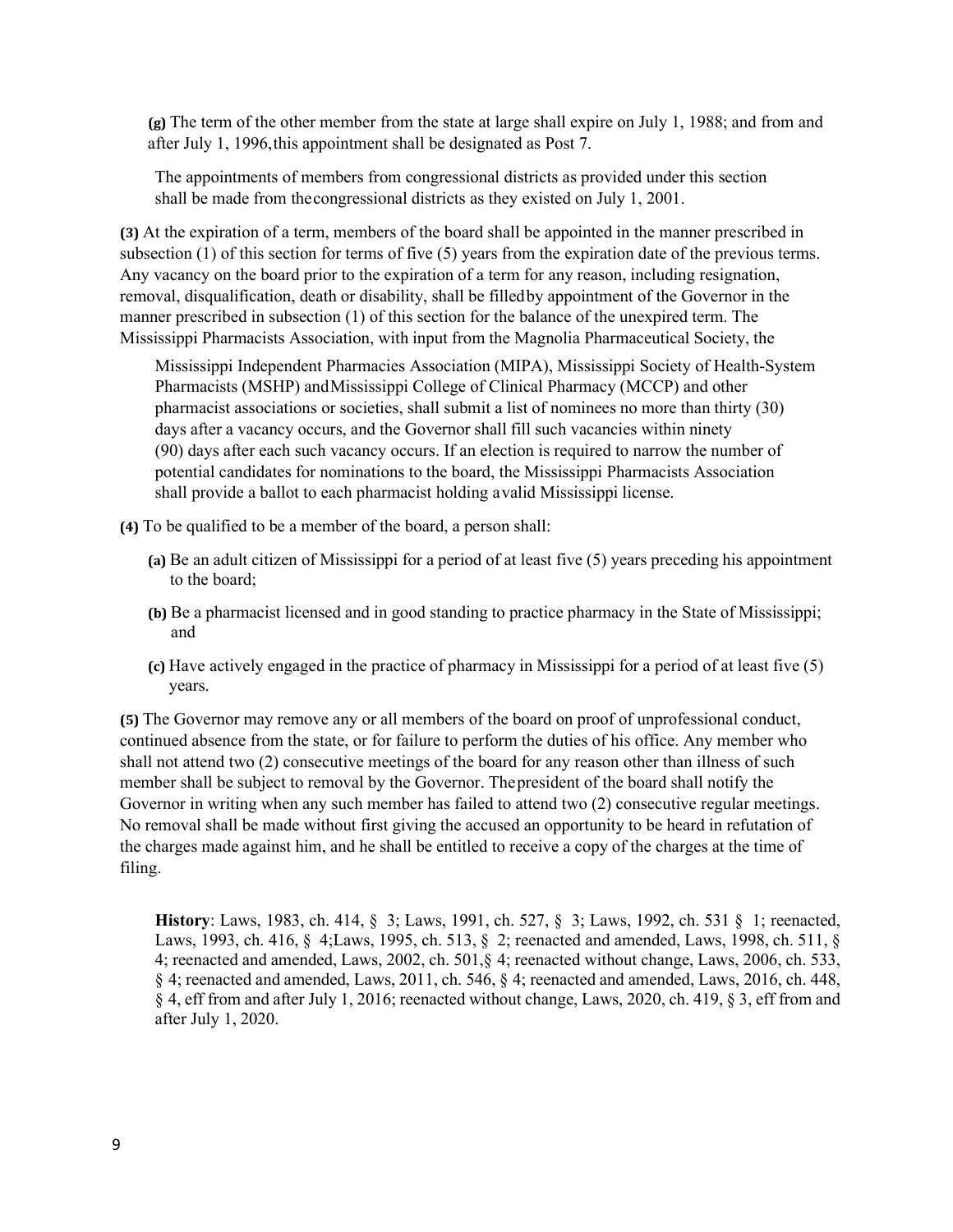**(g)** The term of the other member from the state at large shall expire on July 1, 1988; and from and after July 1, 1996, this appointment shall be designated as Post 7.

The appointments of members from congressional districts as provided under this section shall be made from the congressional districts as they existed on July 1, 2001.

**(3)** At the expiration of a term, members of the board shall be appointed in the manner prescribed in subsection (1) of this section for terms of five (5) years from the expiration date of the previous terms. Any vacancy on the board prior to the expiration of a term for any reason, including resignation, removal, disqualification, death or disability, shall be filled by appointment of the Governor in the manner prescribed in subsection (1) of this section for the balance of the unexpired term. The Mississippi Pharmacists Association, with input from the Magnolia Pharmaceutical Society, the Mississippi Independent Pharmacies Association (MIPA), Mississippi Society of Health-System Pharmacists (MSHP) and Mississippi College of Clinical Pharmacy (MCCP) and other pharmacist associations or societies, shall submit a list of nominees no more than thirty (30) days after a vacancy occurs, and the Governor shall fill such vacancies within ninety (90) days after each such vacancy occurs. If an election is required to narrow the number of potential candidates for nominations to the board, the Mississippi Pharmacists Association shall provide a ballot to each pharmacist holding a valid Mississippi license.

**(4)** To be qualified to be a member of the board, a person shall:

**(a)** Be an adult citizen of Mississippi for a period of at least five (5) years preceding his appointment to the board;

**(b)** Be a pharmacist licensed and in good standing to practice pharmacy in the State of Mississippi; and

**(c)** Have actively engaged in the practice of pharmacy in Mississippi for a period of at least five (5) years.

**(5)** The Governor may remove any or all members of the board on proof of unprofessional conduct, continued absence from the state, or for failure to perform the duties of his office. Any member who shall not attend two (2) consecutive meetings of the board for any reason other than illness of such member shall be subject to removal by the Governor. The president of the board shall notify the Governor in writing when any such member has failed to attend two (2) consecutive regular meetings. No removal shall be made without first giving the accused an opportunity to be heard in refutation of the charges made against him, and he shall be entitled to receive a copy of the charges at the time of filing.

**History**: Laws, 1983, ch. 414, § 3; Laws, 1991, ch. 527, § 3; Laws, 1992, ch. 531 § 1; reenacted, Laws, 1993, ch. 416, § 4; Laws, 1995, ch. 513, § 2; reenacted and amended, Laws, 1998, ch. 511, § 4; reenacted and amended, Laws, 2002, ch. 501, § 4; reenacted without change, Laws, 2006, ch. 533, § 4; reenacted and amended, Laws, 2011, ch. 546, § 4; reenacted and amended, Laws, 2016, ch. 448, § 4, eff from and after July 1, 2016; reenacted without change, Laws, 2020, ch. 419, § 3, eff from and after July 1, 2020.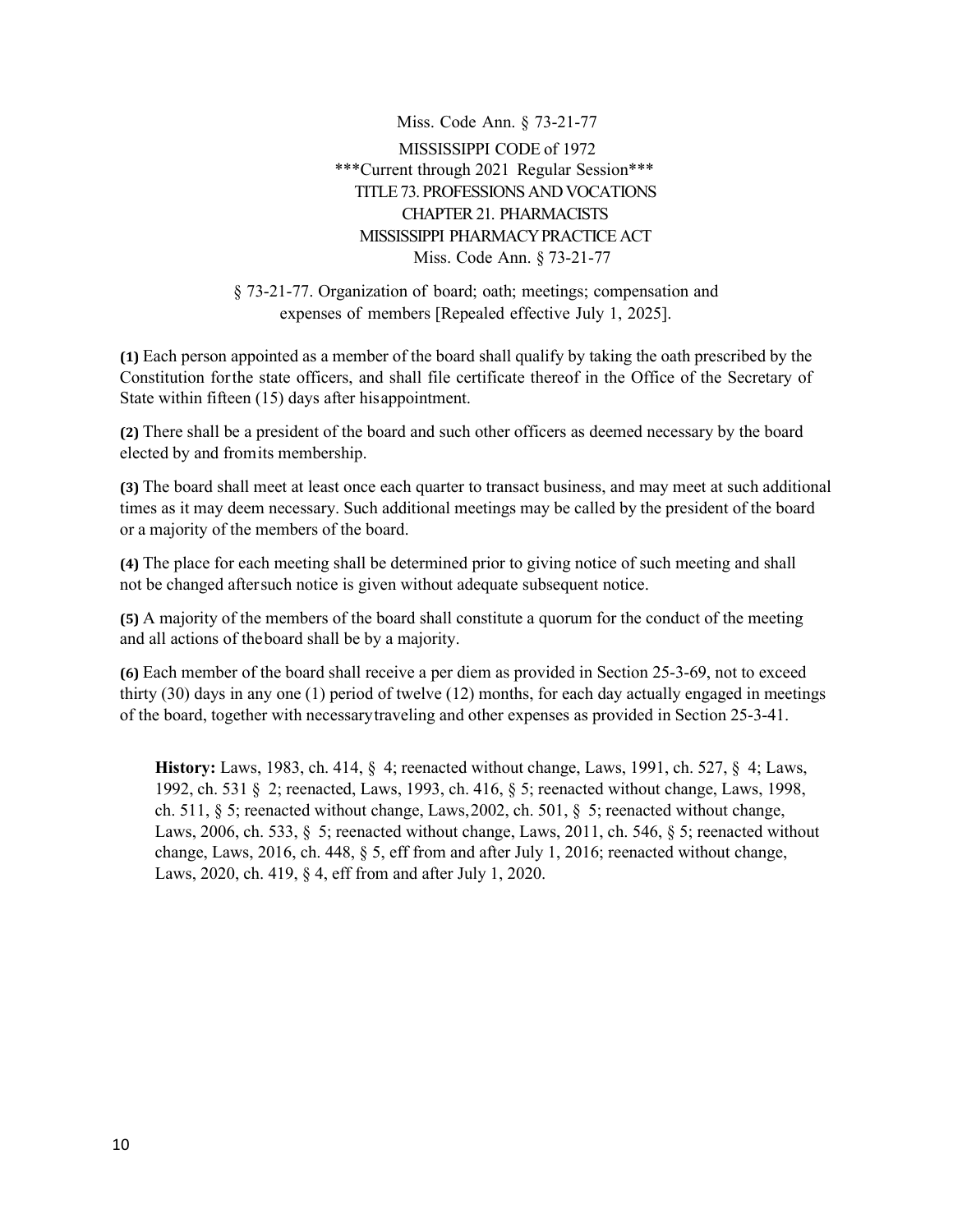Miss. Code Ann. § 73-21-77

MISSISSIPPI CODE of 1972
***Current through 2021 Regular Session***
TITLE 73. PROFESSIONS AND VOCATIONS
CHAPTER 21. PHARMACISTS
MISSISSIPPI PHARMACY PRACTICE ACT
Miss. Code Ann. § 73-21-77

§ 73-21-77. Organization of board; oath; meetings; compensation and expenses of members [Repealed effective July 1, 2025].

**(1)** Each person appointed as a member of the board shall qualify by taking the oath prescribed by the Constitution for the state officers, and shall file certificate thereof in the Office of the Secretary of State within fifteen (15) days after his appointment.

**(2)** There shall be a president of the board and such other officers as deemed necessary by the board elected by and from its membership.

**(3)** The board shall meet at least once each quarter to transact business, and may meet at such additional times as it may deem necessary. Such additional meetings may be called by the president of the board or a majority of the members of the board.

**(4)** The place for each meeting shall be determined prior to giving notice of such meeting and shall not be changed after such notice is given without adequate subsequent notice.

**(5)** A majority of the members of the board shall constitute a quorum for the conduct of the meeting and all actions of the board shall be by a majority.

**(6)** Each member of the board shall receive a per diem as provided in Section 25-3-69, not to exceed thirty (30) days in any one (1) period of twelve (12) months, for each day actually engaged in meetings of the board, together with necessary traveling and other expenses as provided in Section 25-3-41.

**History:** Laws, 1983, ch. 414, § 4; reenacted without change, Laws, 1991, ch. 527, § 4; Laws, 1992, ch. 531 § 2; reenacted, Laws, 1993, ch. 416, § 5; reenacted without change, Laws, 1998, ch. 511, § 5; reenacted without change, Laws, 2002, ch. 501, § 5; reenacted without change, Laws, 2006, ch. 533, § 5; reenacted without change, Laws, 2011, ch. 546, § 5; reenacted without change, Laws, 2016, ch. 448, § 5, eff from and after July 1, 2016; reenacted without change, Laws, 2020, ch. 419, § 4, eff from and after July 1, 2020.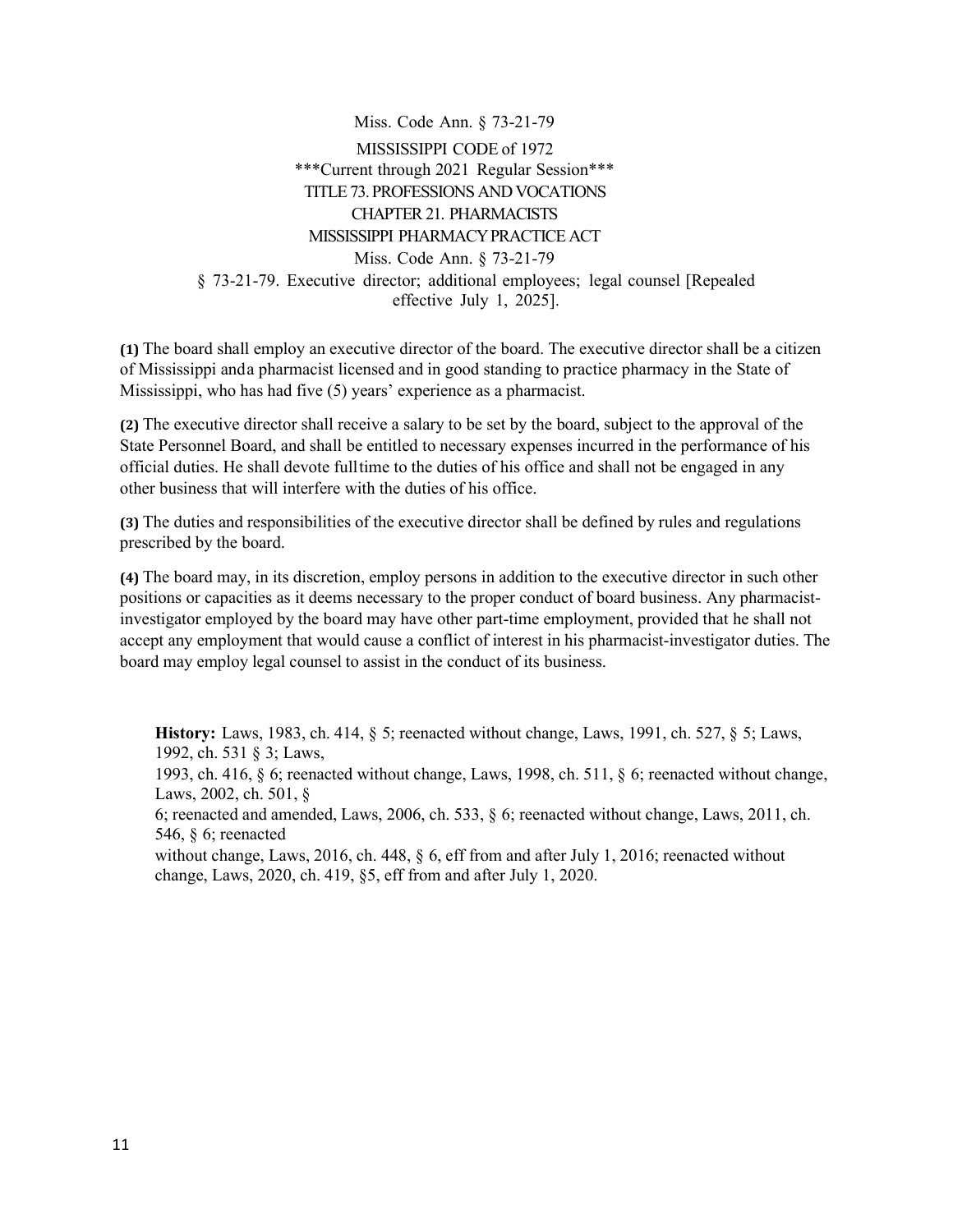Miss. Code Ann. § 73-21-79

MISSISSIPPI CODE of 1972

***Current through 2021 Regular Session***

TITLE 73. PROFESSIONS AND VOCATIONS

CHAPTER 21. PHARMACISTS

MISSISSIPPI PHARMACY PRACTICE ACT

Miss. Code Ann. § 73-21-79

§ 73-21-79. Executive director; additional employees; legal counsel [Repealed effective July 1, 2025].

**(1)** The board shall employ an executive director of the board. The executive director shall be a citizen of Mississippi and a pharmacist licensed and in good standing to practice pharmacy in the State of Mississippi, who has had five (5) years' experience as a pharmacist.

**(2)** The executive director shall receive a salary to be set by the board, subject to the approval of the State Personnel Board, and shall be entitled to necessary expenses incurred in the performance of his official duties. He shall devote full time to the duties of his office and shall not be engaged in any other business that will interfere with the duties of his office.

**(3)** The duties and responsibilities of the executive director shall be defined by rules and regulations prescribed by the board.

**(4)** The board may, in its discretion, employ persons in addition to the executive director in such other positions or capacities as it deems necessary to the proper conduct of board business. Any pharmacist-investigator employed by the board may have other part-time employment, provided that he shall not accept any employment that would cause a conflict of interest in his pharmacist-investigator duties. The board may employ legal counsel to assist in the conduct of its business.

**History:** Laws, 1983, ch. 414, § 5; reenacted without change, Laws, 1991, ch. 527, § 5; Laws, 1992, ch. 531 § 3; Laws, 1993, ch. 416, § 6; reenacted without change, Laws, 1998, ch. 511, § 6; reenacted without change, Laws, 2002, ch. 501, § 6; reenacted and amended, Laws, 2006, ch. 533, § 6; reenacted without change, Laws, 2011, ch. 546, § 6; reenacted without change, Laws, 2016, ch. 448, § 6, eff from and after July 1, 2016; reenacted without change, Laws, 2020, ch. 419, §5, eff from and after July 1, 2020.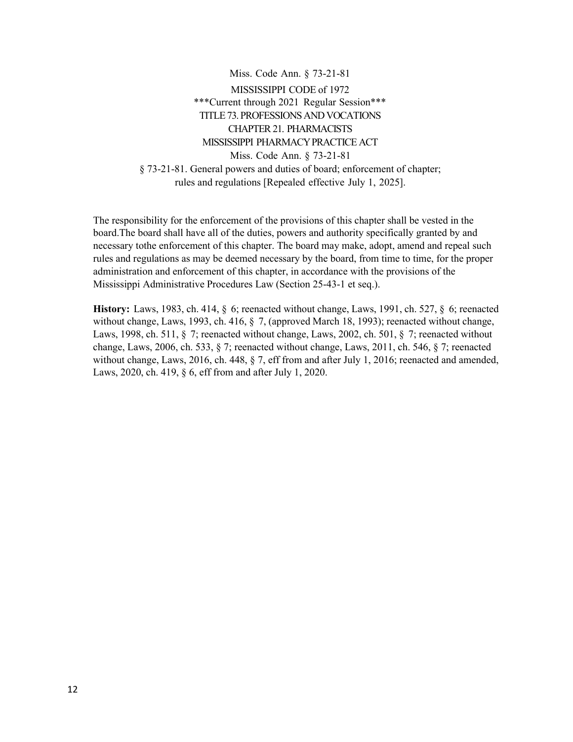Miss. Code Ann. § 73-21-81

MISSISSIPPI CODE of 1972

***Current through 2021 Regular Session***

TITLE 73. PROFESSIONS AND VOCATIONS

CHAPTER 21. PHARMACISTS

MISSISSIPPI PHARMACY PRACTICE ACT

Miss. Code Ann. § 73-21-81

§ 73-21-81. General powers and duties of board; enforcement of chapter; rules and regulations [Repealed effective July 1, 2025].

The responsibility for the enforcement of the provisions of this chapter shall be vested in the board.The board shall have all of the duties, powers and authority specifically granted by and necessary tothe enforcement of this chapter. The board may make, adopt, amend and repeal such rules and regulations as may be deemed necessary by the board, from time to time, for the proper administration and enforcement of this chapter, in accordance with the provisions of the Mississippi Administrative Procedures Law (Section 25-43-1 et seq.).

**History:** Laws, 1983, ch. 414, § 6; reenacted without change, Laws, 1991, ch. 527, § 6; reenacted without change, Laws, 1993, ch. 416, § 7, (approved March 18, 1993); reenacted without change, Laws, 1998, ch. 511, § 7; reenacted without change, Laws, 2002, ch. 501, § 7; reenacted without change, Laws, 2006, ch. 533, § 7; reenacted without change, Laws, 2011, ch. 546, § 7; reenacted without change, Laws, 2016, ch. 448, § 7, eff from and after July 1, 2016; reenacted and amended, Laws, 2020, ch. 419, § 6, eff from and after July 1, 2020.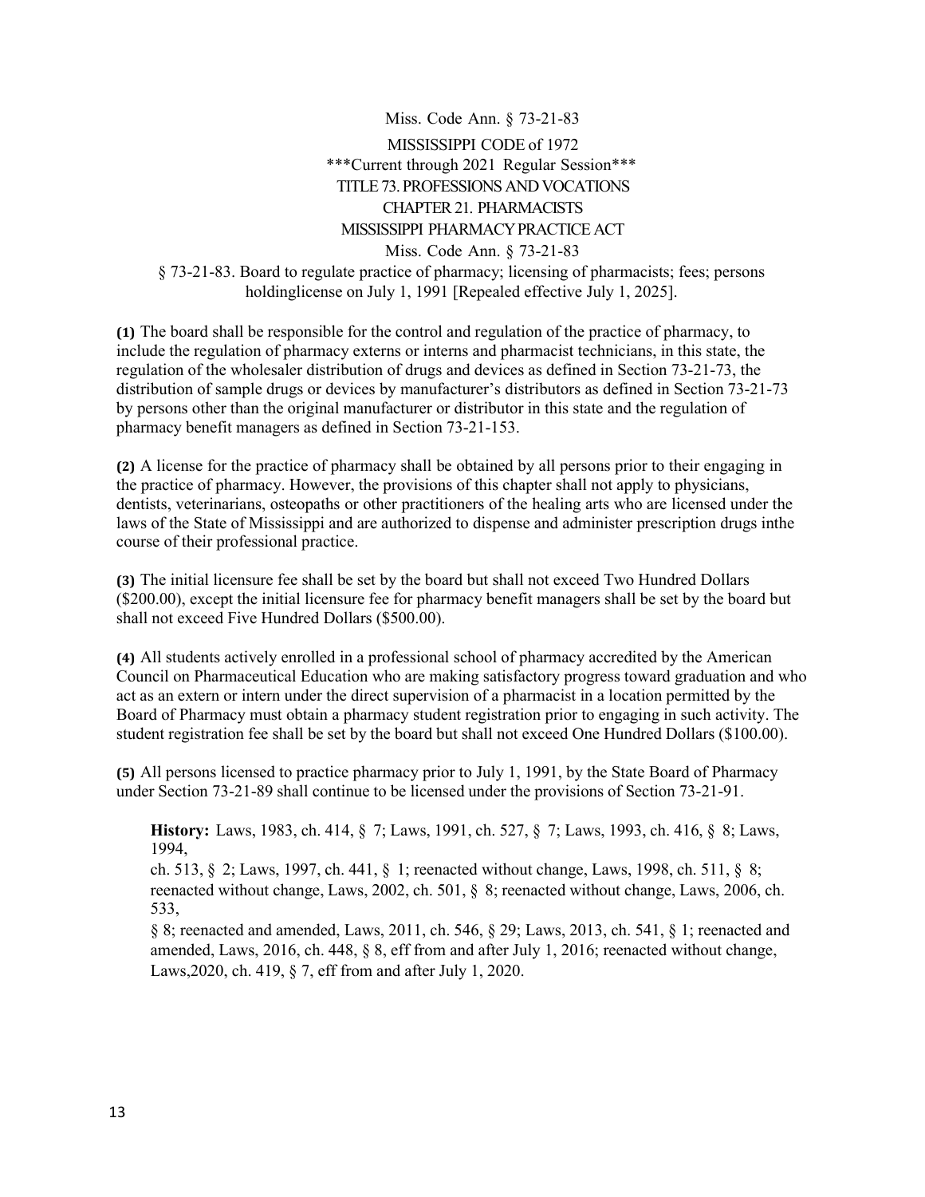Miss. Code Ann. § 73-21-83

MISSISSIPPI CODE of 1972

***Current through 2021 Regular Session***

TITLE 73. PROFESSIONS AND VOCATIONS

CHAPTER 21. PHARMACISTS

MISSISSIPPI PHARMACY PRACTICE ACT

Miss. Code Ann. § 73-21-83

§ 73-21-83. Board to regulate practice of pharmacy; licensing of pharmacists; fees; persons holdinglicense on July 1, 1991 [Repealed effective July 1, 2025].

**(1)** The board shall be responsible for the control and regulation of the practice of pharmacy, to include the regulation of pharmacy externs or interns and pharmacist technicians, in this state, the regulation of the wholesaler distribution of drugs and devices as defined in Section 73-21-73, the distribution of sample drugs or devices by manufacturer's distributors as defined in Section 73-21-73 by persons other than the original manufacturer or distributor in this state and the regulation of pharmacy benefit managers as defined in Section 73-21-153.

**(2)** A license for the practice of pharmacy shall be obtained by all persons prior to their engaging in the practice of pharmacy. However, the provisions of this chapter shall not apply to physicians, dentists, veterinarians, osteopaths or other practitioners of the healing arts who are licensed under the laws of the State of Mississippi and are authorized to dispense and administer prescription drugs inthe course of their professional practice.

**(3)** The initial licensure fee shall be set by the board but shall not exceed Two Hundred Dollars ($200.00), except the initial licensure fee for pharmacy benefit managers shall be set by the board but shall not exceed Five Hundred Dollars ($500.00).

**(4)** All students actively enrolled in a professional school of pharmacy accredited by the American Council on Pharmaceutical Education who are making satisfactory progress toward graduation and who act as an extern or intern under the direct supervision of a pharmacist in a location permitted by the Board of Pharmacy must obtain a pharmacy student registration prior to engaging in such activity. The student registration fee shall be set by the board but shall not exceed One Hundred Dollars ($100.00).

**(5)** All persons licensed to practice pharmacy prior to July 1, 1991, by the State Board of Pharmacy under Section 73-21-89 shall continue to be licensed under the provisions of Section 73-21-91.

**History:** Laws, 1983, ch. 414, § 7; Laws, 1991, ch. 527, § 7; Laws, 1993, ch. 416, § 8; Laws, 1994, ch. 513, § 2; Laws, 1997, ch. 441, § 1; reenacted without change, Laws, 1998, ch. 511, § 8; reenacted without change, Laws, 2002, ch. 501, § 8; reenacted without change, Laws, 2006, ch. 533, § 8; reenacted and amended, Laws, 2011, ch. 546, § 29; Laws, 2013, ch. 541, § 1; reenacted and amended, Laws, 2016, ch. 448, § 8, eff from and after July 1, 2016; reenacted without change, Laws,2020, ch. 419, § 7, eff from and after July 1, 2020.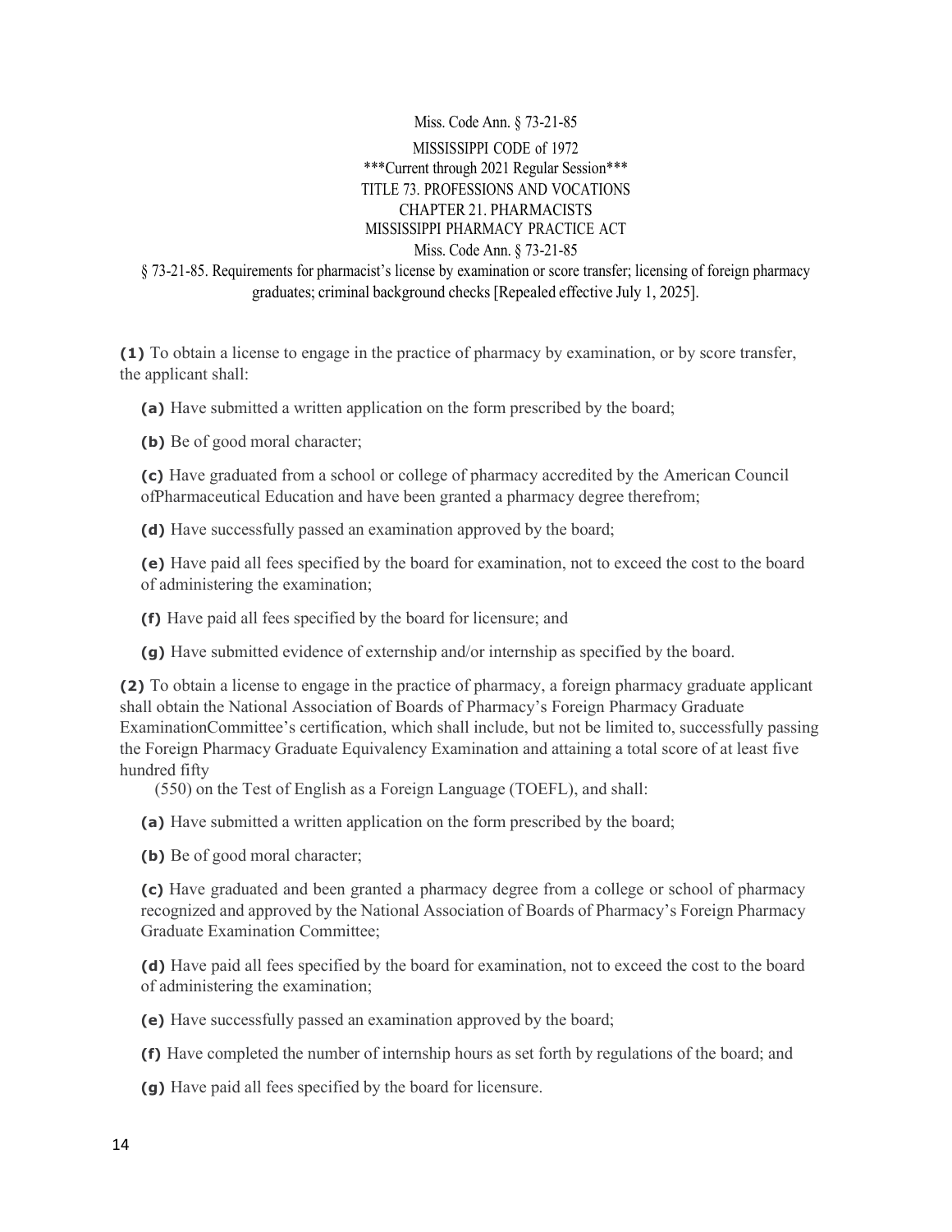Miss. Code Ann. § 73-21-85

MISSISSIPPI CODE of 1972
***Current through 2021 Regular Session***
TITLE 73. PROFESSIONS AND VOCATIONS
CHAPTER 21. PHARMACISTS
MISSISSIPPI PHARMACY PRACTICE ACT
Miss. Code Ann. § 73-21-85

§ 73-21-85. Requirements for pharmacist's license by examination or score transfer; licensing of foreign pharmacy graduates; criminal background checks [Repealed effective July 1, 2025].

**(1)** To obtain a license to engage in the practice of pharmacy by examination, or by score transfer, the applicant shall:

**(a)** Have submitted a written application on the form prescribed by the board;

**(b)** Be of good moral character;

**(c)** Have graduated from a school or college of pharmacy accredited by the American Council ofPharmaceutical Education and have been granted a pharmacy degree therefrom;

**(d)** Have successfully passed an examination approved by the board;

**(e)** Have paid all fees specified by the board for examination, not to exceed the cost to the board of administering the examination;

**(f)** Have paid all fees specified by the board for licensure; and

**(g)** Have submitted evidence of externship and/or internship as specified by the board.

**(2)** To obtain a license to engage in the practice of pharmacy, a foreign pharmacy graduate applicant shall obtain the National Association of Boards of Pharmacy's Foreign Pharmacy Graduate ExaminationCommittee's certification, which shall include, but not be limited to, successfully passing the Foreign Pharmacy Graduate Equivalency Examination and attaining a total score of at least five hundred fifty (550) on the Test of English as a Foreign Language (TOEFL), and shall:

**(a)** Have submitted a written application on the form prescribed by the board;

**(b)** Be of good moral character;

**(c)** Have graduated and been granted a pharmacy degree from a college or school of pharmacy recognized and approved by the National Association of Boards of Pharmacy's Foreign Pharmacy Graduate Examination Committee;

**(d)** Have paid all fees specified by the board for examination, not to exceed the cost to the board of administering the examination;

**(e)** Have successfully passed an examination approved by the board;

**(f)** Have completed the number of internship hours as set forth by regulations of the board; and

**(g)** Have paid all fees specified by the board for licensure.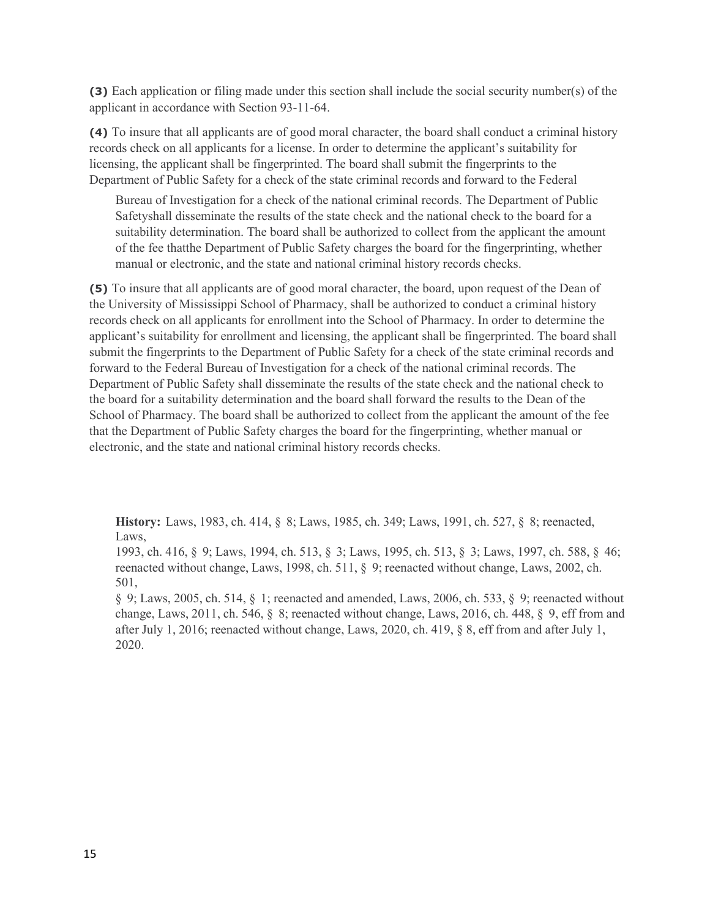**(3)** Each application or filing made under this section shall include the social security number(s) of the applicant in accordance with Section 93-11-64.

**(4)** To insure that all applicants are of good moral character, the board shall conduct a criminal history records check on all applicants for a license. In order to determine the applicant's suitability for licensing, the applicant shall be fingerprinted. The board shall submit the fingerprints to the Department of Public Safety for a check of the state criminal records and forward to the Federal Bureau of Investigation for a check of the national criminal records. The Department of Public Safetyshall disseminate the results of the state check and the national check to the board for a suitability determination. The board shall be authorized to collect from the applicant the amount of the fee thatthe Department of Public Safety charges the board for the fingerprinting, whether manual or electronic, and the state and national criminal history records checks.

**(5)** To insure that all applicants are of good moral character, the board, upon request of the Dean of the University of Mississippi School of Pharmacy, shall be authorized to conduct a criminal history records check on all applicants for enrollment into the School of Pharmacy. In order to determine the applicant's suitability for enrollment and licensing, the applicant shall be fingerprinted. The board shall submit the fingerprints to the Department of Public Safety for a check of the state criminal records and forward to the Federal Bureau of Investigation for a check of the national criminal records. The Department of Public Safety shall disseminate the results of the state check and the national check to the board for a suitability determination and the board shall forward the results to the Dean of the School of Pharmacy. The board shall be authorized to collect from the applicant the amount of the fee that the Department of Public Safety charges the board for the fingerprinting, whether manual or electronic, and the state and national criminal history records checks.

**History:** Laws, 1983, ch. 414, § 8; Laws, 1985, ch. 349; Laws, 1991, ch. 527, § 8; reenacted, Laws, 1993, ch. 416, § 9; Laws, 1994, ch. 513, § 3; Laws, 1995, ch. 513, § 3; Laws, 1997, ch. 588, § 46; reenacted without change, Laws, 1998, ch. 511, § 9; reenacted without change, Laws, 2002, ch. 501, § 9; Laws, 2005, ch. 514, § 1; reenacted and amended, Laws, 2006, ch. 533, § 9; reenacted without change, Laws, 2011, ch. 546, § 8; reenacted without change, Laws, 2016, ch. 448, § 9, eff from and after July 1, 2016; reenacted without change, Laws, 2020, ch. 419, § 8, eff from and after July 1, 2020.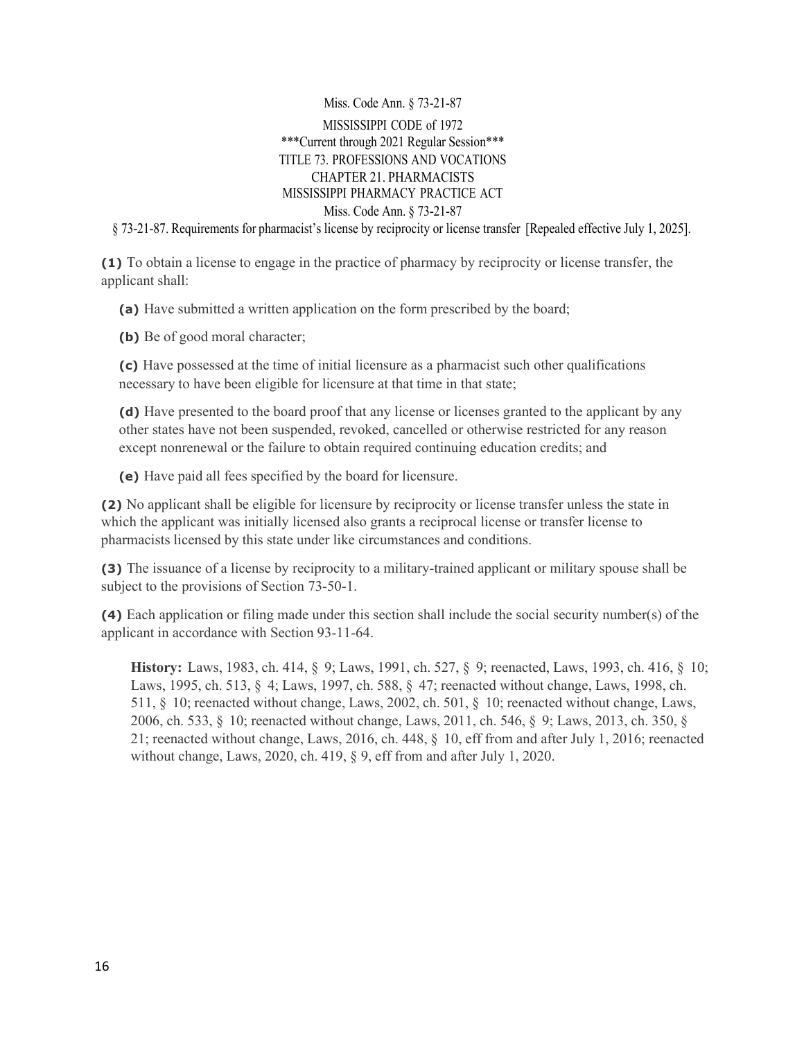Miss. Code Ann. § 73-21-87

MISSISSIPPI CODE of 1972
***Current through 2021 Regular Session***
TITLE 73. PROFESSIONS AND VOCATIONS
CHAPTER 21. PHARMACISTS
MISSISSIPPI PHARMACY PRACTICE ACT
Miss. Code Ann. § 73-21-87

§ 73-21-87. Requirements for pharmacist's license by reciprocity or license transfer [Repealed effective July 1, 2025].

**(1)** To obtain a license to engage in the practice of pharmacy by reciprocity or license transfer, the applicant shall:

**(a)** Have submitted a written application on the form prescribed by the board;

**(b)** Be of good moral character;

**(c)** Have possessed at the time of initial licensure as a pharmacist such other qualifications necessary to have been eligible for licensure at that time in that state;

**(d)** Have presented to the board proof that any license or licenses granted to the applicant by any other states have not been suspended, revoked, cancelled or otherwise restricted for any reason except nonrenewal or the failure to obtain required continuing education credits; and

**(e)** Have paid all fees specified by the board for licensure.

**(2)** No applicant shall be eligible for licensure by reciprocity or license transfer unless the state in which the applicant was initially licensed also grants a reciprocal license or transfer license to pharmacists licensed by this state under like circumstances and conditions.

**(3)** The issuance of a license by reciprocity to a military-trained applicant or military spouse shall be subject to the provisions of Section 73-50-1.

**(4)** Each application or filing made under this section shall include the social security number(s) of the applicant in accordance with Section 93-11-64.

**History:** Laws, 1983, ch. 414, § 9; Laws, 1991, ch. 527, § 9; reenacted, Laws, 1993, ch. 416, § 10; Laws, 1995, ch. 513, § 4; Laws, 1997, ch. 588, § 47; reenacted without change, Laws, 1998, ch. 511, § 10; reenacted without change, Laws, 2002, ch. 501, § 10; reenacted without change, Laws, 2006, ch. 533, § 10; reenacted without change, Laws, 2011, ch. 546, § 9; Laws, 2013, ch. 350, § 21; reenacted without change, Laws, 2016, ch. 448, § 10, eff from and after July 1, 2016; reenacted without change, Laws, 2020, ch. 419, § 9, eff from and after July 1, 2020.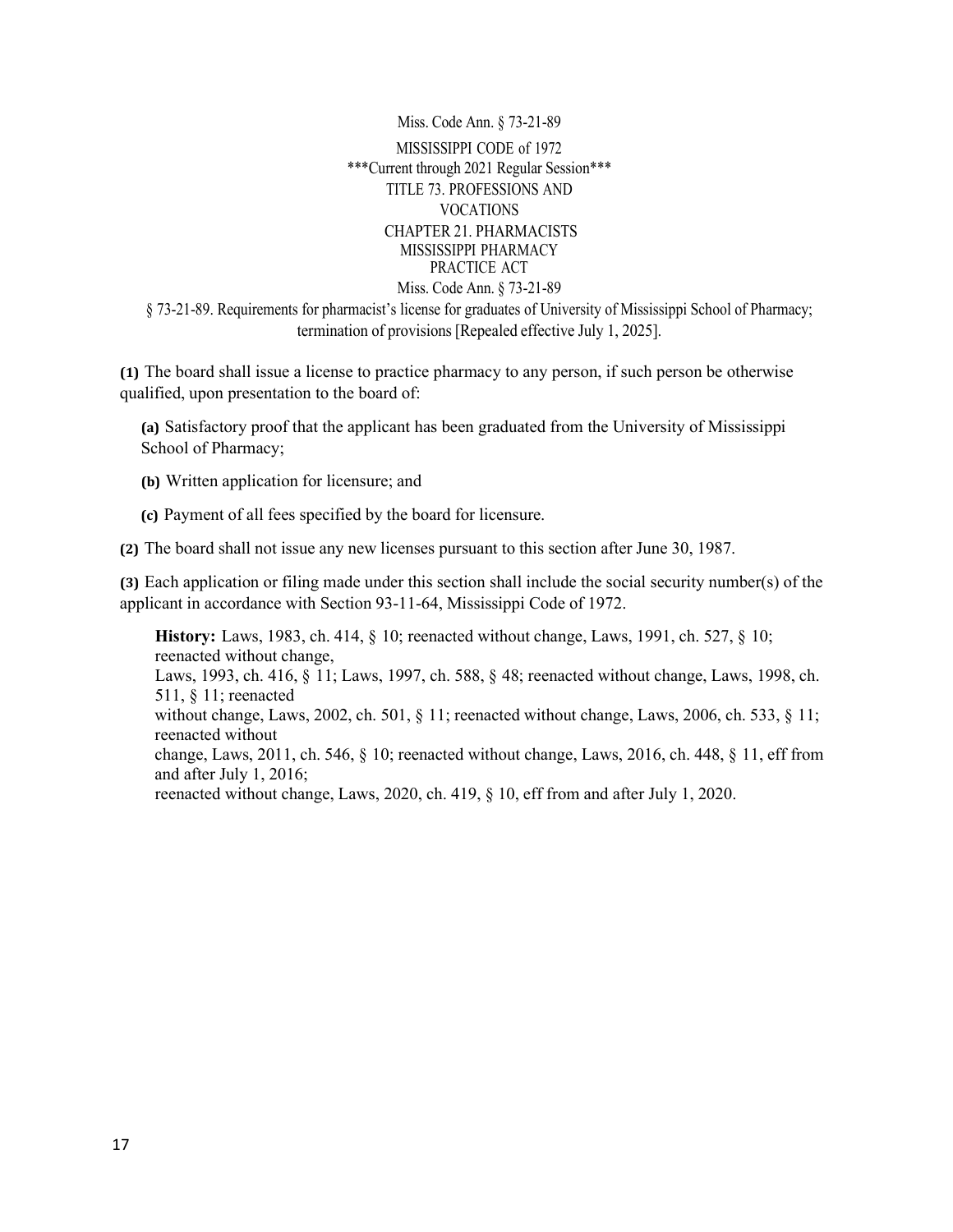Miss. Code Ann. § 73-21-89

MISSISSIPPI CODE of 1972
***Current through 2021 Regular Session***
TITLE 73. PROFESSIONS AND VOCATIONS
CHAPTER 21. PHARMACISTS
MISSISSIPPI PHARMACY PRACTICE ACT

Miss. Code Ann. § 73-21-89

§ 73-21-89. Requirements for pharmacist's license for graduates of University of Mississippi School of Pharmacy; termination of provisions [Repealed effective July 1, 2025].

**(1)** The board shall issue a license to practice pharmacy to any person, if such person be otherwise qualified, upon presentation to the board of:

**(a)** Satisfactory proof that the applicant has been graduated from the University of Mississippi School of Pharmacy;

**(b)** Written application for licensure; and

**(c)** Payment of all fees specified by the board for licensure.

**(2)** The board shall not issue any new licenses pursuant to this section after June 30, 1987.

**(3)** Each application or filing made under this section shall include the social security number(s) of the applicant in accordance with Section 93-11-64, Mississippi Code of 1972.

**History:** Laws, 1983, ch. 414, § 10; reenacted without change, Laws, 1991, ch. 527, § 10; reenacted without change, Laws, 1993, ch. 416, § 11; Laws, 1997, ch. 588, § 48; reenacted without change, Laws, 1998, ch. 511, § 11; reenacted without change, Laws, 2002, ch. 501, § 11; reenacted without change, Laws, 2006, ch. 533, § 11; reenacted without change, Laws, 2011, ch. 546, § 10; reenacted without change, Laws, 2016, ch. 448, § 11, eff from and after July 1, 2016; reenacted without change, Laws, 2020, ch. 419, § 10, eff from and after July 1, 2020.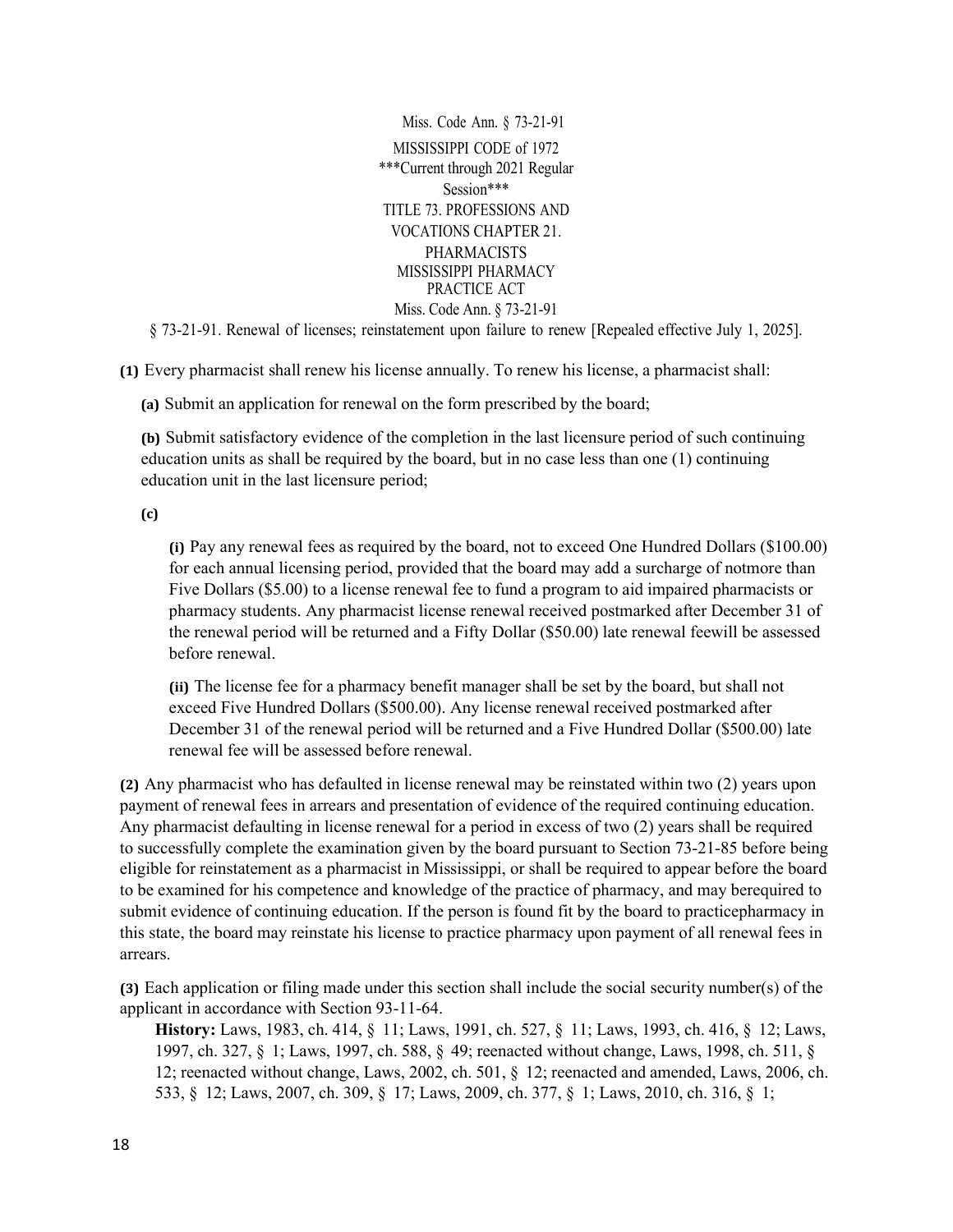Miss. Code Ann. § 73-21-91

MISSISSIPPI CODE of 1972
***Current through 2021 Regular Session***
TITLE 73. PROFESSIONS AND VOCATIONS CHAPTER 21. PHARMACISTS
MISSISSIPPI PHARMACY PRACTICE ACT
Miss. Code Ann. § 73-21-91

§ 73-21-91. Renewal of licenses; reinstatement upon failure to renew [Repealed effective July 1, 2025].

**(1)** Every pharmacist shall renew his license annually. To renew his license, a pharmacist shall:

**(a)** Submit an application for renewal on the form prescribed by the board;

**(b)** Submit satisfactory evidence of the completion in the last licensure period of such continuing education units as shall be required by the board, but in no case less than one (1) continuing education unit in the last licensure period;

**(c)**

**(i)** Pay any renewal fees as required by the board, not to exceed One Hundred Dollars ($100.00) for each annual licensing period, provided that the board may add a surcharge of notmore than Five Dollars ($5.00) to a license renewal fee to fund a program to aid impaired pharmacists or pharmacy students. Any pharmacist license renewal received postmarked after December 31 of the renewal period will be returned and a Fifty Dollar ($50.00) late renewal feewill be assessed before renewal.

**(ii)** The license fee for a pharmacy benefit manager shall be set by the board, but shall not exceed Five Hundred Dollars ($500.00). Any license renewal received postmarked after December 31 of the renewal period will be returned and a Five Hundred Dollar ($500.00) late renewal fee will be assessed before renewal.

**(2)** Any pharmacist who has defaulted in license renewal may be reinstated within two (2) years upon payment of renewal fees in arrears and presentation of evidence of the required continuing education. Any pharmacist defaulting in license renewal for a period in excess of two (2) years shall be required to successfully complete the examination given by the board pursuant to Section 73-21-85 before being eligible for reinstatement as a pharmacist in Mississippi, or shall be required to appear before the board to be examined for his competence and knowledge of the practice of pharmacy, and may berequired to submit evidence of continuing education. If the person is found fit by the board to practicepharmacy in this state, the board may reinstate his license to practice pharmacy upon payment of all renewal fees in arrears.

**(3)** Each application or filing made under this section shall include the social security number(s) of the applicant in accordance with Section 93-11-64.

**History:** Laws, 1983, ch. 414, § 11; Laws, 1991, ch. 527, § 11; Laws, 1993, ch. 416, § 12; Laws, 1997, ch. 327, § 1; Laws, 1997, ch. 588, § 49; reenacted without change, Laws, 1998, ch. 511, § 12; reenacted without change, Laws, 2002, ch. 501, § 12; reenacted and amended, Laws, 2006, ch. 533, § 12; Laws, 2007, ch. 309, § 17; Laws, 2009, ch. 377, § 1; Laws, 2010, ch. 316, § 1;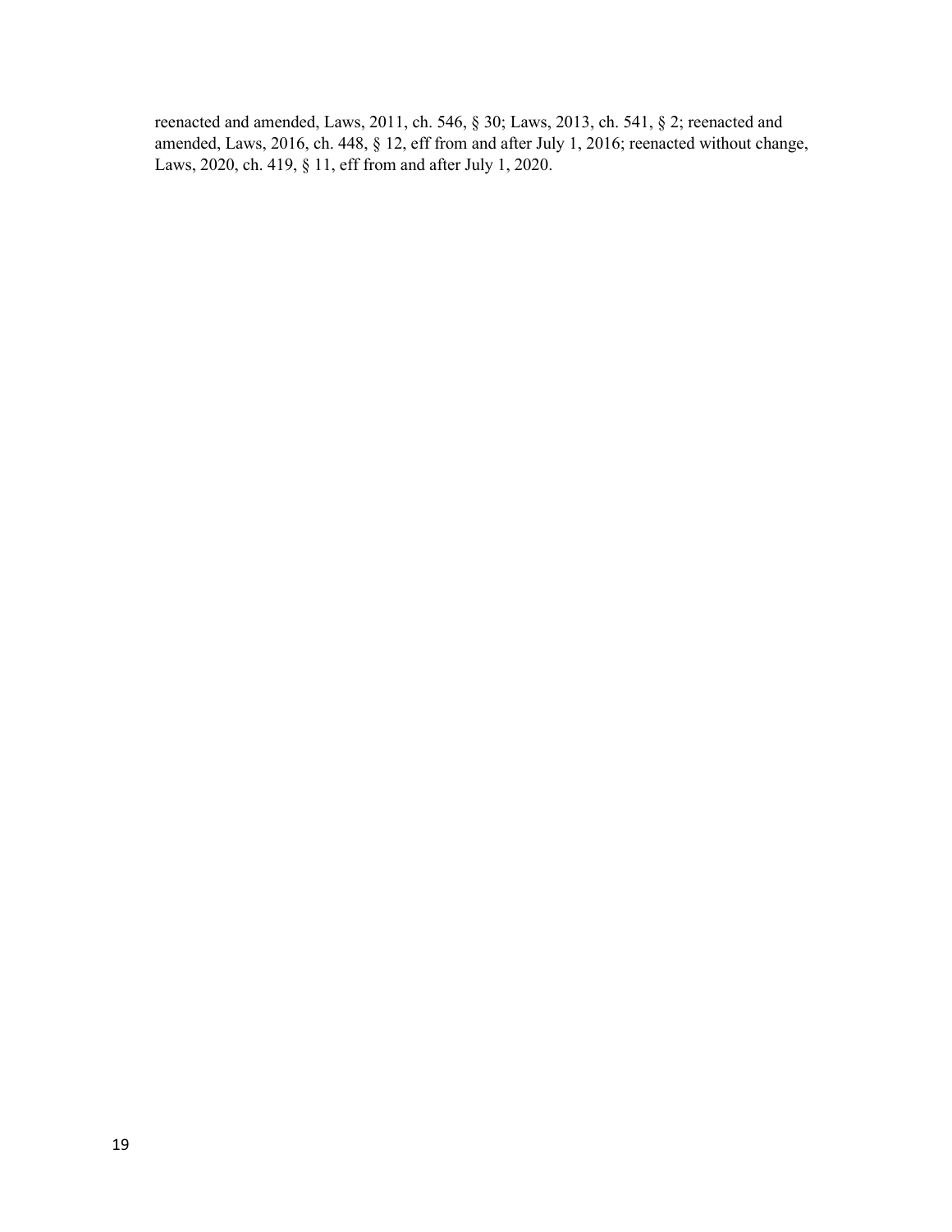reenacted and amended, Laws, 2011, ch. 546, § 30; Laws, 2013, ch. 541, § 2; reenacted and amended, Laws, 2016, ch. 448, § 12, eff from and after July 1, 2016; reenacted without change, Laws, 2020, ch. 419, § 11, eff from and after July 1, 2020.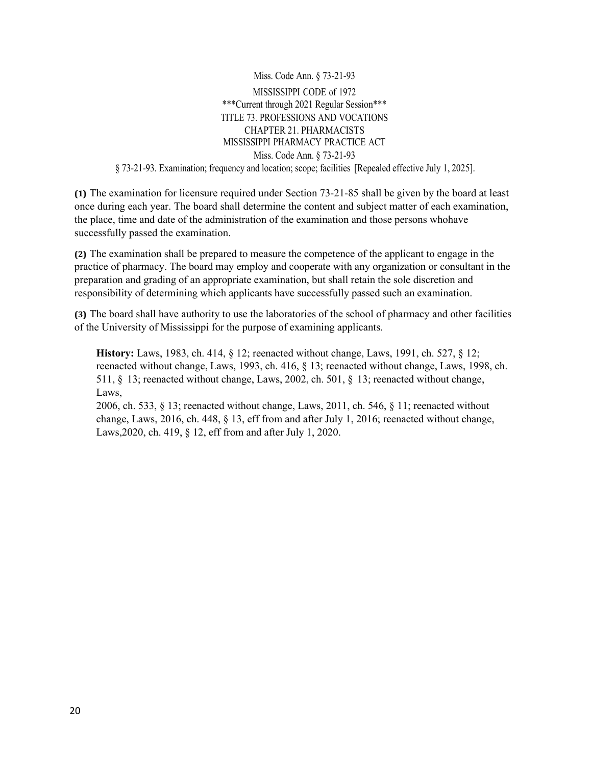Miss. Code Ann. § 73-21-93

MISSISSIPPI CODE of 1972
***Current through 2021 Regular Session***
TITLE 73. PROFESSIONS AND VOCATIONS
CHAPTER 21. PHARMACISTS
MISSISSIPPI PHARMACY PRACTICE ACT
Miss. Code Ann. § 73-21-93

§ 73-21-93. Examination; frequency and location; scope; facilities [Repealed effective July 1, 2025].

**(1)** The examination for licensure required under Section 73-21-85 shall be given by the board at least once during each year. The board shall determine the content and subject matter of each examination, the place, time and date of the administration of the examination and those persons whohave successfully passed the examination.

**(2)** The examination shall be prepared to measure the competence of the applicant to engage in the practice of pharmacy. The board may employ and cooperate with any organization or consultant in the preparation and grading of an appropriate examination, but shall retain the sole discretion and responsibility of determining which applicants have successfully passed such an examination.

**(3)** The board shall have authority to use the laboratories of the school of pharmacy and other facilities of the University of Mississippi for the purpose of examining applicants.

**History:** Laws, 1983, ch. 414, § 12; reenacted without change, Laws, 1991, ch. 527, § 12; reenacted without change, Laws, 1993, ch. 416, § 13; reenacted without change, Laws, 1998, ch. 511, § 13; reenacted without change, Laws, 2002, ch. 501, § 13; reenacted without change, Laws, 2006, ch. 533, § 13; reenacted without change, Laws, 2011, ch. 546, § 11; reenacted without change, Laws, 2016, ch. 448, § 13, eff from and after July 1, 2016; reenacted without change, Laws,2020, ch. 419, § 12, eff from and after July 1, 2020.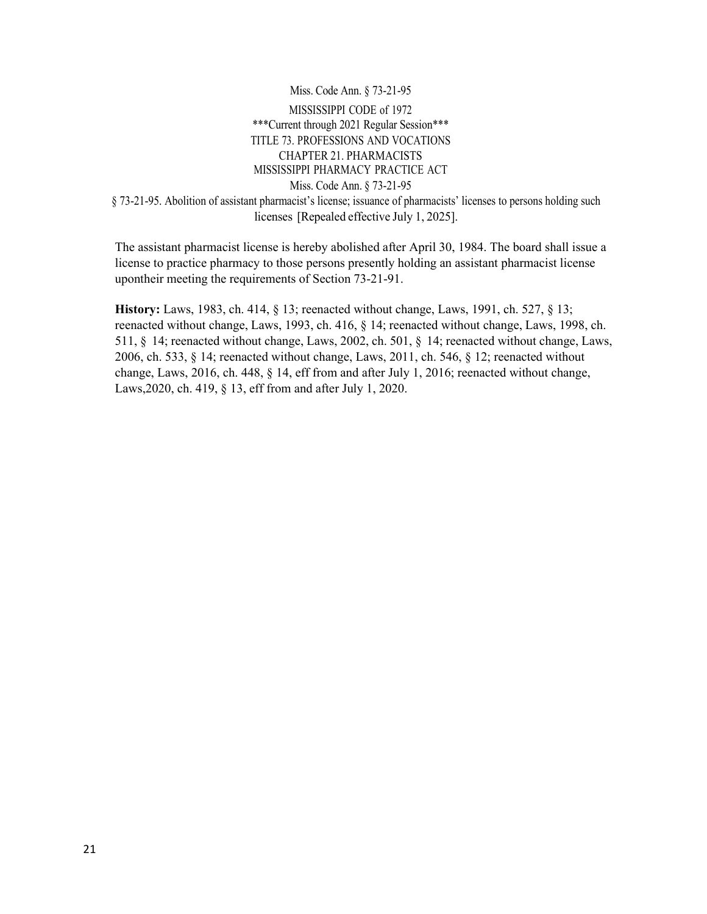Miss. Code Ann. § 73-21-95

MISSISSIPPI CODE of 1972

***Current through 2021 Regular Session***

TITLE 73. PROFESSIONS AND VOCATIONS

CHAPTER 21. PHARMACISTS

MISSISSIPPI PHARMACY PRACTICE ACT

Miss. Code Ann. § 73-21-95

§ 73-21-95. Abolition of assistant pharmacist's license; issuance of pharmacists' licenses to persons holding such licenses [Repealed effective July 1, 2025].

The assistant pharmacist license is hereby abolished after April 30, 1984. The board shall issue a license to practice pharmacy to those persons presently holding an assistant pharmacist license upontheir meeting the requirements of Section 73-21-91.

**History:** Laws, 1983, ch. 414, § 13; reenacted without change, Laws, 1991, ch. 527, § 13; reenacted without change, Laws, 1993, ch. 416, § 14; reenacted without change, Laws, 1998, ch. 511, § 14; reenacted without change, Laws, 2002, ch. 501, § 14; reenacted without change, Laws, 2006, ch. 533, § 14; reenacted without change, Laws, 2011, ch. 546, § 12; reenacted without change, Laws, 2016, ch. 448, § 14, eff from and after July 1, 2016; reenacted without change, Laws,2020, ch. 419, § 13, eff from and after July 1, 2020.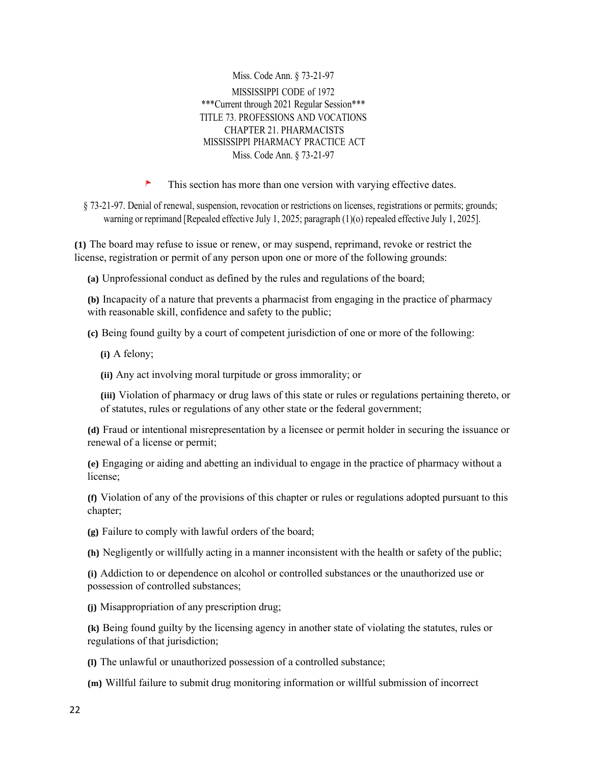Miss. Code Ann. § 73-21-97

MISSISSIPPI CODE of 1972

***Current through 2021 Regular Session***

TITLE 73. PROFESSIONS AND VOCATIONS

CHAPTER 21. PHARMACISTS

MISSISSIPPI PHARMACY PRACTICE ACT

Miss. Code Ann. § 73-21-97

This section has more than one version with varying effective dates.

§ 73-21-97. Denial of renewal, suspension, revocation or restrictions on licenses, registrations or permits; grounds; warning or reprimand [Repealed effective July 1, 2025; paragraph (1)(o) repealed effective July 1, 2025].

**(1)** The board may refuse to issue or renew, or may suspend, reprimand, revoke or restrict the license, registration or permit of any person upon one or more of the following grounds:

**(a)** Unprofessional conduct as defined by the rules and regulations of the board;

**(b)** Incapacity of a nature that prevents a pharmacist from engaging in the practice of pharmacy with reasonable skill, confidence and safety to the public;

**(c)** Being found guilty by a court of competent jurisdiction of one or more of the following:

**(i)** A felony;

**(ii)** Any act involving moral turpitude or gross immorality; or

**(iii)** Violation of pharmacy or drug laws of this state or rules or regulations pertaining thereto, or of statutes, rules or regulations of any other state or the federal government;

**(d)** Fraud or intentional misrepresentation by a licensee or permit holder in securing the issuance or renewal of a license or permit;

**(e)** Engaging or aiding and abetting an individual to engage in the practice of pharmacy without a license;

**(f)** Violation of any of the provisions of this chapter or rules or regulations adopted pursuant to this chapter;

**(g)** Failure to comply with lawful orders of the board;

**(h)** Negligently or willfully acting in a manner inconsistent with the health or safety of the public;

**(i)** Addiction to or dependence on alcohol or controlled substances or the unauthorized use or possession of controlled substances;

**(j)** Misappropriation of any prescription drug;

**(k)** Being found guilty by the licensing agency in another state of violating the statutes, rules or regulations of that jurisdiction;

**(l)** The unlawful or unauthorized possession of a controlled substance;

**(m)** Willful failure to submit drug monitoring information or willful submission of incorrect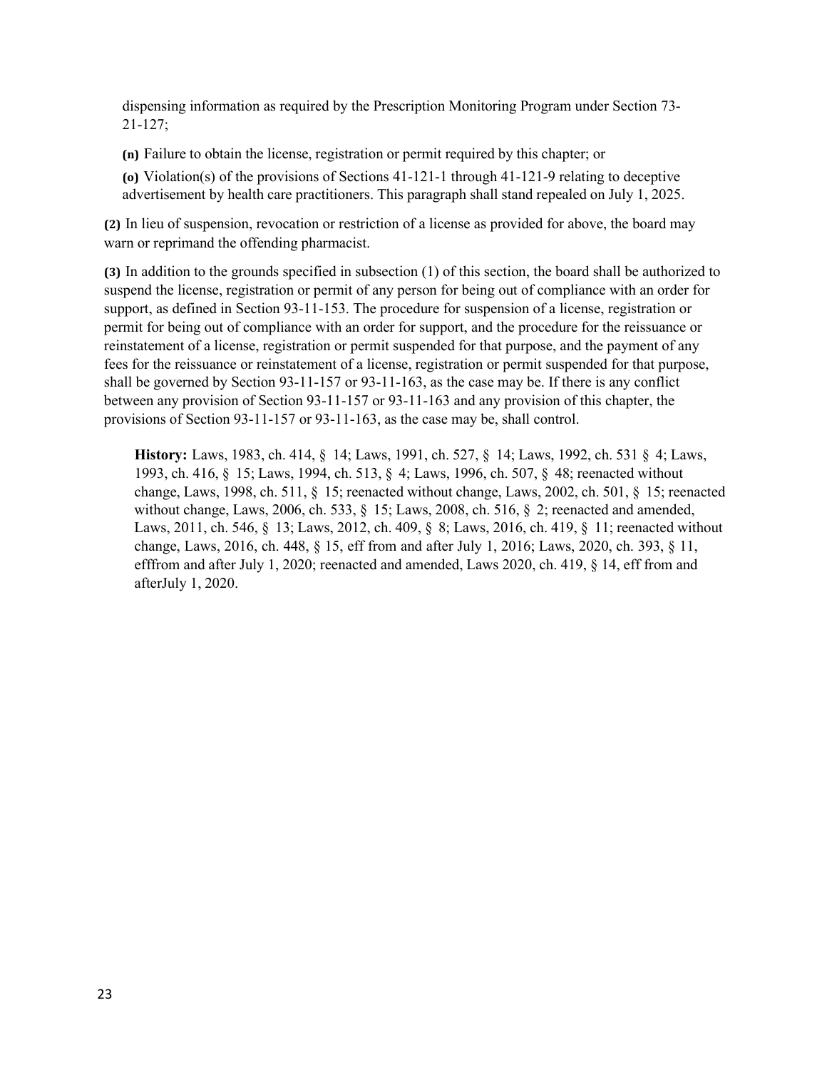dispensing information as required by the Prescription Monitoring Program under Section 73-21-127;

**(n)** Failure to obtain the license, registration or permit required by this chapter; or

**(o)** Violation(s) of the provisions of Sections 41-121-1 through 41-121-9 relating to deceptive advertisement by health care practitioners. This paragraph shall stand repealed on July 1, 2025.

**(2)** In lieu of suspension, revocation or restriction of a license as provided for above, the board may warn or reprimand the offending pharmacist.

**(3)** In addition to the grounds specified in subsection (1) of this section, the board shall be authorized to suspend the license, registration or permit of any person for being out of compliance with an order for support, as defined in Section 93-11-153. The procedure for suspension of a license, registration or permit for being out of compliance with an order for support, and the procedure for the reissuance or reinstatement of a license, registration or permit suspended for that purpose, and the payment of any fees for the reissuance or reinstatement of a license, registration or permit suspended for that purpose, shall be governed by Section 93-11-157 or 93-11-163, as the case may be. If there is any conflict between any provision of Section 93-11-157 or 93-11-163 and any provision of this chapter, the provisions of Section 93-11-157 or 93-11-163, as the case may be, shall control.

**History:** Laws, 1983, ch. 414, § 14; Laws, 1991, ch. 527, § 14; Laws, 1992, ch. 531 § 4; Laws, 1993, ch. 416, § 15; Laws, 1994, ch. 513, § 4; Laws, 1996, ch. 507, § 48; reenacted without change, Laws, 1998, ch. 511, § 15; reenacted without change, Laws, 2002, ch. 501, § 15; reenacted without change, Laws, 2006, ch. 533, § 15; Laws, 2008, ch. 516, § 2; reenacted and amended, Laws, 2011, ch. 546, § 13; Laws, 2012, ch. 409, § 8; Laws, 2016, ch. 419, § 11; reenacted without change, Laws, 2016, ch. 448, § 15, eff from and after July 1, 2016; Laws, 2020, ch. 393, § 11, efffrom and after July 1, 2020; reenacted and amended, Laws 2020, ch. 419, § 14, eff from and afterJuly 1, 2020.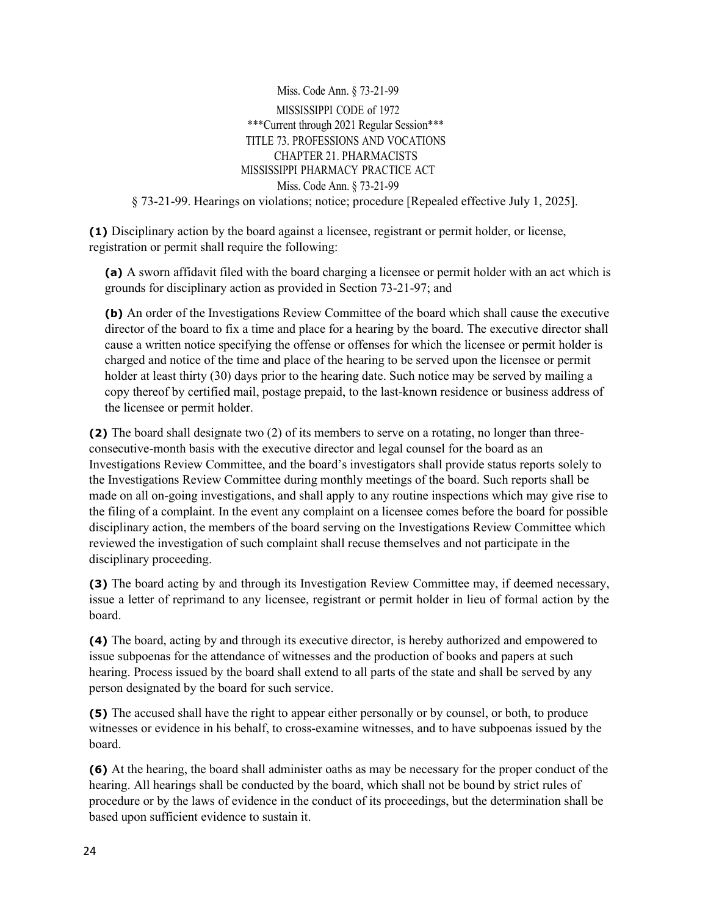Miss. Code Ann. § 73-21-99

MISSISSIPPI CODE of 1972
***Current through 2021 Regular Session***
TITLE 73. PROFESSIONS AND VOCATIONS
CHAPTER 21. PHARMACISTS
MISSISSIPPI PHARMACY PRACTICE ACT
Miss. Code Ann. § 73-21-99

§ 73-21-99. Hearings on violations; notice; procedure [Repealed effective July 1, 2025].

**(1)** Disciplinary action by the board against a licensee, registrant or permit holder, or license, registration or permit shall require the following:

**(a)** A sworn affidavit filed with the board charging a licensee or permit holder with an act which is grounds for disciplinary action as provided in Section 73-21-97; and

**(b)** An order of the Investigations Review Committee of the board which shall cause the executive director of the board to fix a time and place for a hearing by the board. The executive director shall cause a written notice specifying the offense or offenses for which the licensee or permit holder is charged and notice of the time and place of the hearing to be served upon the licensee or permit holder at least thirty (30) days prior to the hearing date. Such notice may be served by mailing a copy thereof by certified mail, postage prepaid, to the last-known residence or business address of the licensee or permit holder.

**(2)** The board shall designate two (2) of its members to serve on a rotating, no longer than three-consecutive-month basis with the executive director and legal counsel for the board as an Investigations Review Committee, and the board's investigators shall provide status reports solely to the Investigations Review Committee during monthly meetings of the board. Such reports shall be made on all on-going investigations, and shall apply to any routine inspections which may give rise to the filing of a complaint. In the event any complaint on a licensee comes before the board for possible disciplinary action, the members of the board serving on the Investigations Review Committee which reviewed the investigation of such complaint shall recuse themselves and not participate in the disciplinary proceeding.

**(3)** The board acting by and through its Investigation Review Committee may, if deemed necessary, issue a letter of reprimand to any licensee, registrant or permit holder in lieu of formal action by the board.

**(4)** The board, acting by and through its executive director, is hereby authorized and empowered to issue subpoenas for the attendance of witnesses and the production of books and papers at such hearing. Process issued by the board shall extend to all parts of the state and shall be served by any person designated by the board for such service.

**(5)** The accused shall have the right to appear either personally or by counsel, or both, to produce witnesses or evidence in his behalf, to cross-examine witnesses, and to have subpoenas issued by the board.

**(6)** At the hearing, the board shall administer oaths as may be necessary for the proper conduct of the hearing. All hearings shall be conducted by the board, which shall not be bound by strict rules of procedure or by the laws of evidence in the conduct of its proceedings, but the determination shall be based upon sufficient evidence to sustain it.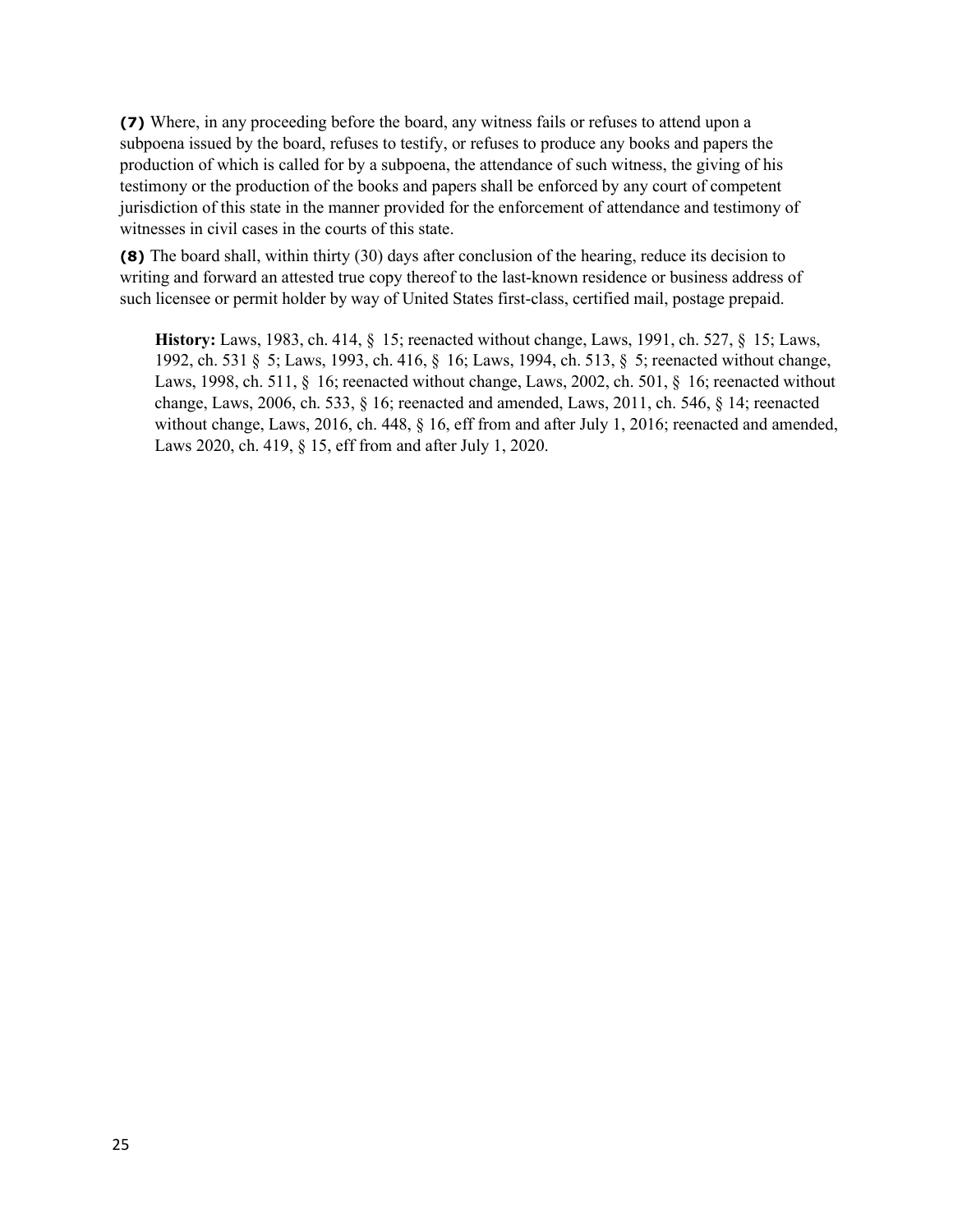**(7)** Where, in any proceeding before the board, any witness fails or refuses to attend upon a subpoena issued by the board, refuses to testify, or refuses to produce any books and papers the production of which is called for by a subpoena, the attendance of such witness, the giving of his testimony or the production of the books and papers shall be enforced by any court of competent jurisdiction of this state in the manner provided for the enforcement of attendance and testimony of witnesses in civil cases in the courts of this state.

**(8)** The board shall, within thirty (30) days after conclusion of the hearing, reduce its decision to writing and forward an attested true copy thereof to the last-known residence or business address of such licensee or permit holder by way of United States first-class, certified mail, postage prepaid.

> **History:** Laws, 1983, ch. 414, § 15; reenacted without change, Laws, 1991, ch. 527, § 15; Laws, 1992, ch. 531 § 5; Laws, 1993, ch. 416, § 16; Laws, 1994, ch. 513, § 5; reenacted without change, Laws, 1998, ch. 511, § 16; reenacted without change, Laws, 2002, ch. 501, § 16; reenacted without change, Laws, 2006, ch. 533, § 16; reenacted and amended, Laws, 2011, ch. 546, § 14; reenacted without change, Laws, 2016, ch. 448, § 16, eff from and after July 1, 2016; reenacted and amended, Laws 2020, ch. 419, § 15, eff from and after July 1, 2020.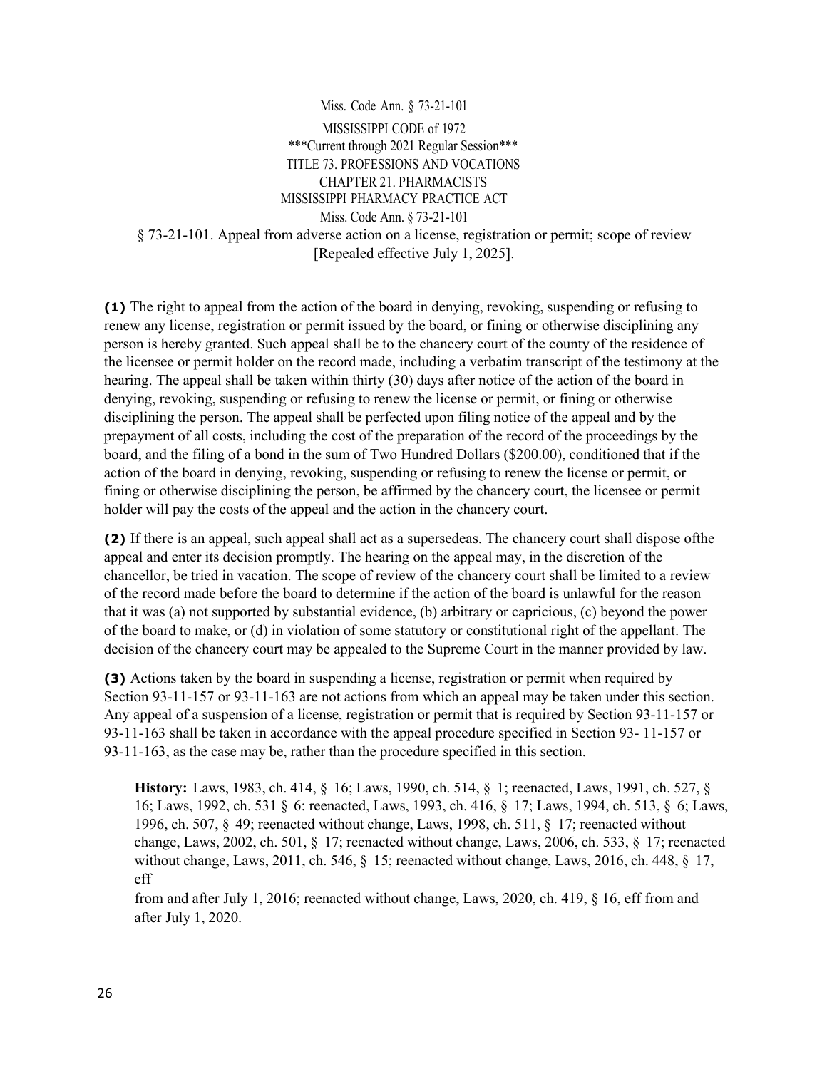Miss. Code Ann. § 73-21-101

MISSISSIPPI CODE of 1972

***Current through 2021 Regular Session***

TITLE 73. PROFESSIONS AND VOCATIONS

CHAPTER 21. PHARMACISTS

MISSISSIPPI PHARMACY PRACTICE ACT

Miss. Code Ann. § 73-21-101

§ 73-21-101. Appeal from adverse action on a license, registration or permit; scope of review [Repealed effective July 1, 2025].

**(1)** The right to appeal from the action of the board in denying, revoking, suspending or refusing to renew any license, registration or permit issued by the board, or fining or otherwise disciplining any person is hereby granted. Such appeal shall be to the chancery court of the county of the residence of the licensee or permit holder on the record made, including a verbatim transcript of the testimony at the hearing. The appeal shall be taken within thirty (30) days after notice of the action of the board in denying, revoking, suspending or refusing to renew the license or permit, or fining or otherwise disciplining the person. The appeal shall be perfected upon filing notice of the appeal and by the prepayment of all costs, including the cost of the preparation of the record of the proceedings by the board, and the filing of a bond in the sum of Two Hundred Dollars ($200.00), conditioned that if the action of the board in denying, revoking, suspending or refusing to renew the license or permit, or fining or otherwise disciplining the person, be affirmed by the chancery court, the licensee or permit holder will pay the costs of the appeal and the action in the chancery court.

**(2)** If there is an appeal, such appeal shall act as a supersedeas. The chancery court shall dispose ofthe appeal and enter its decision promptly. The hearing on the appeal may, in the discretion of the chancellor, be tried in vacation. The scope of review of the chancery court shall be limited to a review of the record made before the board to determine if the action of the board is unlawful for the reason that it was (a) not supported by substantial evidence, (b) arbitrary or capricious, (c) beyond the power of the board to make, or (d) in violation of some statutory or constitutional right of the appellant. The decision of the chancery court may be appealed to the Supreme Court in the manner provided by law.

**(3)** Actions taken by the board in suspending a license, registration or permit when required by Section 93-11-157 or 93-11-163 are not actions from which an appeal may be taken under this section. Any appeal of a suspension of a license, registration or permit that is required by Section 93-11-157 or 93-11-163 shall be taken in accordance with the appeal procedure specified in Section 93- 11-157 or 93-11-163, as the case may be, rather than the procedure specified in this section.

**History:** Laws, 1983, ch. 414, § 16; Laws, 1990, ch. 514, § 1; reenacted, Laws, 1991, ch. 527, § 16; Laws, 1992, ch. 531 § 6: reenacted, Laws, 1993, ch. 416, § 17; Laws, 1994, ch. 513, § 6; Laws, 1996, ch. 507, § 49; reenacted without change, Laws, 1998, ch. 511, § 17; reenacted without change, Laws, 2002, ch. 501, § 17; reenacted without change, Laws, 2006, ch. 533, § 17; reenacted without change, Laws, 2011, ch. 546, § 15; reenacted without change, Laws, 2016, ch. 448, § 17, eff from and after July 1, 2016; reenacted without change, Laws, 2020, ch. 419, § 16, eff from and after July 1, 2020.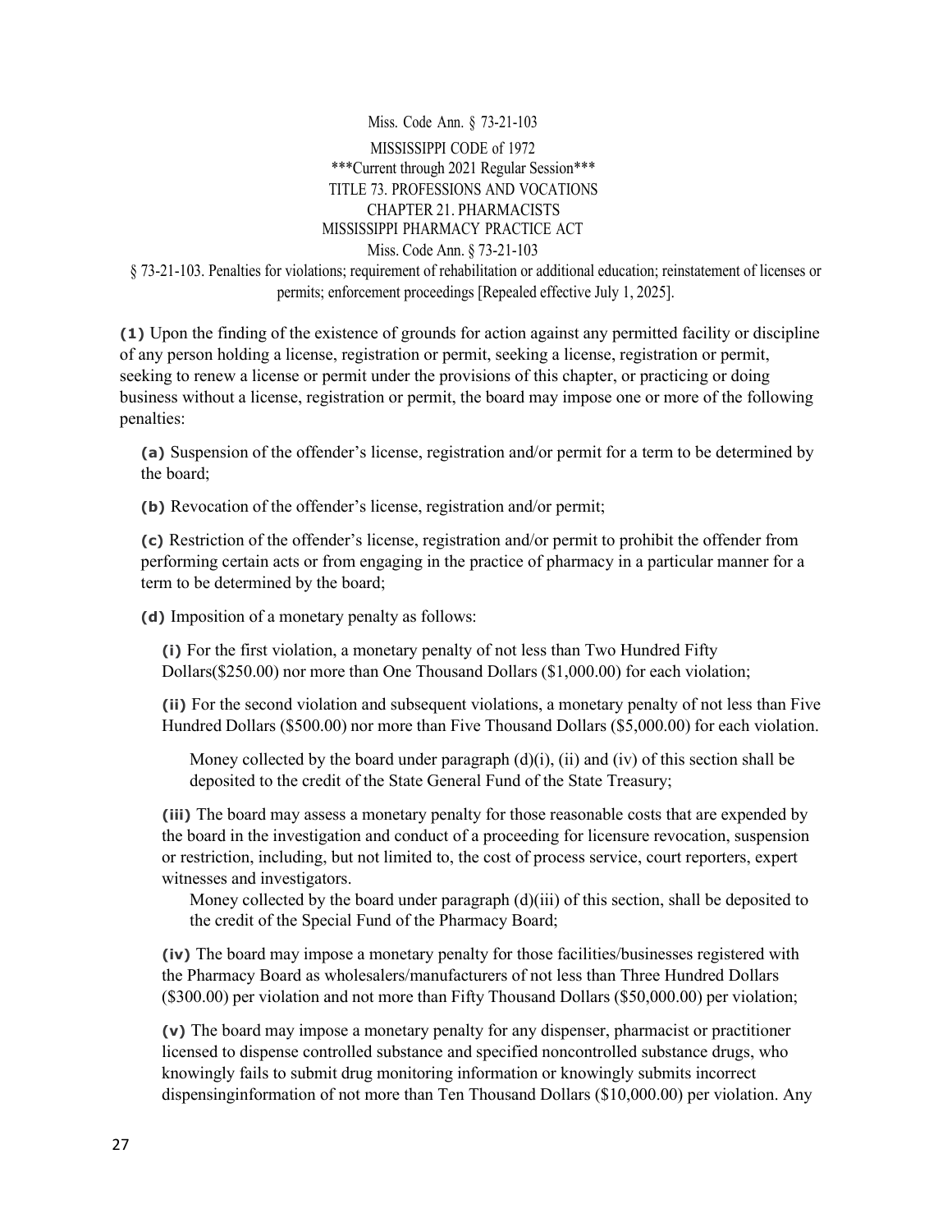Miss. Code Ann. § 73-21-103

MISSISSIPPI CODE of 1972

***Current through 2021 Regular Session***

TITLE 73. PROFESSIONS AND VOCATIONS

CHAPTER 21. PHARMACISTS

MISSISSIPPI PHARMACY PRACTICE ACT

Miss. Code Ann. § 73-21-103

§ 73-21-103. Penalties for violations; requirement of rehabilitation or additional education; reinstatement of licenses or permits; enforcement proceedings [Repealed effective July 1, 2025].

**(1)** Upon the finding of the existence of grounds for action against any permitted facility or discipline of any person holding a license, registration or permit, seeking a license, registration or permit, seeking to renew a license or permit under the provisions of this chapter, or practicing or doing business without a license, registration or permit, the board may impose one or more of the following penalties:

> **(a)** Suspension of the offender's license, registration and/or permit for a term to be determined by the board;
>
> **(b)** Revocation of the offender's license, registration and/or permit;
>
> **(c)** Restriction of the offender's license, registration and/or permit to prohibit the offender from performing certain acts or from engaging in the practice of pharmacy in a particular manner for a term to be determined by the board;
>
> **(d)** Imposition of a monetary penalty as follows:
>
> > **(i)** For the first violation, a monetary penalty of not less than Two Hundred Fifty Dollars($250.00) nor more than One Thousand Dollars ($1,000.00) for each violation;
> >
> > **(ii)** For the second violation and subsequent violations, a monetary penalty of not less than Five Hundred Dollars ($500.00) nor more than Five Thousand Dollars ($5,000.00) for each violation.
> >
> > > Money collected by the board under paragraph (d)(i), (ii) and (iv) of this section shall be deposited to the credit of the State General Fund of the State Treasury;
> >
> > **(iii)** The board may assess a monetary penalty for those reasonable costs that are expended by the board in the investigation and conduct of a proceeding for licensure revocation, suspension or restriction, including, but not limited to, the cost of process service, court reporters, expert witnesses and investigators.
> >
> > > Money collected by the board under paragraph (d)(iii) of this section, shall be deposited to the credit of the Special Fund of the Pharmacy Board;
> >
> > **(iv)** The board may impose a monetary penalty for those facilities/businesses registered with the Pharmacy Board as wholesalers/manufacturers of not less than Three Hundred Dollars ($300.00) per violation and not more than Fifty Thousand Dollars ($50,000.00) per violation;
> >
> > **(v)** The board may impose a monetary penalty for any dispenser, pharmacist or practitioner licensed to dispense controlled substance and specified noncontrolled substance drugs, who knowingly fails to submit drug monitoring information or knowingly submits incorrect dispensinginformation of not more than Ten Thousand Dollars ($10,000.00) per violation. Any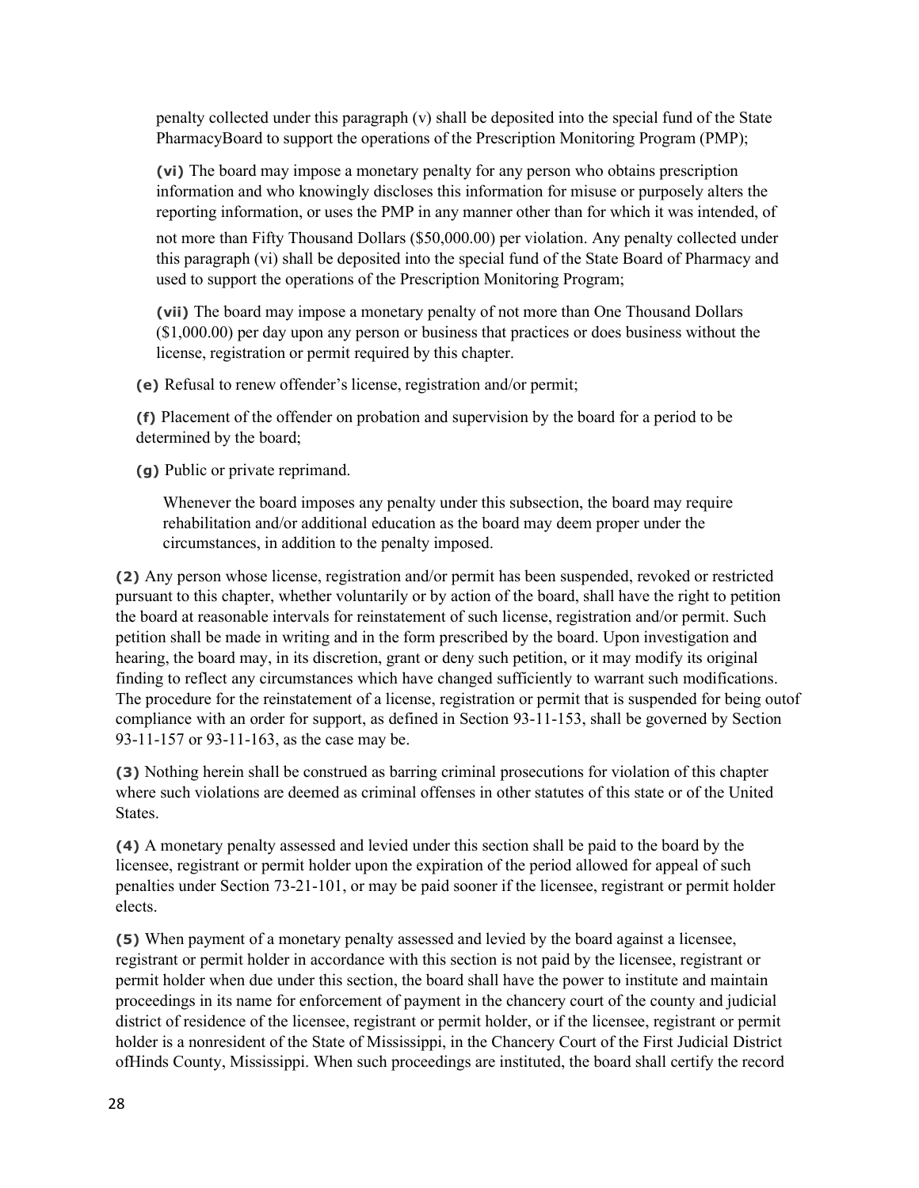penalty collected under this paragraph (v) shall be deposited into the special fund of the State PharmacyBoard to support the operations of the Prescription Monitoring Program (PMP);

**(vi)** The board may impose a monetary penalty for any person who obtains prescription information and who knowingly discloses this information for misuse or purposely alters the reporting information, or uses the PMP in any manner other than for which it was intended, of not more than Fifty Thousand Dollars ($50,000.00) per violation. Any penalty collected under this paragraph (vi) shall be deposited into the special fund of the State Board of Pharmacy and used to support the operations of the Prescription Monitoring Program;

**(vii)** The board may impose a monetary penalty of not more than One Thousand Dollars ($1,000.00) per day upon any person or business that practices or does business without the license, registration or permit required by this chapter.

**(e)** Refusal to renew offender's license, registration and/or permit;

**(f)** Placement of the offender on probation and supervision by the board for a period to be determined by the board;

**(g)** Public or private reprimand.

Whenever the board imposes any penalty under this subsection, the board may require rehabilitation and/or additional education as the board may deem proper under the circumstances, in addition to the penalty imposed.

**(2)** Any person whose license, registration and/or permit has been suspended, revoked or restricted pursuant to this chapter, whether voluntarily or by action of the board, shall have the right to petition the board at reasonable intervals for reinstatement of such license, registration and/or permit. Such petition shall be made in writing and in the form prescribed by the board. Upon investigation and hearing, the board may, in its discretion, grant or deny such petition, or it may modify its original finding to reflect any circumstances which have changed sufficiently to warrant such modifications. The procedure for the reinstatement of a license, registration or permit that is suspended for being outof compliance with an order for support, as defined in Section 93-11-153, shall be governed by Section 93-11-157 or 93-11-163, as the case may be.

**(3)** Nothing herein shall be construed as barring criminal prosecutions for violation of this chapter where such violations are deemed as criminal offenses in other statutes of this state or of the United States.

**(4)** A monetary penalty assessed and levied under this section shall be paid to the board by the licensee, registrant or permit holder upon the expiration of the period allowed for appeal of such penalties under Section 73-21-101, or may be paid sooner if the licensee, registrant or permit holder elects.

**(5)** When payment of a monetary penalty assessed and levied by the board against a licensee, registrant or permit holder in accordance with this section is not paid by the licensee, registrant or permit holder when due under this section, the board shall have the power to institute and maintain proceedings in its name for enforcement of payment in the chancery court of the county and judicial district of residence of the licensee, registrant or permit holder, or if the licensee, registrant or permit holder is a nonresident of the State of Mississippi, in the Chancery Court of the First Judicial District ofHinds County, Mississippi. When such proceedings are instituted, the board shall certify the record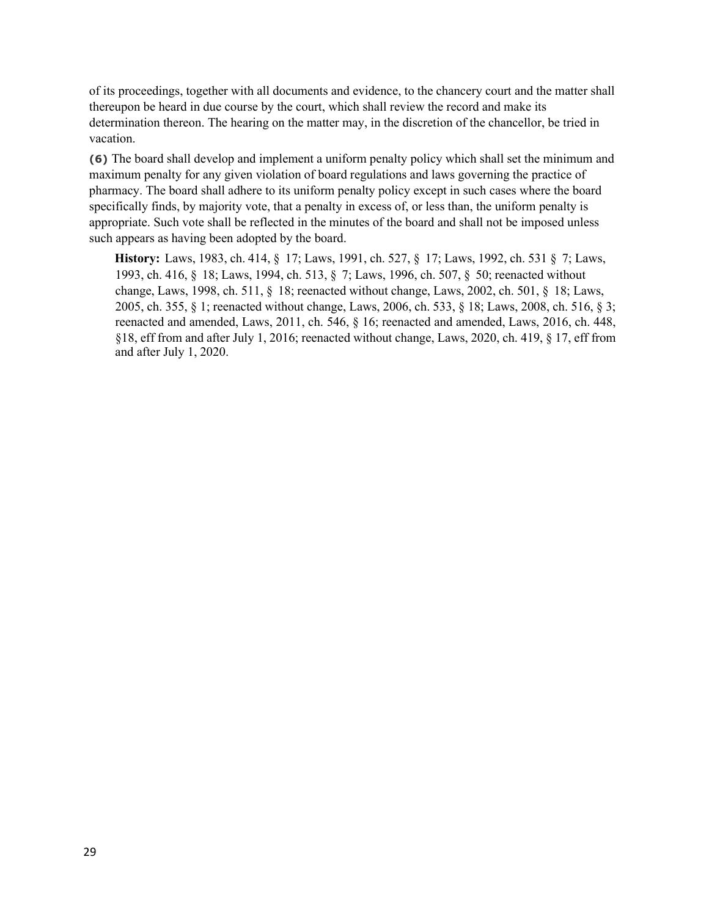of its proceedings, together with all documents and evidence, to the chancery court and the matter shall thereupon be heard in due course by the court, which shall review the record and make its determination thereon. The hearing on the matter may, in the discretion of the chancellor, be tried in vacation.

**(6)** The board shall develop and implement a uniform penalty policy which shall set the minimum and maximum penalty for any given violation of board regulations and laws governing the practice of pharmacy. The board shall adhere to its uniform penalty policy except in such cases where the board specifically finds, by majority vote, that a penalty in excess of, or less than, the uniform penalty is appropriate. Such vote shall be reflected in the minutes of the board and shall not be imposed unless such appears as having been adopted by the board.

> **History:** Laws, 1983, ch. 414, § 17; Laws, 1991, ch. 527, § 17; Laws, 1992, ch. 531 § 7; Laws, 1993, ch. 416, § 18; Laws, 1994, ch. 513, § 7; Laws, 1996, ch. 507, § 50; reenacted without change, Laws, 1998, ch. 511, § 18; reenacted without change, Laws, 2002, ch. 501, § 18; Laws, 2005, ch. 355, § 1; reenacted without change, Laws, 2006, ch. 533, § 18; Laws, 2008, ch. 516, § 3; reenacted and amended, Laws, 2011, ch. 546, § 16; reenacted and amended, Laws, 2016, ch. 448, §18, eff from and after July 1, 2016; reenacted without change, Laws, 2020, ch. 419, § 17, eff from and after July 1, 2020.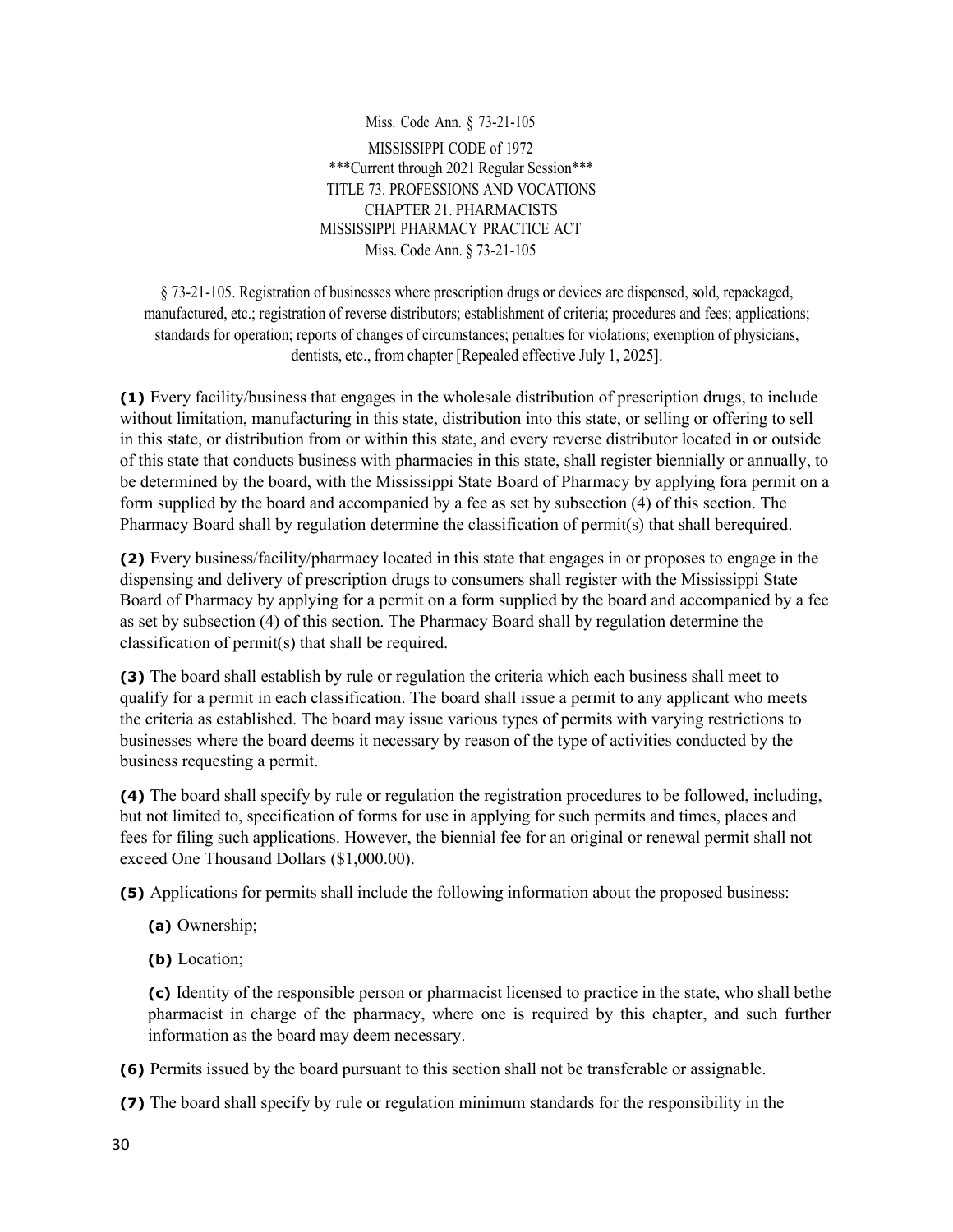Miss. Code Ann. § 73-21-105

MISSISSIPPI CODE of 1972

***Current through 2021 Regular Session***

TITLE 73. PROFESSIONS AND VOCATIONS

CHAPTER 21. PHARMACISTS

MISSISSIPPI PHARMACY PRACTICE ACT

Miss. Code Ann. § 73-21-105

§ 73-21-105. Registration of businesses where prescription drugs or devices are dispensed, sold, repackaged, manufactured, etc.; registration of reverse distributors; establishment of criteria; procedures and fees; applications; standards for operation; reports of changes of circumstances; penalties for violations; exemption of physicians, dentists, etc., from chapter [Repealed effective July 1, 2025].

**(1)** Every facility/business that engages in the wholesale distribution of prescription drugs, to include without limitation, manufacturing in this state, distribution into this state, or selling or offering to sell in this state, or distribution from or within this state, and every reverse distributor located in or outside of this state that conducts business with pharmacies in this state, shall register biennially or annually, to be determined by the board, with the Mississippi State Board of Pharmacy by applying fora permit on a form supplied by the board and accompanied by a fee as set by subsection (4) of this section. The Pharmacy Board shall by regulation determine the classification of permit(s) that shall berequired.

**(2)** Every business/facility/pharmacy located in this state that engages in or proposes to engage in the dispensing and delivery of prescription drugs to consumers shall register with the Mississippi State Board of Pharmacy by applying for a permit on a form supplied by the board and accompanied by a fee as set by subsection (4) of this section. The Pharmacy Board shall by regulation determine the classification of permit(s) that shall be required.

**(3)** The board shall establish by rule or regulation the criteria which each business shall meet to qualify for a permit in each classification. The board shall issue a permit to any applicant who meets the criteria as established. The board may issue various types of permits with varying restrictions to businesses where the board deems it necessary by reason of the type of activities conducted by the business requesting a permit.

**(4)** The board shall specify by rule or regulation the registration procedures to be followed, including, but not limited to, specification of forms for use in applying for such permits and times, places and fees for filing such applications. However, the biennial fee for an original or renewal permit shall not exceed One Thousand Dollars ($1,000.00).

**(5)** Applications for permits shall include the following information about the proposed business:

**(a)** Ownership;

**(b)** Location;

**(c)** Identity of the responsible person or pharmacist licensed to practice in the state, who shall bethe pharmacist in charge of the pharmacy, where one is required by this chapter, and such further information as the board may deem necessary.

**(6)** Permits issued by the board pursuant to this section shall not be transferable or assignable.

**(7)** The board shall specify by rule or regulation minimum standards for the responsibility in the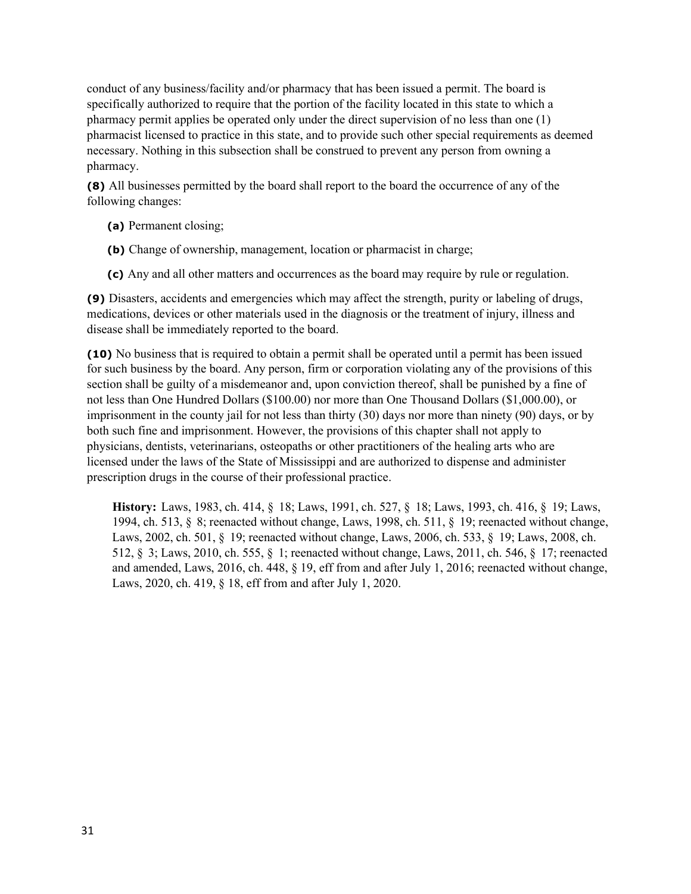conduct of any business/facility and/or pharmacy that has been issued a permit. The board is specifically authorized to require that the portion of the facility located in this state to which a pharmacy permit applies be operated only under the direct supervision of no less than one (1) pharmacist licensed to practice in this state, and to provide such other special requirements as deemed necessary. Nothing in this subsection shall be construed to prevent any person from owning a pharmacy.

**(8)** All businesses permitted by the board shall report to the board the occurrence of any of the following changes:

**(a)** Permanent closing;

**(b)** Change of ownership, management, location or pharmacist in charge;

**(c)** Any and all other matters and occurrences as the board may require by rule or regulation.

**(9)** Disasters, accidents and emergencies which may affect the strength, purity or labeling of drugs, medications, devices or other materials used in the diagnosis or the treatment of injury, illness and disease shall be immediately reported to the board.

**(10)** No business that is required to obtain a permit shall be operated until a permit has been issued for such business by the board. Any person, firm or corporation violating any of the provisions of this section shall be guilty of a misdemeanor and, upon conviction thereof, shall be punished by a fine of not less than One Hundred Dollars ($100.00) nor more than One Thousand Dollars ($1,000.00), or imprisonment in the county jail for not less than thirty (30) days nor more than ninety (90) days, or by both such fine and imprisonment. However, the provisions of this chapter shall not apply to physicians, dentists, veterinarians, osteopaths or other practitioners of the healing arts who are licensed under the laws of the State of Mississippi and are authorized to dispense and administer prescription drugs in the course of their professional practice.

**History:** Laws, 1983, ch. 414, § 18; Laws, 1991, ch. 527, § 18; Laws, 1993, ch. 416, § 19; Laws, 1994, ch. 513, § 8; reenacted without change, Laws, 1998, ch. 511, § 19; reenacted without change, Laws, 2002, ch. 501, § 19; reenacted without change, Laws, 2006, ch. 533, § 19; Laws, 2008, ch. 512, § 3; Laws, 2010, ch. 555, § 1; reenacted without change, Laws, 2011, ch. 546, § 17; reenacted and amended, Laws, 2016, ch. 448, § 19, eff from and after July 1, 2016; reenacted without change, Laws, 2020, ch. 419, § 18, eff from and after July 1, 2020.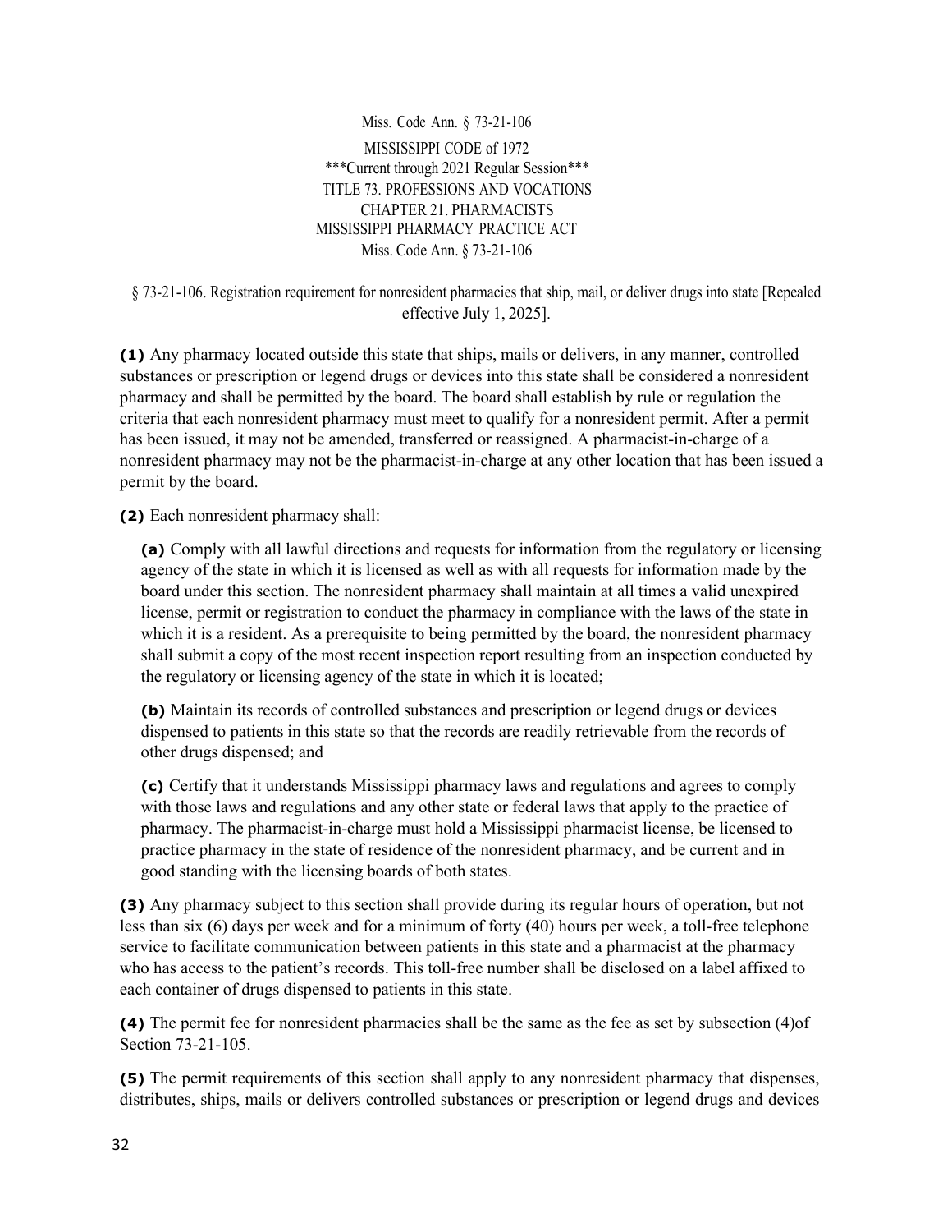Miss. Code Ann. § 73-21-106

MISSISSIPPI CODE of 1972
***Current through 2021 Regular Session***
TITLE 73. PROFESSIONS AND VOCATIONS
CHAPTER 21. PHARMACISTS
MISSISSIPPI PHARMACY PRACTICE ACT
Miss. Code Ann. § 73-21-106

§ 73-21-106. Registration requirement for nonresident pharmacies that ship, mail, or deliver drugs into state [Repealed effective July 1, 2025].

**(1)** Any pharmacy located outside this state that ships, mails or delivers, in any manner, controlled substances or prescription or legend drugs or devices into this state shall be considered a nonresident pharmacy and shall be permitted by the board. The board shall establish by rule or regulation the criteria that each nonresident pharmacy must meet to qualify for a nonresident permit. After a permit has been issued, it may not be amended, transferred or reassigned. A pharmacist-in-charge of a nonresident pharmacy may not be the pharmacist-in-charge at any other location that has been issued a permit by the board.

**(2)** Each nonresident pharmacy shall:

> **(a)** Comply with all lawful directions and requests for information from the regulatory or licensing agency of the state in which it is licensed as well as with all requests for information made by the board under this section. The nonresident pharmacy shall maintain at all times a valid unexpired license, permit or registration to conduct the pharmacy in compliance with the laws of the state in which it is a resident. As a prerequisite to being permitted by the board, the nonresident pharmacy shall submit a copy of the most recent inspection report resulting from an inspection conducted by the regulatory or licensing agency of the state in which it is located;
>
> **(b)** Maintain its records of controlled substances and prescription or legend drugs or devices dispensed to patients in this state so that the records are readily retrievable from the records of other drugs dispensed; and
>
> **(c)** Certify that it understands Mississippi pharmacy laws and regulations and agrees to comply with those laws and regulations and any other state or federal laws that apply to the practice of pharmacy. The pharmacist-in-charge must hold a Mississippi pharmacist license, be licensed to practice pharmacy in the state of residence of the nonresident pharmacy, and be current and in good standing with the licensing boards of both states.

**(3)** Any pharmacy subject to this section shall provide during its regular hours of operation, but not less than six (6) days per week and for a minimum of forty (40) hours per week, a toll-free telephone service to facilitate communication between patients in this state and a pharmacist at the pharmacy who has access to the patient's records. This toll-free number shall be disclosed on a label affixed to each container of drugs dispensed to patients in this state.

**(4)** The permit fee for nonresident pharmacies shall be the same as the fee as set by subsection (4)of Section 73-21-105.

**(5)** The permit requirements of this section shall apply to any nonresident pharmacy that dispenses, distributes, ships, mails or delivers controlled substances or prescription or legend drugs and devices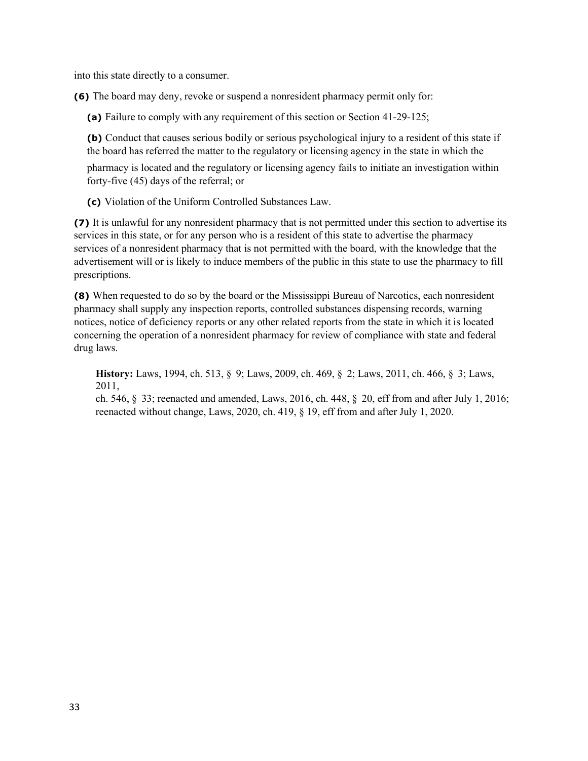into this state directly to a consumer.

**(6)** The board may deny, revoke or suspend a nonresident pharmacy permit only for:

**(a)** Failure to comply with any requirement of this section or Section 41-29-125;

**(b)** Conduct that causes serious bodily or serious psychological injury to a resident of this state if the board has referred the matter to the regulatory or licensing agency in the state in which the pharmacy is located and the regulatory or licensing agency fails to initiate an investigation within forty-five (45) days of the referral; or

**(c)** Violation of the Uniform Controlled Substances Law.

**(7)** It is unlawful for any nonresident pharmacy that is not permitted under this section to advertise its services in this state, or for any person who is a resident of this state to advertise the pharmacy services of a nonresident pharmacy that is not permitted with the board, with the knowledge that the advertisement will or is likely to induce members of the public in this state to use the pharmacy to fill prescriptions.

**(8)** When requested to do so by the board or the Mississippi Bureau of Narcotics, each nonresident pharmacy shall supply any inspection reports, controlled substances dispensing records, warning notices, notice of deficiency reports or any other related reports from the state in which it is located concerning the operation of a nonresident pharmacy for review of compliance with state and federal drug laws.

**History:** Laws, 1994, ch. 513, § 9; Laws, 2009, ch. 469, § 2; Laws, 2011, ch. 466, § 3; Laws, 2011, ch. 546, § 33; reenacted and amended, Laws, 2016, ch. 448, § 20, eff from and after July 1, 2016; reenacted without change, Laws, 2020, ch. 419, § 19, eff from and after July 1, 2020.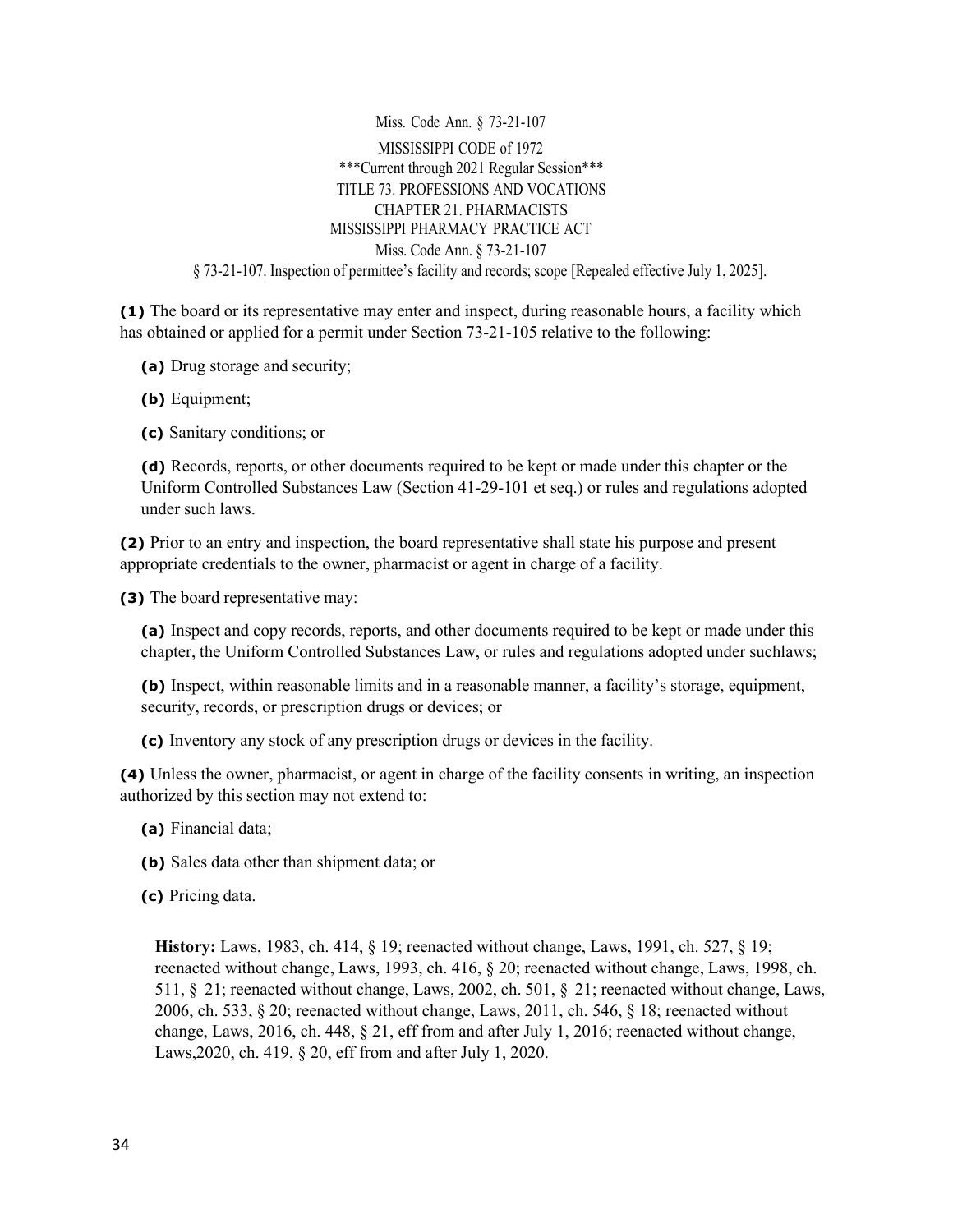Miss. Code Ann. § 73-21-107

MISSISSIPPI CODE of 1972
***Current through 2021 Regular Session***
TITLE 73. PROFESSIONS AND VOCATIONS
CHAPTER 21. PHARMACISTS
MISSISSIPPI PHARMACY PRACTICE ACT
Miss. Code Ann. § 73-21-107

§ 73-21-107. Inspection of permittee's facility and records; scope [Repealed effective July 1, 2025].

**(1)** The board or its representative may enter and inspect, during reasonable hours, a facility which has obtained or applied for a permit under Section 73-21-105 relative to the following:

**(a)** Drug storage and security;

**(b)** Equipment;

**(c)** Sanitary conditions; or

**(d)** Records, reports, or other documents required to be kept or made under this chapter or the Uniform Controlled Substances Law (Section 41-29-101 et seq.) or rules and regulations adopted under such laws.

**(2)** Prior to an entry and inspection, the board representative shall state his purpose and present appropriate credentials to the owner, pharmacist or agent in charge of a facility.

**(3)** The board representative may:

**(a)** Inspect and copy records, reports, and other documents required to be kept or made under this chapter, the Uniform Controlled Substances Law, or rules and regulations adopted under suchlaws;

**(b)** Inspect, within reasonable limits and in a reasonable manner, a facility's storage, equipment, security, records, or prescription drugs or devices; or

**(c)** Inventory any stock of any prescription drugs or devices in the facility.

**(4)** Unless the owner, pharmacist, or agent in charge of the facility consents in writing, an inspection authorized by this section may not extend to:

**(a)** Financial data;

**(b)** Sales data other than shipment data; or

**(c)** Pricing data.

**History:** Laws, 1983, ch. 414, § 19; reenacted without change, Laws, 1991, ch. 527, § 19; reenacted without change, Laws, 1993, ch. 416, § 20; reenacted without change, Laws, 1998, ch. 511, § 21; reenacted without change, Laws, 2002, ch. 501, § 21; reenacted without change, Laws, 2006, ch. 533, § 20; reenacted without change, Laws, 2011, ch. 546, § 18; reenacted without change, Laws, 2016, ch. 448, § 21, eff from and after July 1, 2016; reenacted without change, Laws,2020, ch. 419, § 20, eff from and after July 1, 2020.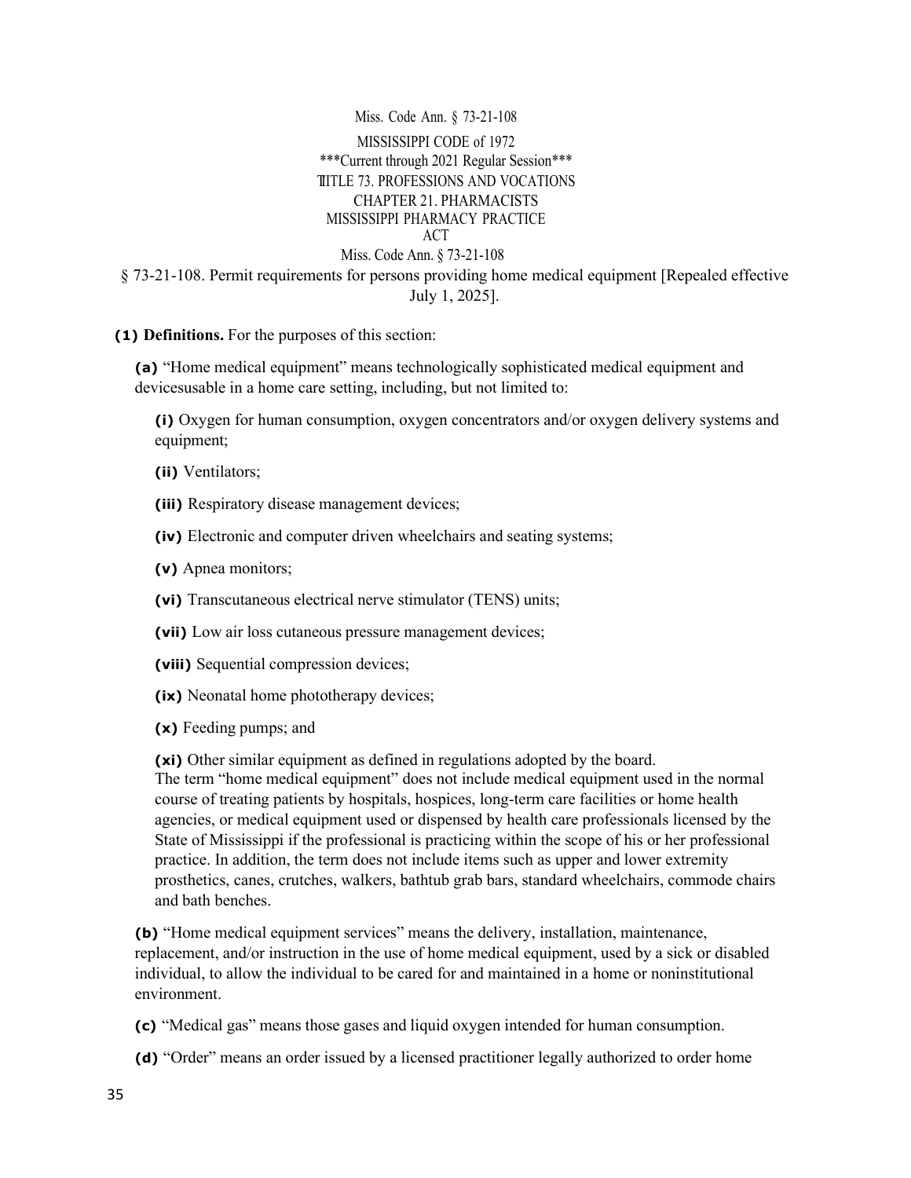Miss. Code Ann. § 73-21-108

MISSISSIPPI CODE of 1972
***Current through 2021 Regular Session***
TITLE 73. PROFESSIONS AND VOCATIONS
CHAPTER 21. PHARMACISTS
MISSISSIPPI PHARMACY PRACTICE ACT

Miss. Code Ann. § 73-21-108

§ 73-21-108. Permit requirements for persons providing home medical equipment [Repealed effective July 1, 2025].

**(1) Definitions.** For the purposes of this section:

**(a)** "Home medical equipment" means technologically sophisticated medical equipment and devicesusable in a home care setting, including, but not limited to:

**(i)** Oxygen for human consumption, oxygen concentrators and/or oxygen delivery systems and equipment;

**(ii)** Ventilators;

**(iii)** Respiratory disease management devices;

**(iv)** Electronic and computer driven wheelchairs and seating systems;

**(v)** Apnea monitors;

**(vi)** Transcutaneous electrical nerve stimulator (TENS) units;

**(vii)** Low air loss cutaneous pressure management devices;

**(viii)** Sequential compression devices;

**(ix)** Neonatal home phototherapy devices;

**(x)** Feeding pumps; and

**(xi)** Other similar equipment as defined in regulations adopted by the board.
The term "home medical equipment" does not include medical equipment used in the normal course of treating patients by hospitals, hospices, long-term care facilities or home health agencies, or medical equipment used or dispensed by health care professionals licensed by the State of Mississippi if the professional is practicing within the scope of his or her professional practice. In addition, the term does not include items such as upper and lower extremity prosthetics, canes, crutches, walkers, bathtub grab bars, standard wheelchairs, commode chairs and bath benches.

**(b)** "Home medical equipment services" means the delivery, installation, maintenance, replacement, and/or instruction in the use of home medical equipment, used by a sick or disabled individual, to allow the individual to be cared for and maintained in a home or noninstitutional environment.

**(c)** "Medical gas" means those gases and liquid oxygen intended for human consumption.

**(d)** "Order" means an order issued by a licensed practitioner legally authorized to order home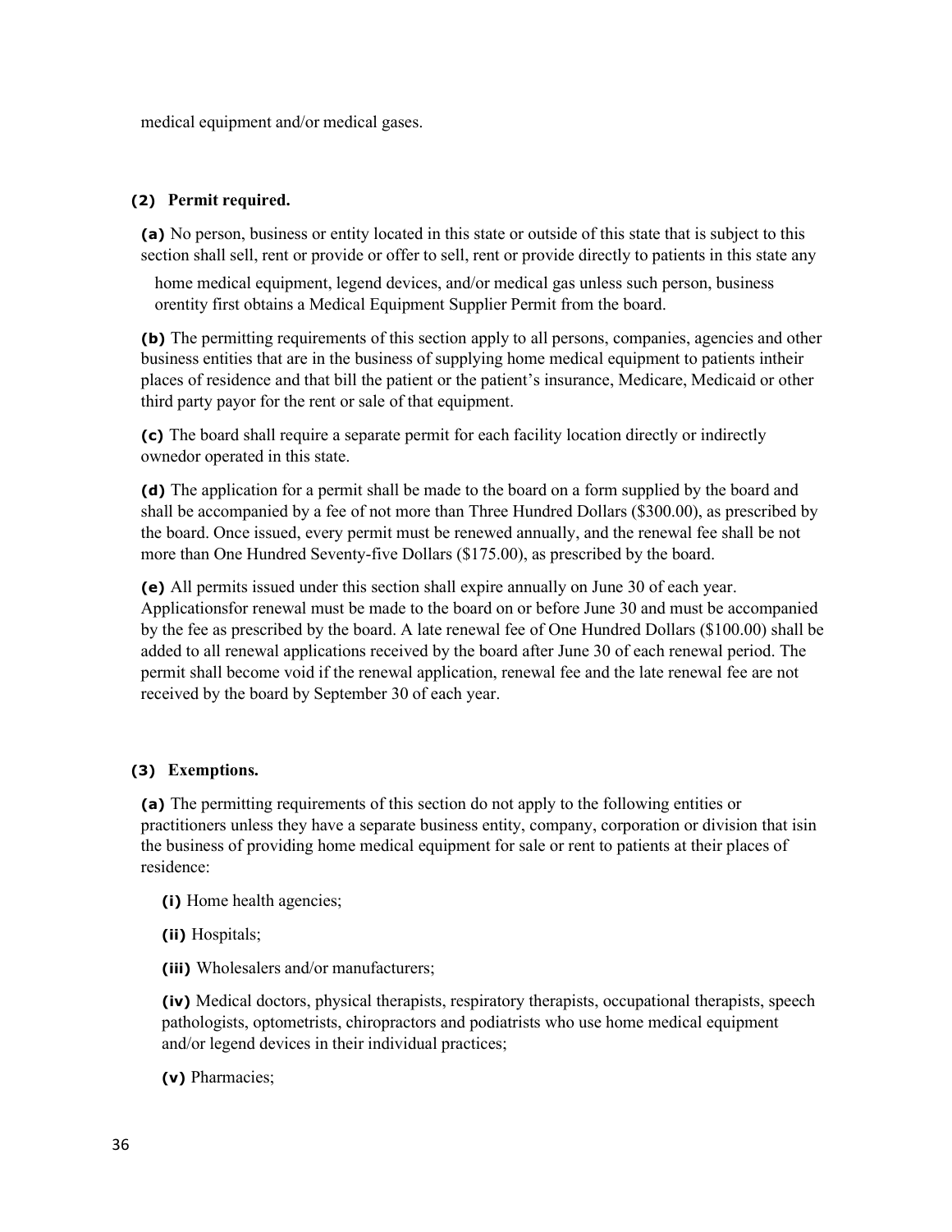medical equipment and/or medical gases.

**(2) Permit required.**

**(a)** No person, business or entity located in this state or outside of this state that is subject to this section shall sell, rent or provide or offer to sell, rent or provide directly to patients in this state any home medical equipment, legend devices, and/or medical gas unless such person, business orentity first obtains a Medical Equipment Supplier Permit from the board.

**(b)** The permitting requirements of this section apply to all persons, companies, agencies and other business entities that are in the business of supplying home medical equipment to patients intheir places of residence and that bill the patient or the patient's insurance, Medicare, Medicaid or other third party payor for the rent or sale of that equipment.

**(c)** The board shall require a separate permit for each facility location directly or indirectly ownedor operated in this state.

**(d)** The application for a permit shall be made to the board on a form supplied by the board and shall be accompanied by a fee of not more than Three Hundred Dollars ($300.00), as prescribed by the board. Once issued, every permit must be renewed annually, and the renewal fee shall be not more than One Hundred Seventy-five Dollars ($175.00), as prescribed by the board.

**(e)** All permits issued under this section shall expire annually on June 30 of each year. Applicationsfor renewal must be made to the board on or before June 30 and must be accompanied by the fee as prescribed by the board. A late renewal fee of One Hundred Dollars ($100.00) shall be added to all renewal applications received by the board after June 30 of each renewal period. The permit shall become void if the renewal application, renewal fee and the late renewal fee are not received by the board by September 30 of each year.

**(3) Exemptions.**

**(a)** The permitting requirements of this section do not apply to the following entities or practitioners unless they have a separate business entity, company, corporation or division that isin the business of providing home medical equipment for sale or rent to patients at their places of residence:

**(i)** Home health agencies;

**(ii)** Hospitals;

**(iii)** Wholesalers and/or manufacturers;

**(iv)** Medical doctors, physical therapists, respiratory therapists, occupational therapists, speech pathologists, optometrists, chiropractors and podiatrists who use home medical equipment and/or legend devices in their individual practices;

**(v)** Pharmacies;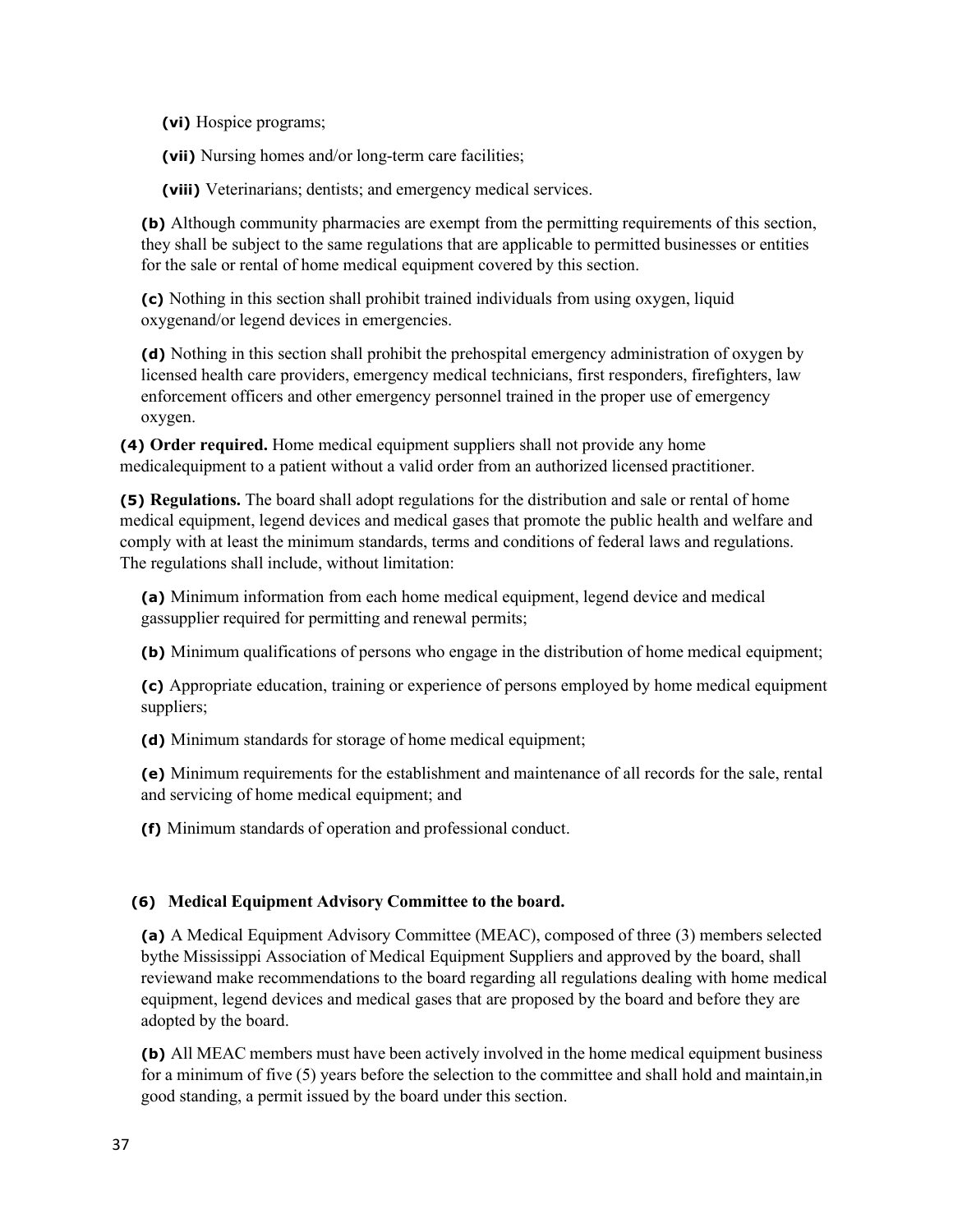**(vi)** Hospice programs;

**(vii)** Nursing homes and/or long-term care facilities;

**(viii)** Veterinarians; dentists; and emergency medical services.

**(b)** Although community pharmacies are exempt from the permitting requirements of this section, they shall be subject to the same regulations that are applicable to permitted businesses or entities for the sale or rental of home medical equipment covered by this section.

**(c)** Nothing in this section shall prohibit trained individuals from using oxygen, liquid oxygenand/or legend devices in emergencies.

**(d)** Nothing in this section shall prohibit the prehospital emergency administration of oxygen by licensed health care providers, emergency medical technicians, first responders, firefighters, law enforcement officers and other emergency personnel trained in the proper use of emergency oxygen.

**(4) Order required.** Home medical equipment suppliers shall not provide any home medicalequipment to a patient without a valid order from an authorized licensed practitioner.

**(5) Regulations.** The board shall adopt regulations for the distribution and sale or rental of home medical equipment, legend devices and medical gases that promote the public health and welfare and comply with at least the minimum standards, terms and conditions of federal laws and regulations. The regulations shall include, without limitation:

**(a)** Minimum information from each home medical equipment, legend device and medical gassupplier required for permitting and renewal permits;

**(b)** Minimum qualifications of persons who engage in the distribution of home medical equipment;

**(c)** Appropriate education, training or experience of persons employed by home medical equipment suppliers;

**(d)** Minimum standards for storage of home medical equipment;

**(e)** Minimum requirements for the establishment and maintenance of all records for the sale, rental and servicing of home medical equipment; and

**(f)** Minimum standards of operation and professional conduct.

**(6) Medical Equipment Advisory Committee to the board.**

**(a)** A Medical Equipment Advisory Committee (MEAC), composed of three (3) members selected bythe Mississippi Association of Medical Equipment Suppliers and approved by the board, shall reviewand make recommendations to the board regarding all regulations dealing with home medical equipment, legend devices and medical gases that are proposed by the board and before they are adopted by the board.

**(b)** All MEAC members must have been actively involved in the home medical equipment business for a minimum of five (5) years before the selection to the committee and shall hold and maintain,in good standing, a permit issued by the board under this section.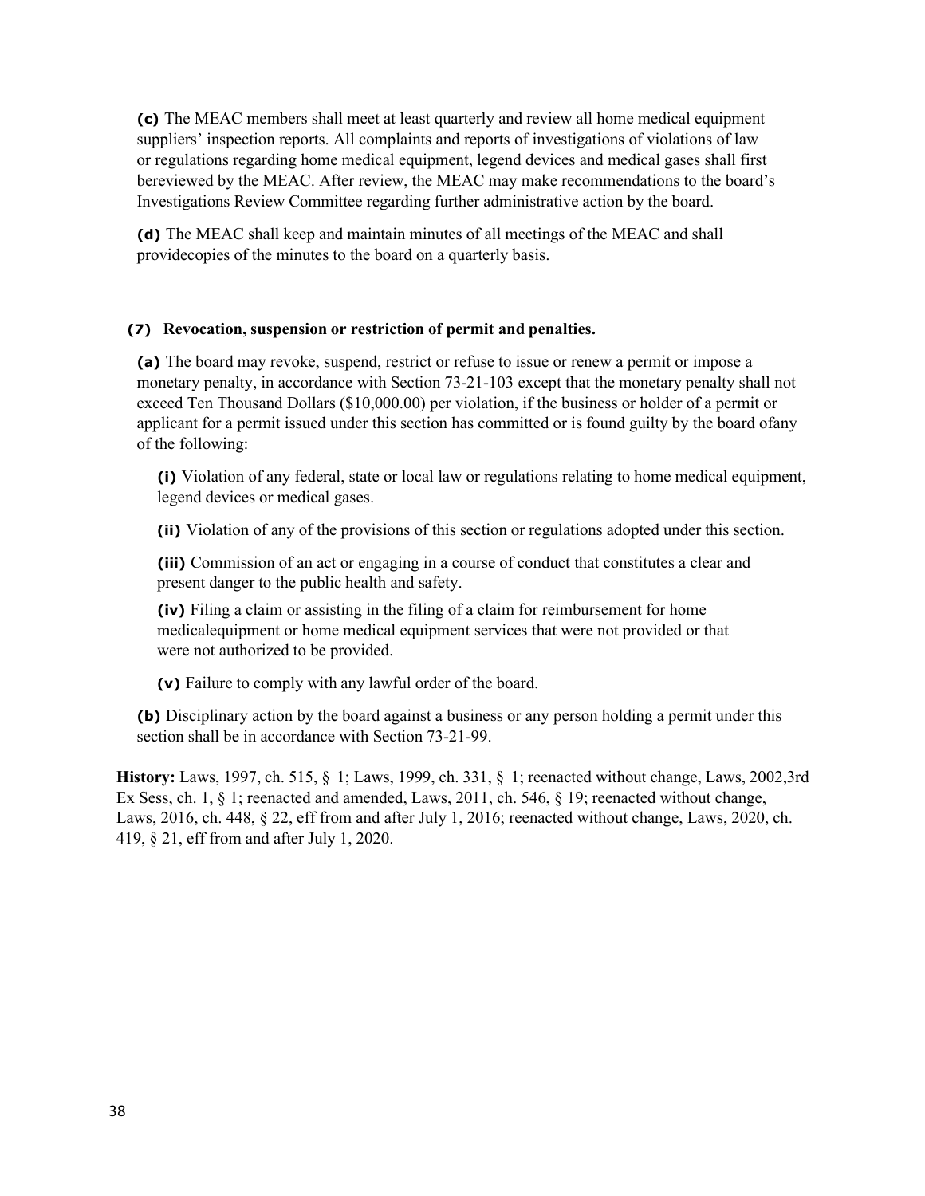**(c)** The MEAC members shall meet at least quarterly and review all home medical equipment suppliers' inspection reports. All complaints and reports of investigations of violations of law or regulations regarding home medical equipment, legend devices and medical gases shall first bereviewed by the MEAC. After review, the MEAC may make recommendations to the board's Investigations Review Committee regarding further administrative action by the board.

**(d)** The MEAC shall keep and maintain minutes of all meetings of the MEAC and shall providecopies of the minutes to the board on a quarterly basis.

**(7) Revocation, suspension or restriction of permit and penalties.**

**(a)** The board may revoke, suspend, restrict or refuse to issue or renew a permit or impose a monetary penalty, in accordance with Section 73-21-103 except that the monetary penalty shall not exceed Ten Thousand Dollars ($10,000.00) per violation, if the business or holder of a permit or applicant for a permit issued under this section has committed or is found guilty by the board ofany of the following:

**(i)** Violation of any federal, state or local law or regulations relating to home medical equipment, legend devices or medical gases.

**(ii)** Violation of any of the provisions of this section or regulations adopted under this section.

**(iii)** Commission of an act or engaging in a course of conduct that constitutes a clear and present danger to the public health and safety.

**(iv)** Filing a claim or assisting in the filing of a claim for reimbursement for home medicalequipment or home medical equipment services that were not provided or that were not authorized to be provided.

**(v)** Failure to comply with any lawful order of the board.

**(b)** Disciplinary action by the board against a business or any person holding a permit under this section shall be in accordance with Section 73-21-99.

**History:** Laws, 1997, ch. 515, § 1; Laws, 1999, ch. 331, § 1; reenacted without change, Laws, 2002,3rd Ex Sess, ch. 1, § 1; reenacted and amended, Laws, 2011, ch. 546, § 19; reenacted without change, Laws, 2016, ch. 448, § 22, eff from and after July 1, 2016; reenacted without change, Laws, 2020, ch. 419, § 21, eff from and after July 1, 2020.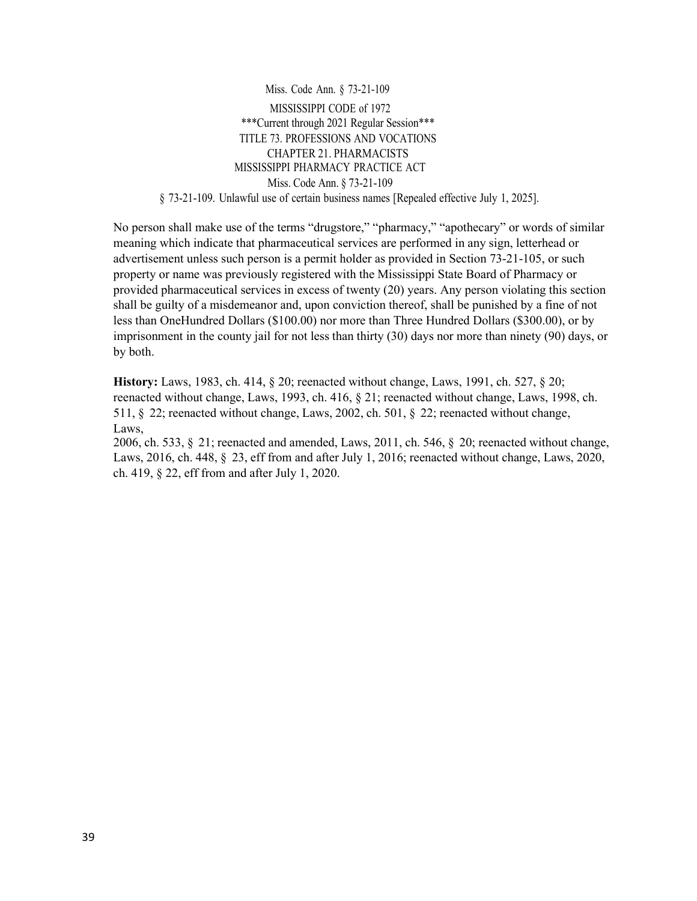Miss. Code Ann. § 73-21-109

MISSISSIPPI CODE of 1972

***Current through 2021 Regular Session***

TITLE 73. PROFESSIONS AND VOCATIONS

CHAPTER 21. PHARMACISTS

MISSISSIPPI PHARMACY PRACTICE ACT

Miss. Code Ann. § 73-21-109

§ 73-21-109. Unlawful use of certain business names [Repealed effective July 1, 2025].

No person shall make use of the terms “drugstore,” “pharmacy,” “apothecary” or words of similar meaning which indicate that pharmaceutical services are performed in any sign, letterhead or advertisement unless such person is a permit holder as provided in Section 73-21-105, or such property or name was previously registered with the Mississippi State Board of Pharmacy or provided pharmaceutical services in excess of twenty (20) years. Any person violating this section shall be guilty of a misdemeanor and, upon conviction thereof, shall be punished by a fine of not less than OneHundred Dollars ($100.00) nor more than Three Hundred Dollars ($300.00), or by imprisonment in the county jail for not less than thirty (30) days nor more than ninety (90) days, or by both.

**History:** Laws, 1983, ch. 414, § 20; reenacted without change, Laws, 1991, ch. 527, § 20; reenacted without change, Laws, 1993, ch. 416, § 21; reenacted without change, Laws, 1998, ch. 511, § 22; reenacted without change, Laws, 2002, ch. 501, § 22; reenacted without change, Laws,
2006, ch. 533, § 21; reenacted and amended, Laws, 2011, ch. 546, § 20; reenacted without change, Laws, 2016, ch. 448, § 23, eff from and after July 1, 2016; reenacted without change, Laws, 2020, ch. 419, § 22, eff from and after July 1, 2020.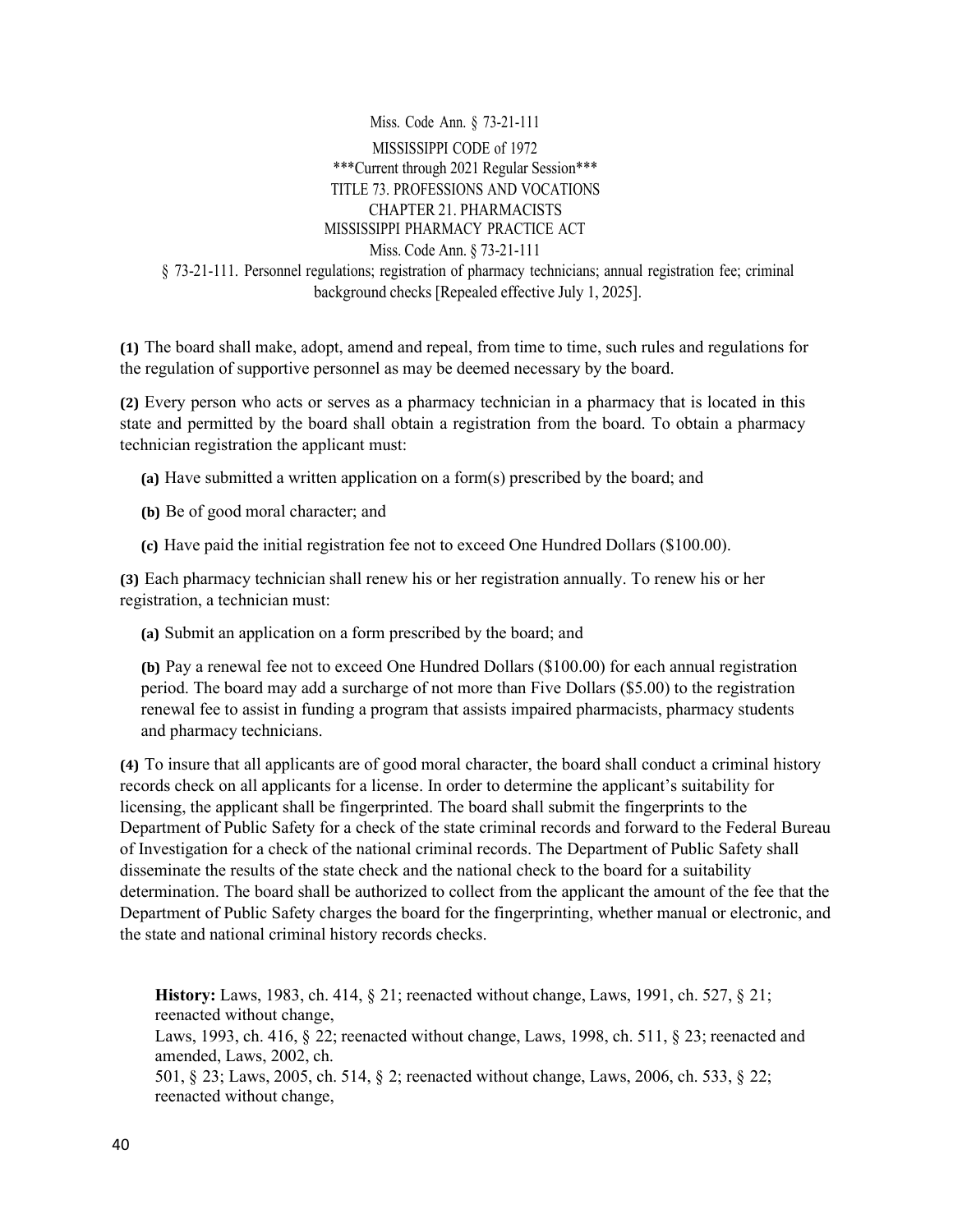Miss. Code Ann. § 73-21-111

MISSISSIPPI CODE of 1972

***Current through 2021 Regular Session***

TITLE 73. PROFESSIONS AND VOCATIONS

CHAPTER 21. PHARMACISTS

MISSISSIPPI PHARMACY PRACTICE ACT

Miss. Code Ann. § 73-21-111

§ 73-21-111. Personnel regulations; registration of pharmacy technicians; annual registration fee; criminal background checks [Repealed effective July 1, 2025].

**(1)** The board shall make, adopt, amend and repeal, from time to time, such rules and regulations for the regulation of supportive personnel as may be deemed necessary by the board.

**(2)** Every person who acts or serves as a pharmacy technician in a pharmacy that is located in this state and permitted by the board shall obtain a registration from the board. To obtain a pharmacy technician registration the applicant must:

**(a)** Have submitted a written application on a form(s) prescribed by the board; and

**(b)** Be of good moral character; and

**(c)** Have paid the initial registration fee not to exceed One Hundred Dollars ($100.00).

**(3)** Each pharmacy technician shall renew his or her registration annually. To renew his or her registration, a technician must:

**(a)** Submit an application on a form prescribed by the board; and

**(b)** Pay a renewal fee not to exceed One Hundred Dollars ($100.00) for each annual registration period. The board may add a surcharge of not more than Five Dollars ($5.00) to the registration renewal fee to assist in funding a program that assists impaired pharmacists, pharmacy students and pharmacy technicians.

**(4)** To insure that all applicants are of good moral character, the board shall conduct a criminal history records check on all applicants for a license. In order to determine the applicant's suitability for licensing, the applicant shall be fingerprinted. The board shall submit the fingerprints to the Department of Public Safety for a check of the state criminal records and forward to the Federal Bureau of Investigation for a check of the national criminal records. The Department of Public Safety shall disseminate the results of the state check and the national check to the board for a suitability determination. The board shall be authorized to collect from the applicant the amount of the fee that the Department of Public Safety charges the board for the fingerprinting, whether manual or electronic, and the state and national criminal history records checks.

**History:** Laws, 1983, ch. 414, § 21; reenacted without change, Laws, 1991, ch. 527, § 21; reenacted without change,
Laws, 1993, ch. 416, § 22; reenacted without change, Laws, 1998, ch. 511, § 23; reenacted and amended, Laws, 2002, ch.
501, § 23; Laws, 2005, ch. 514, § 2; reenacted without change, Laws, 2006, ch. 533, § 22; reenacted without change,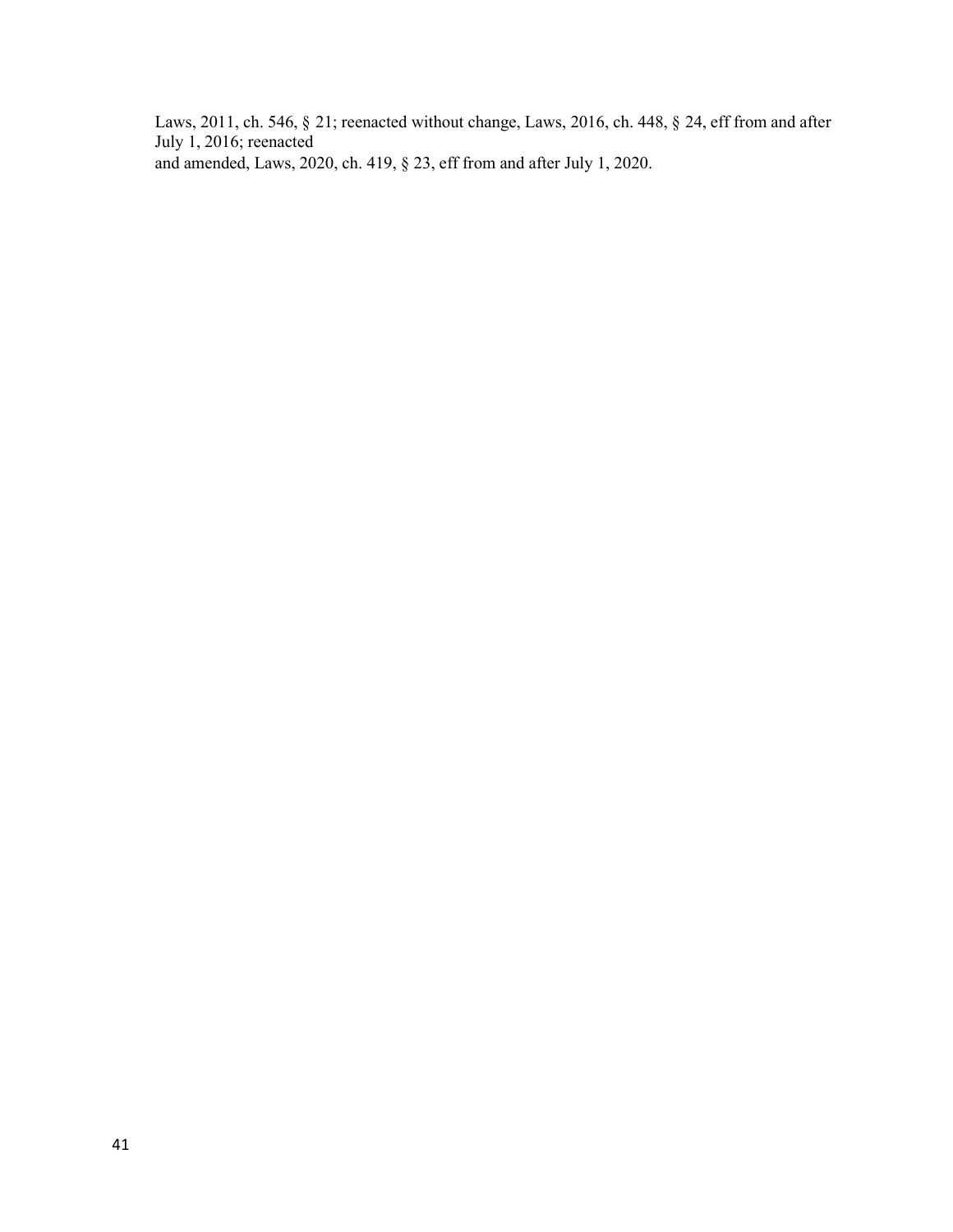Laws, 2011, ch. 546, § 21; reenacted without change, Laws, 2016, ch. 448, § 24, eff from and after July 1, 2016; reenacted and amended, Laws, 2020, ch. 419, § 23, eff from and after July 1, 2020.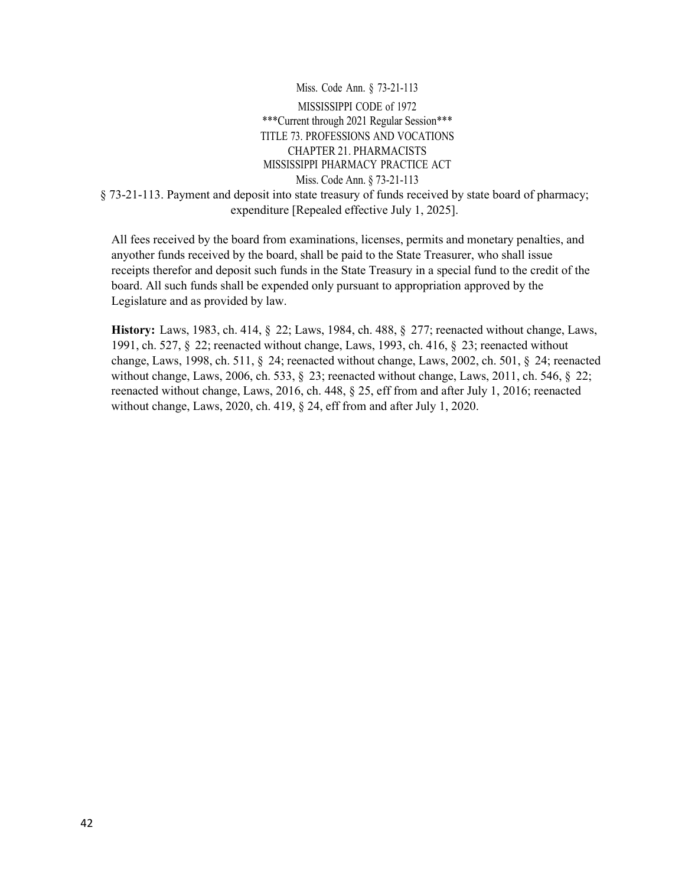Miss. Code Ann. § 73-21-113

MISSISSIPPI CODE of 1972
***Current through 2021 Regular Session***
TITLE 73. PROFESSIONS AND VOCATIONS
CHAPTER 21. PHARMACISTS
MISSISSIPPI PHARMACY PRACTICE ACT
Miss. Code Ann. § 73-21-113

## § 73-21-113. Payment and deposit into state treasury of funds received by state board of pharmacy; expenditure [Repealed effective July 1, 2025].

All fees received by the board from examinations, licenses, permits and monetary penalties, and anyother funds received by the board, shall be paid to the State Treasurer, who shall issue receipts therefor and deposit such funds in the State Treasury in a special fund to the credit of the board. All such funds shall be expended only pursuant to appropriation approved by the Legislature and as provided by law.

**History:** Laws, 1983, ch. 414, § 22; Laws, 1984, ch. 488, § 277; reenacted without change, Laws, 1991, ch. 527, § 22; reenacted without change, Laws, 1993, ch. 416, § 23; reenacted without change, Laws, 1998, ch. 511, § 24; reenacted without change, Laws, 2002, ch. 501, § 24; reenacted without change, Laws, 2006, ch. 533, § 23; reenacted without change, Laws, 2011, ch. 546, § 22; reenacted without change, Laws, 2016, ch. 448, § 25, eff from and after July 1, 2016; reenacted without change, Laws, 2020, ch. 419, § 24, eff from and after July 1, 2020.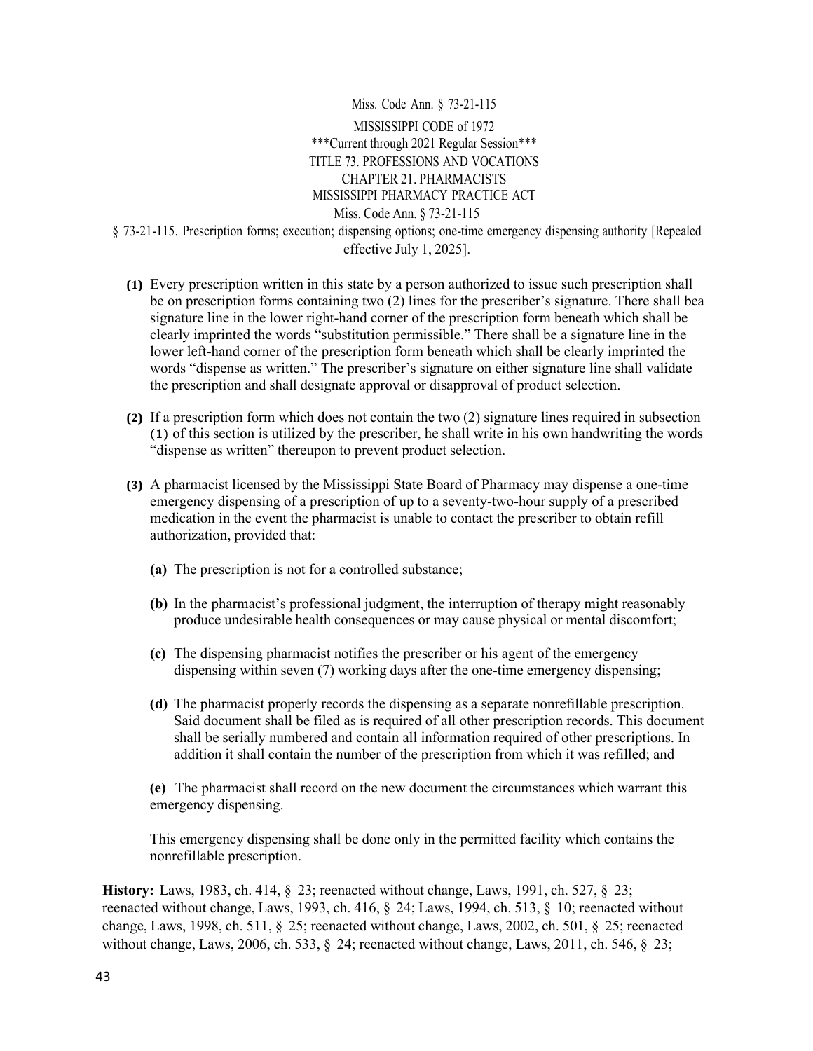Miss. Code Ann. § 73-21-115

MISSISSIPPI CODE of 1972
***Current through 2021 Regular Session***
TITLE 73. PROFESSIONS AND VOCATIONS
CHAPTER 21. PHARMACISTS
MISSISSIPPI PHARMACY PRACTICE ACT
Miss. Code Ann. § 73-21-115

§ 73-21-115. Prescription forms; execution; dispensing options; one-time emergency dispensing authority [Repealed effective July 1, 2025].

**(1)** Every prescription written in this state by a person authorized to issue such prescription shall be on prescription forms containing two (2) lines for the prescriber's signature. There shall bea signature line in the lower right-hand corner of the prescription form beneath which shall be clearly imprinted the words "substitution permissible." There shall be a signature line in the lower left-hand corner of the prescription form beneath which shall be clearly imprinted the words "dispense as written." The prescriber's signature on either signature line shall validate the prescription and shall designate approval or disapproval of product selection.

**(2)** If a prescription form which does not contain the two (2) signature lines required in subsection (1) of this section is utilized by the prescriber, he shall write in his own handwriting the words "dispense as written" thereupon to prevent product selection.

**(3)** A pharmacist licensed by the Mississippi State Board of Pharmacy may dispense a one-time emergency dispensing of a prescription of up to a seventy-two-hour supply of a prescribed medication in the event the pharmacist is unable to contact the prescriber to obtain refill authorization, provided that:

**(a)** The prescription is not for a controlled substance;

**(b)** In the pharmacist's professional judgment, the interruption of therapy might reasonably produce undesirable health consequences or may cause physical or mental discomfort;

**(c)** The dispensing pharmacist notifies the prescriber or his agent of the emergency dispensing within seven (7) working days after the one-time emergency dispensing;

**(d)** The pharmacist properly records the dispensing as a separate nonrefillable prescription. Said document shall be filed as is required of all other prescription records. This document shall be serially numbered and contain all information required of other prescriptions. In addition it shall contain the number of the prescription from which it was refilled; and

**(e)** The pharmacist shall record on the new document the circumstances which warrant this emergency dispensing.

This emergency dispensing shall be done only in the permitted facility which contains the nonrefillable prescription.

**History:** Laws, 1983, ch. 414, § 23; reenacted without change, Laws, 1991, ch. 527, § 23; reenacted without change, Laws, 1993, ch. 416, § 24; Laws, 1994, ch. 513, § 10; reenacted without change, Laws, 1998, ch. 511, § 25; reenacted without change, Laws, 2002, ch. 501, § 25; reenacted without change, Laws, 2006, ch. 533, § 24; reenacted without change, Laws, 2011, ch. 546, § 23;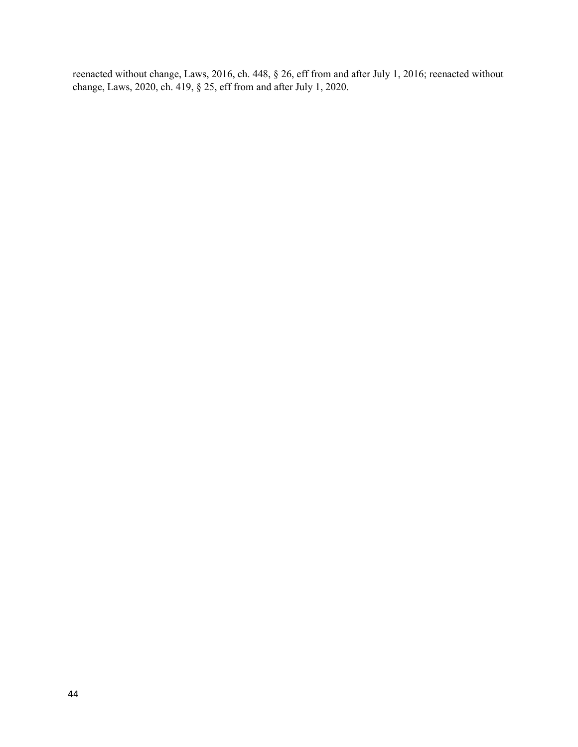reenacted without change, Laws, 2016, ch. 448, § 26, eff from and after July 1, 2016; reenacted without change, Laws, 2020, ch. 419, § 25, eff from and after July 1, 2020.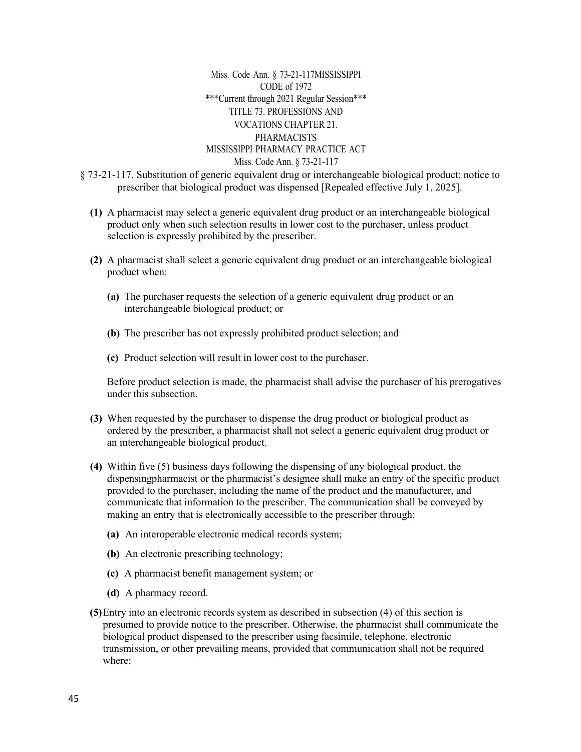Miss. Code Ann. § 73-21-117MISSISSIPPI CODE of 1972
***Current through 2021 Regular Session***
TITLE 73. PROFESSIONS AND VOCATIONS CHAPTER 21. PHARMACISTS
MISSISSIPPI PHARMACY PRACTICE ACT
Miss. Code Ann. § 73-21-117

§ 73-21-117. Substitution of generic equivalent drug or interchangeable biological product; notice to prescriber that biological product was dispensed [Repealed effective July 1, 2025].

**(1)** A pharmacist may select a generic equivalent drug product or an interchangeable biological product only when such selection results in lower cost to the purchaser, unless product selection is expressly prohibited by the prescriber.

**(2)** A pharmacist shall select a generic equivalent drug product or an interchangeable biological product when:

**(a)** The purchaser requests the selection of a generic equivalent drug product or an interchangeable biological product; or

**(b)** The prescriber has not expressly prohibited product selection; and

**(c)** Product selection will result in lower cost to the purchaser.

Before product selection is made, the pharmacist shall advise the purchaser of his prerogatives under this subsection.

**(3)** When requested by the purchaser to dispense the drug product or biological product as ordered by the prescriber, a pharmacist shall not select a generic equivalent drug product or an interchangeable biological product.

**(4)** Within five (5) business days following the dispensing of any biological product, the dispensingpharmacist or the pharmacist's designee shall make an entry of the specific product provided to the purchaser, including the name of the product and the manufacturer, and communicate that information to the prescriber. The communication shall be conveyed by making an entry that is electronically accessible to the prescriber through:

**(a)** An interoperable electronic medical records system;

**(b)** An electronic prescribing technology;

**(c)** A pharmacist benefit management system; or

**(d)** A pharmacy record.

**(5)** Entry into an electronic records system as described in subsection (4) of this section is presumed to provide notice to the prescriber. Otherwise, the pharmacist shall communicate the biological product dispensed to the prescriber using facsimile, telephone, electronic transmission, or other prevailing means, provided that communication shall not be required where: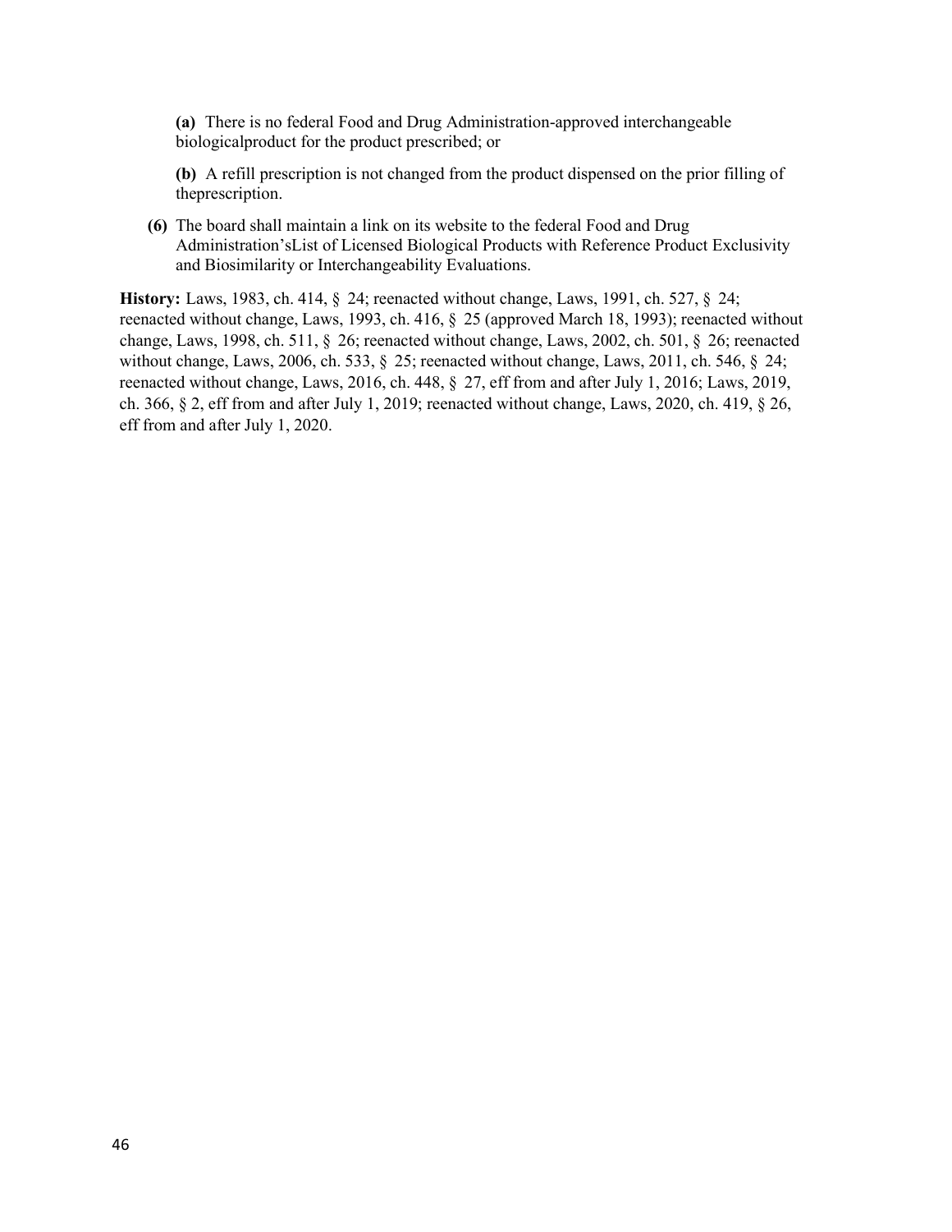**(a)** There is no federal Food and Drug Administration-approved interchangeable biologicalproduct for the product prescribed; or

**(b)** A refill prescription is not changed from the product dispensed on the prior filling of theprescription.

**(6)** The board shall maintain a link on its website to the federal Food and Drug Administration'sList of Licensed Biological Products with Reference Product Exclusivity and Biosimilarity or Interchangeability Evaluations.

**History:** Laws, 1983, ch. 414, § 24; reenacted without change, Laws, 1991, ch. 527, § 24; reenacted without change, Laws, 1993, ch. 416, § 25 (approved March 18, 1993); reenacted without change, Laws, 1998, ch. 511, § 26; reenacted without change, Laws, 2002, ch. 501, § 26; reenacted without change, Laws, 2006, ch. 533, § 25; reenacted without change, Laws, 2011, ch. 546, § 24; reenacted without change, Laws, 2016, ch. 448, § 27, eff from and after July 1, 2016; Laws, 2019, ch. 366, § 2, eff from and after July 1, 2019; reenacted without change, Laws, 2020, ch. 419, § 26, eff from and after July 1, 2020.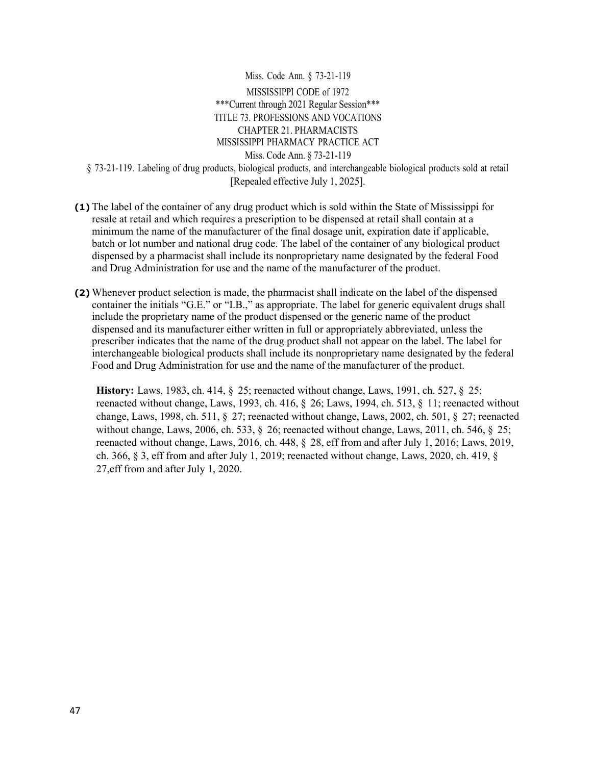Miss. Code Ann. § 73-21-119

MISSISSIPPI CODE of 1972
***Current through 2021 Regular Session***
TITLE 73. PROFESSIONS AND VOCATIONS
CHAPTER 21. PHARMACISTS
MISSISSIPPI PHARMACY PRACTICE ACT
Miss. Code Ann. § 73-21-119

§ 73-21-119. Labeling of drug products, biological products, and interchangeable biological products sold at retail [Repealed effective July 1, 2025].

**(1)** The label of the container of any drug product which is sold within the State of Mississippi for resale at retail and which requires a prescription to be dispensed at retail shall contain at a minimum the name of the manufacturer of the final dosage unit, expiration date if applicable, batch or lot number and national drug code. The label of the container of any biological product dispensed by a pharmacist shall include its nonproprietary name designated by the federal Food and Drug Administration for use and the name of the manufacturer of the product.

**(2)** Whenever product selection is made, the pharmacist shall indicate on the label of the dispensed container the initials "G.E." or "I.B.," as appropriate. The label for generic equivalent drugs shall include the proprietary name of the product dispensed or the generic name of the product dispensed and its manufacturer either written in full or appropriately abbreviated, unless the prescriber indicates that the name of the drug product shall not appear on the label. The label for interchangeable biological products shall include its nonproprietary name designated by the federal Food and Drug Administration for use and the name of the manufacturer of the product.

**History:** Laws, 1983, ch. 414, § 25; reenacted without change, Laws, 1991, ch. 527, § 25; reenacted without change, Laws, 1993, ch. 416, § 26; Laws, 1994, ch. 513, § 11; reenacted without change, Laws, 1998, ch. 511, § 27; reenacted without change, Laws, 2002, ch. 501, § 27; reenacted without change, Laws, 2006, ch. 533, § 26; reenacted without change, Laws, 2011, ch. 546, § 25; reenacted without change, Laws, 2016, ch. 448, § 28, eff from and after July 1, 2016; Laws, 2019, ch. 366, § 3, eff from and after July 1, 2019; reenacted without change, Laws, 2020, ch. 419, § 27,eff from and after July 1, 2020.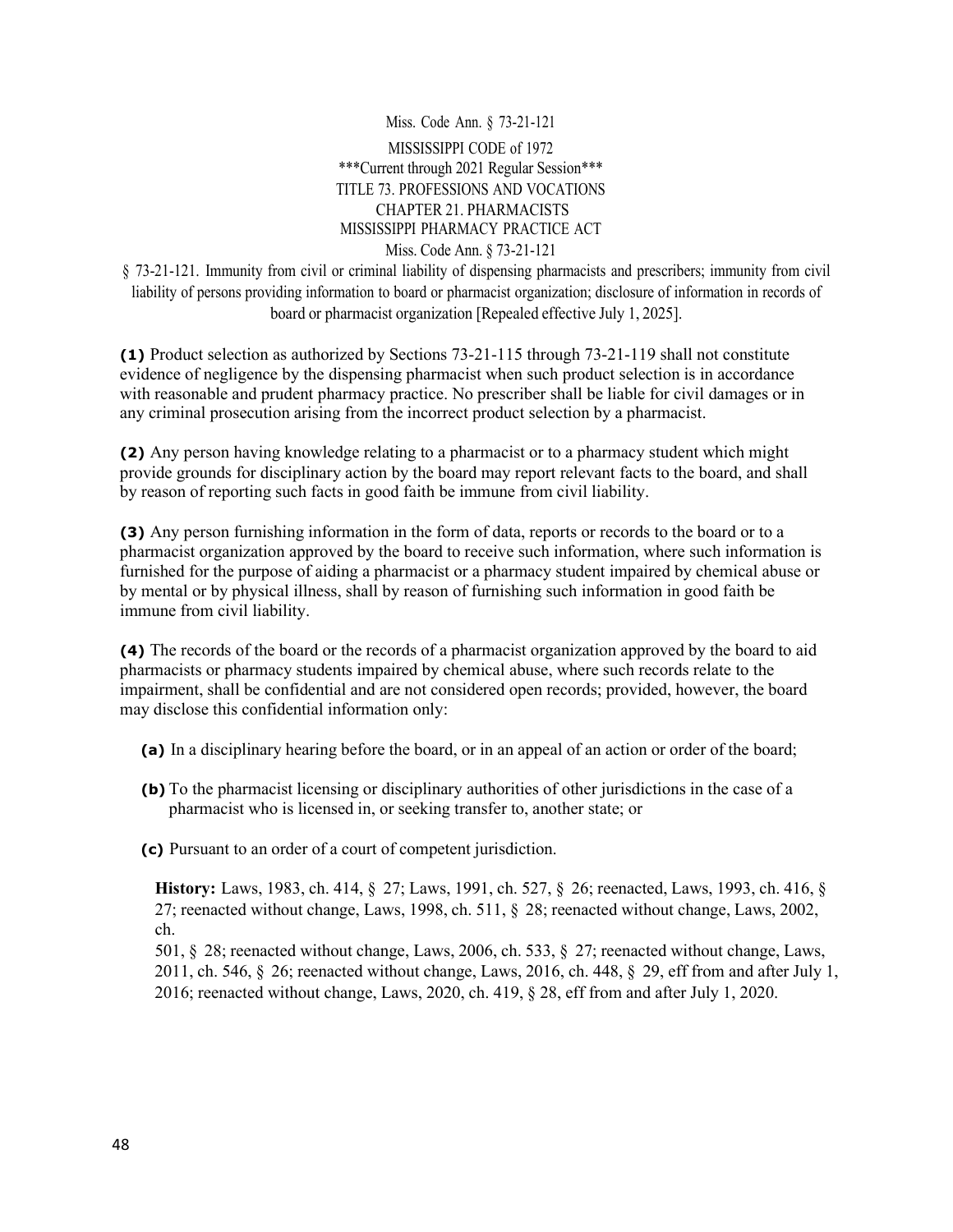Miss. Code Ann. § 73-21-121

MISSISSIPPI CODE of 1972
***Current through 2021 Regular Session***
TITLE 73. PROFESSIONS AND VOCATIONS
CHAPTER 21. PHARMACISTS
MISSISSIPPI PHARMACY PRACTICE ACT
Miss. Code Ann. § 73-21-121

§ 73-21-121. Immunity from civil or criminal liability of dispensing pharmacists and prescribers; immunity from civil liability of persons providing information to board or pharmacist organization; disclosure of information in records of board or pharmacist organization [Repealed effective July 1, 2025].

**(1)** Product selection as authorized by Sections 73-21-115 through 73-21-119 shall not constitute evidence of negligence by the dispensing pharmacist when such product selection is in accordance with reasonable and prudent pharmacy practice. No prescriber shall be liable for civil damages or in any criminal prosecution arising from the incorrect product selection by a pharmacist.

**(2)** Any person having knowledge relating to a pharmacist or to a pharmacy student which might provide grounds for disciplinary action by the board may report relevant facts to the board, and shall by reason of reporting such facts in good faith be immune from civil liability.

**(3)** Any person furnishing information in the form of data, reports or records to the board or to a pharmacist organization approved by the board to receive such information, where such information is furnished for the purpose of aiding a pharmacist or a pharmacy student impaired by chemical abuse or by mental or by physical illness, shall by reason of furnishing such information in good faith be immune from civil liability.

**(4)** The records of the board or the records of a pharmacist organization approved by the board to aid pharmacists or pharmacy students impaired by chemical abuse, where such records relate to the impairment, shall be confidential and are not considered open records; provided, however, the board may disclose this confidential information only:

**(a)** In a disciplinary hearing before the board, or in an appeal of an action or order of the board;

**(b)** To the pharmacist licensing or disciplinary authorities of other jurisdictions in the case of a pharmacist who is licensed in, or seeking transfer to, another state; or

**(c)** Pursuant to an order of a court of competent jurisdiction.

**History:** Laws, 1983, ch. 414, § 27; Laws, 1991, ch. 527, § 26; reenacted, Laws, 1993, ch. 416, § 27; reenacted without change, Laws, 1998, ch. 511, § 28; reenacted without change, Laws, 2002, ch.
501, § 28; reenacted without change, Laws, 2006, ch. 533, § 27; reenacted without change, Laws, 2011, ch. 546, § 26; reenacted without change, Laws, 2016, ch. 448, § 29, eff from and after July 1, 2016; reenacted without change, Laws, 2020, ch. 419, § 28, eff from and after July 1, 2020.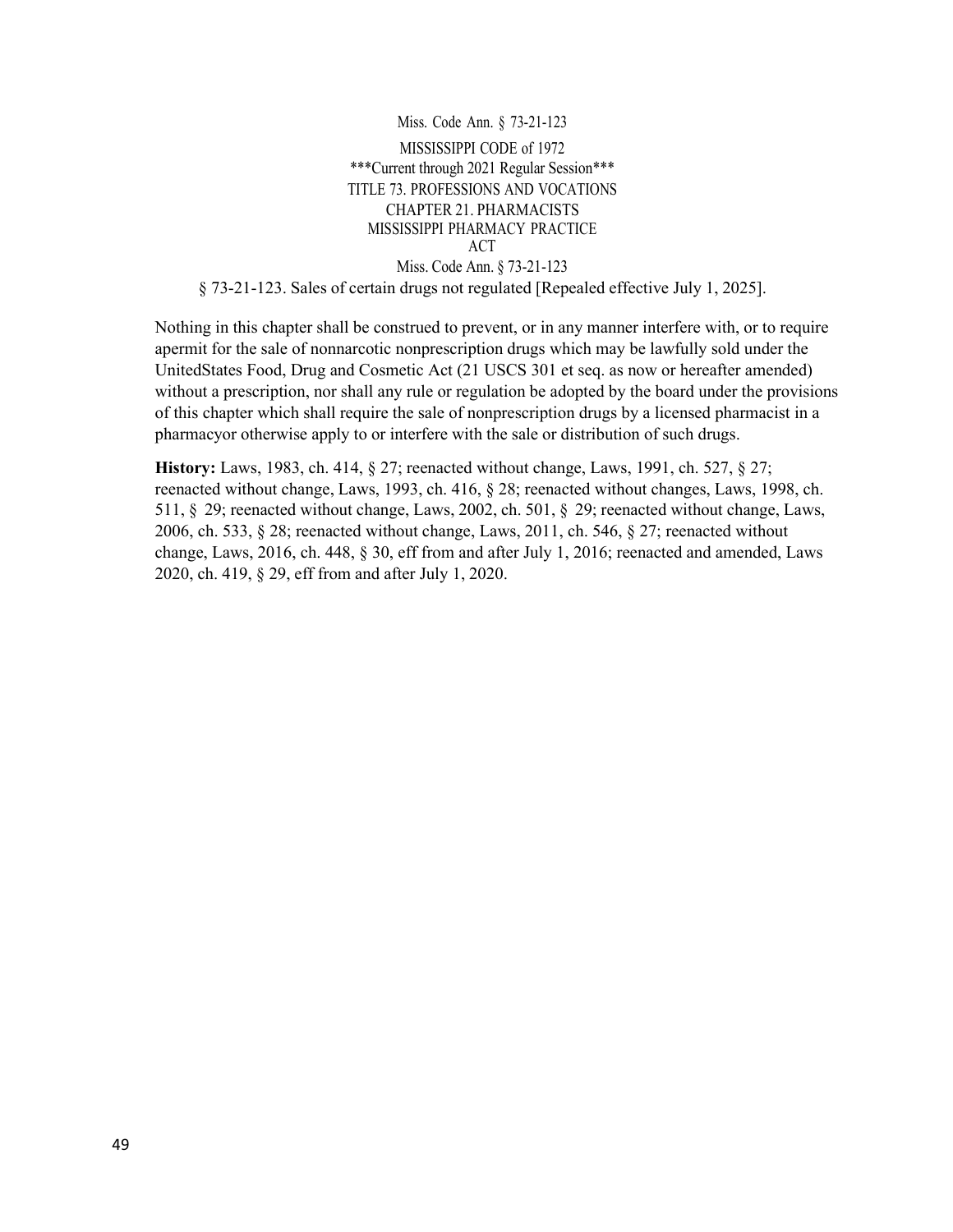Miss. Code Ann. § 73-21-123

MISSISSIPPI CODE of 1972
***Current through 2021 Regular Session***
TITLE 73. PROFESSIONS AND VOCATIONS
CHAPTER 21. PHARMACISTS
MISSISSIPPI PHARMACY PRACTICE ACT

Miss. Code Ann. § 73-21-123

§ 73-21-123. Sales of certain drugs not regulated [Repealed effective July 1, 2025].

Nothing in this chapter shall be construed to prevent, or in any manner interfere with, or to require apermit for the sale of nonnarcotic nonprescription drugs which may be lawfully sold under the UnitedStates Food, Drug and Cosmetic Act (21 USCS 301 et seq. as now or hereafter amended) without a prescription, nor shall any rule or regulation be adopted by the board under the provisions of this chapter which shall require the sale of nonprescription drugs by a licensed pharmacist in a pharmacyor otherwise apply to or interfere with the sale or distribution of such drugs.

**History:** Laws, 1983, ch. 414, § 27; reenacted without change, Laws, 1991, ch. 527, § 27; reenacted without change, Laws, 1993, ch. 416, § 28; reenacted without changes, Laws, 1998, ch. 511, § 29; reenacted without change, Laws, 2002, ch. 501, § 29; reenacted without change, Laws, 2006, ch. 533, § 28; reenacted without change, Laws, 2011, ch. 546, § 27; reenacted without change, Laws, 2016, ch. 448, § 30, eff from and after July 1, 2016; reenacted and amended, Laws 2020, ch. 419, § 29, eff from and after July 1, 2020.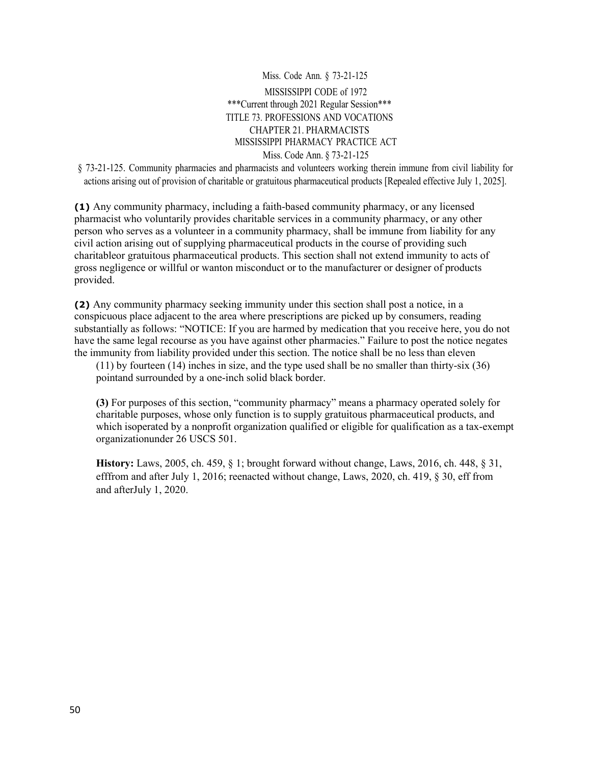Miss. Code Ann. § 73-21-125

MISSISSIPPI CODE of 1972
***Current through 2021 Regular Session***
TITLE 73. PROFESSIONS AND VOCATIONS
CHAPTER 21. PHARMACISTS
MISSISSIPPI PHARMACY PRACTICE ACT
Miss. Code Ann. § 73-21-125

§ 73-21-125. Community pharmacies and pharmacists and volunteers working therein immune from civil liability for actions arising out of provision of charitable or gratuitous pharmaceutical products [Repealed effective July 1, 2025].

**(1)** Any community pharmacy, including a faith-based community pharmacy, or any licensed pharmacist who voluntarily provides charitable services in a community pharmacy, or any other person who serves as a volunteer in a community pharmacy, shall be immune from liability for any civil action arising out of supplying pharmaceutical products in the course of providing such charitableor gratuitous pharmaceutical products. This section shall not extend immunity to acts of gross negligence or willful or wanton misconduct or to the manufacturer or designer of products provided.

**(2)** Any community pharmacy seeking immunity under this section shall post a notice, in a conspicuous place adjacent to the area where prescriptions are picked up by consumers, reading substantially as follows: "NOTICE: If you are harmed by medication that you receive here, you do not have the same legal recourse as you have against other pharmacies." Failure to post the notice negates the immunity from liability provided under this section. The notice shall be no less than eleven (11) by fourteen (14) inches in size, and the type used shall be no smaller than thirty-six (36) pointand surrounded by a one-inch solid black border.

**(3)** For purposes of this section, "community pharmacy" means a pharmacy operated solely for charitable purposes, whose only function is to supply gratuitous pharmaceutical products, and which isoperated by a nonprofit organization qualified or eligible for qualification as a tax-exempt organizationunder 26 USCS 501.

**History:** Laws, 2005, ch. 459, § 1; brought forward without change, Laws, 2016, ch. 448, § 31, efffrom and after July 1, 2016; reenacted without change, Laws, 2020, ch. 419, § 30, eff from and afterJuly 1, 2020.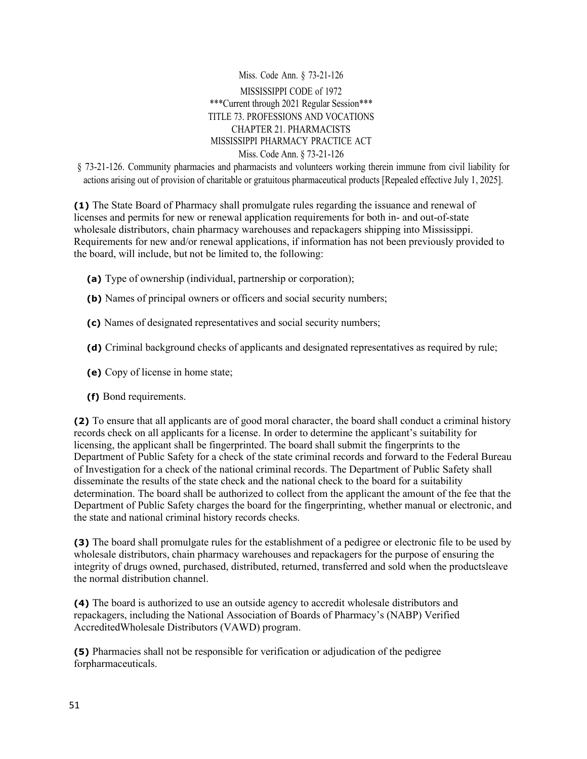Miss. Code Ann. § 73-21-126

MISSISSIPPI CODE of 1972
***Current through 2021 Regular Session***
TITLE 73. PROFESSIONS AND VOCATIONS
CHAPTER 21. PHARMACISTS
MISSISSIPPI PHARMACY PRACTICE ACT
Miss. Code Ann. § 73-21-126

§ 73-21-126. Community pharmacies and pharmacists and volunteers working therein immune from civil liability for actions arising out of provision of charitable or gratuitous pharmaceutical products [Repealed effective July 1, 2025].

**(1)** The State Board of Pharmacy shall promulgate rules regarding the issuance and renewal of licenses and permits for new or renewal application requirements for both in- and out-of-state wholesale distributors, chain pharmacy warehouses and repackagers shipping into Mississippi. Requirements for new and/or renewal applications, if information has not been previously provided to the board, will include, but not be limited to, the following:

- **(a)** Type of ownership (individual, partnership or corporation);
- **(b)** Names of principal owners or officers and social security numbers;
- **(c)** Names of designated representatives and social security numbers;
- **(d)** Criminal background checks of applicants and designated representatives as required by rule;
- **(e)** Copy of license in home state;
- **(f)** Bond requirements.

**(2)** To ensure that all applicants are of good moral character, the board shall conduct a criminal history records check on all applicants for a license. In order to determine the applicant's suitability for licensing, the applicant shall be fingerprinted. The board shall submit the fingerprints to the Department of Public Safety for a check of the state criminal records and forward to the Federal Bureau of Investigation for a check of the national criminal records. The Department of Public Safety shall disseminate the results of the state check and the national check to the board for a suitability determination. The board shall be authorized to collect from the applicant the amount of the fee that the Department of Public Safety charges the board for the fingerprinting, whether manual or electronic, and the state and national criminal history records checks.

**(3)** The board shall promulgate rules for the establishment of a pedigree or electronic file to be used by wholesale distributors, chain pharmacy warehouses and repackagers for the purpose of ensuring the integrity of drugs owned, purchased, distributed, returned, transferred and sold when the productsleave the normal distribution channel.

**(4)** The board is authorized to use an outside agency to accredit wholesale distributors and repackagers, including the National Association of Boards of Pharmacy's (NABP) Verified AccreditedWholesale Distributors (VAWD) program.

**(5)** Pharmacies shall not be responsible for verification or adjudication of the pedigree forpharmaceuticals.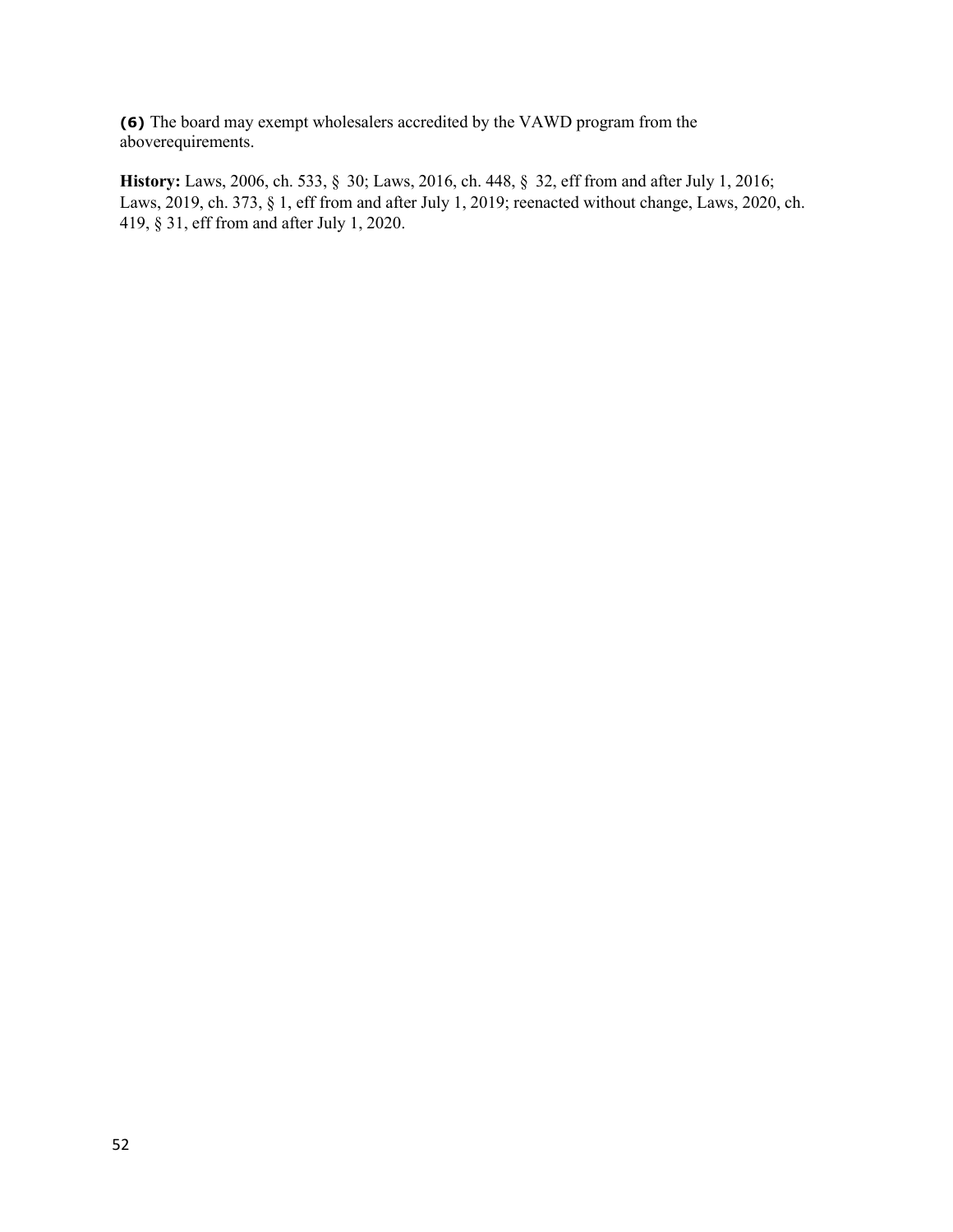**(6)** The board may exempt wholesalers accredited by the VAWD program from the aboverequirements.

**History:** Laws, 2006, ch. 533, § 30; Laws, 2016, ch. 448, § 32, eff from and after July 1, 2016; Laws, 2019, ch. 373, § 1, eff from and after July 1, 2019; reenacted without change, Laws, 2020, ch. 419, § 31, eff from and after July 1, 2020.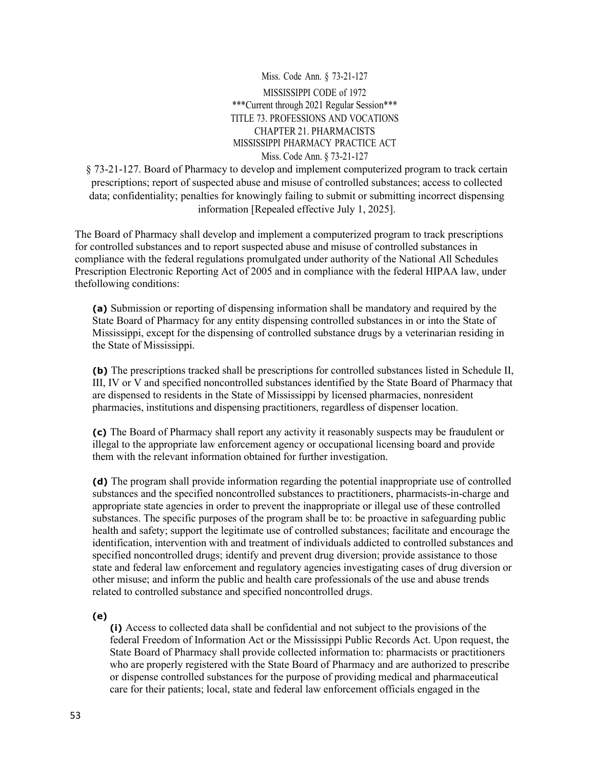Miss. Code Ann. § 73-21-127

MISSISSIPPI CODE of 1972
***Current through 2021 Regular Session***
TITLE 73. PROFESSIONS AND VOCATIONS
CHAPTER 21. PHARMACISTS
MISSISSIPPI PHARMACY PRACTICE ACT
Miss. Code Ann. § 73-21-127

## § 73-21-127. Board of Pharmacy to develop and implement computerized program to track certain prescriptions; report of suspected abuse and misuse of controlled substances; access to collected data; confidentiality; penalties for knowingly failing to submit or submitting incorrect dispensing information [Repealed effective July 1, 2025].

The Board of Pharmacy shall develop and implement a computerized program to track prescriptions for controlled substances and to report suspected abuse and misuse of controlled substances in compliance with the federal regulations promulgated under authority of the National All Schedules Prescription Electronic Reporting Act of 2005 and in compliance with the federal HIPAA law, under thefollowing conditions:

**(a)** Submission or reporting of dispensing information shall be mandatory and required by the State Board of Pharmacy for any entity dispensing controlled substances in or into the State of Mississippi, except for the dispensing of controlled substance drugs by a veterinarian residing in the State of Mississippi.

**(b)** The prescriptions tracked shall be prescriptions for controlled substances listed in Schedule II, III, IV or V and specified noncontrolled substances identified by the State Board of Pharmacy that are dispensed to residents in the State of Mississippi by licensed pharmacies, nonresident pharmacies, institutions and dispensing practitioners, regardless of dispenser location.

**(c)** The Board of Pharmacy shall report any activity it reasonably suspects may be fraudulent or illegal to the appropriate law enforcement agency or occupational licensing board and provide them with the relevant information obtained for further investigation.

**(d)** The program shall provide information regarding the potential inappropriate use of controlled substances and the specified noncontrolled substances to practitioners, pharmacists-in-charge and appropriate state agencies in order to prevent the inappropriate or illegal use of these controlled substances. The specific purposes of the program shall be to: be proactive in safeguarding public health and safety; support the legitimate use of controlled substances; facilitate and encourage the identification, intervention with and treatment of individuals addicted to controlled substances and specified noncontrolled drugs; identify and prevent drug diversion; provide assistance to those state and federal law enforcement and regulatory agencies investigating cases of drug diversion or other misuse; and inform the public and health care professionals of the use and abuse trends related to controlled substance and specified noncontrolled drugs.

**(e)**

**(i)** Access to collected data shall be confidential and not subject to the provisions of the federal Freedom of Information Act or the Mississippi Public Records Act. Upon request, the State Board of Pharmacy shall provide collected information to: pharmacists or practitioners who are properly registered with the State Board of Pharmacy and are authorized to prescribe or dispense controlled substances for the purpose of providing medical and pharmaceutical care for their patients; local, state and federal law enforcement officials engaged in the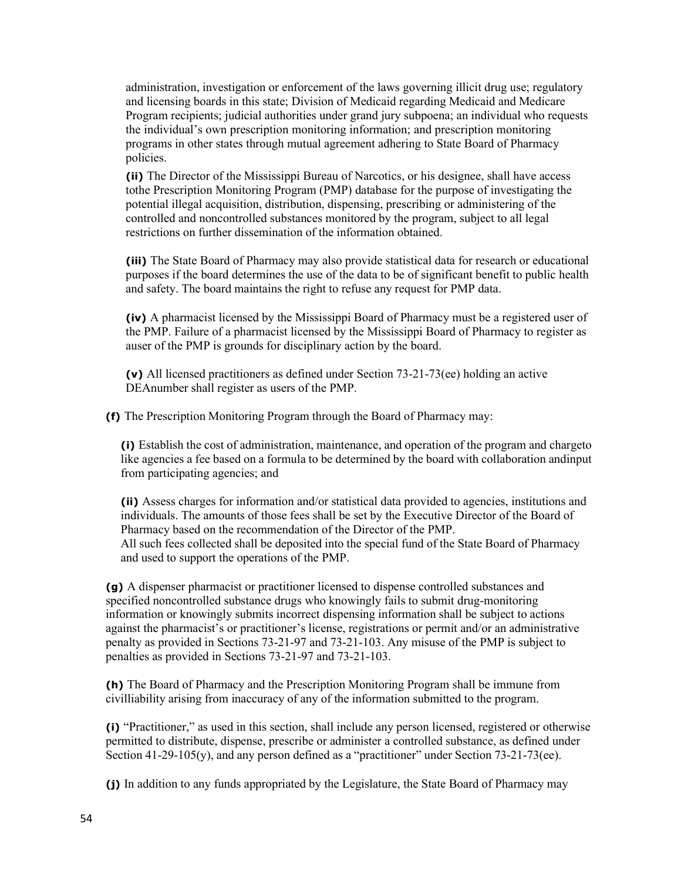administration, investigation or enforcement of the laws governing illicit drug use; regulatory and licensing boards in this state; Division of Medicaid regarding Medicaid and Medicare Program recipients; judicial authorities under grand jury subpoena; an individual who requests the individual's own prescription monitoring information; and prescription monitoring programs in other states through mutual agreement adhering to State Board of Pharmacy policies.

**(ii)** The Director of the Mississippi Bureau of Narcotics, or his designee, shall have access tothe Prescription Monitoring Program (PMP) database for the purpose of investigating the potential illegal acquisition, distribution, dispensing, prescribing or administering of the controlled and noncontrolled substances monitored by the program, subject to all legal restrictions on further dissemination of the information obtained.

**(iii)** The State Board of Pharmacy may also provide statistical data for research or educational purposes if the board determines the use of the data to be of significant benefit to public health and safety. The board maintains the right to refuse any request for PMP data.

**(iv)** A pharmacist licensed by the Mississippi Board of Pharmacy must be a registered user of the PMP. Failure of a pharmacist licensed by the Mississippi Board of Pharmacy to register as auser of the PMP is grounds for disciplinary action by the board.

**(v)** All licensed practitioners as defined under Section 73-21-73(ee) holding an active DEAnumber shall register as users of the PMP.

**(f)** The Prescription Monitoring Program through the Board of Pharmacy may:

**(i)** Establish the cost of administration, maintenance, and operation of the program and chargeto like agencies a fee based on a formula to be determined by the board with collaboration andinput from participating agencies; and

**(ii)** Assess charges for information and/or statistical data provided to agencies, institutions and individuals. The amounts of those fees shall be set by the Executive Director of the Board of Pharmacy based on the recommendation of the Director of the PMP.
All such fees collected shall be deposited into the special fund of the State Board of Pharmacy and used to support the operations of the PMP.

**(g)** A dispenser pharmacist or practitioner licensed to dispense controlled substances and specified noncontrolled substance drugs who knowingly fails to submit drug-monitoring information or knowingly submits incorrect dispensing information shall be subject to actions against the pharmacist's or practitioner's license, registrations or permit and/or an administrative penalty as provided in Sections 73-21-97 and 73-21-103. Any misuse of the PMP is subject to penalties as provided in Sections 73-21-97 and 73-21-103.

**(h)** The Board of Pharmacy and the Prescription Monitoring Program shall be immune from civilliability arising from inaccuracy of any of the information submitted to the program.

**(i)** "Practitioner," as used in this section, shall include any person licensed, registered or otherwise permitted to distribute, dispense, prescribe or administer a controlled substance, as defined under Section 41-29-105(y), and any person defined as a "practitioner" under Section 73-21-73(ee).

**(j)** In addition to any funds appropriated by the Legislature, the State Board of Pharmacy may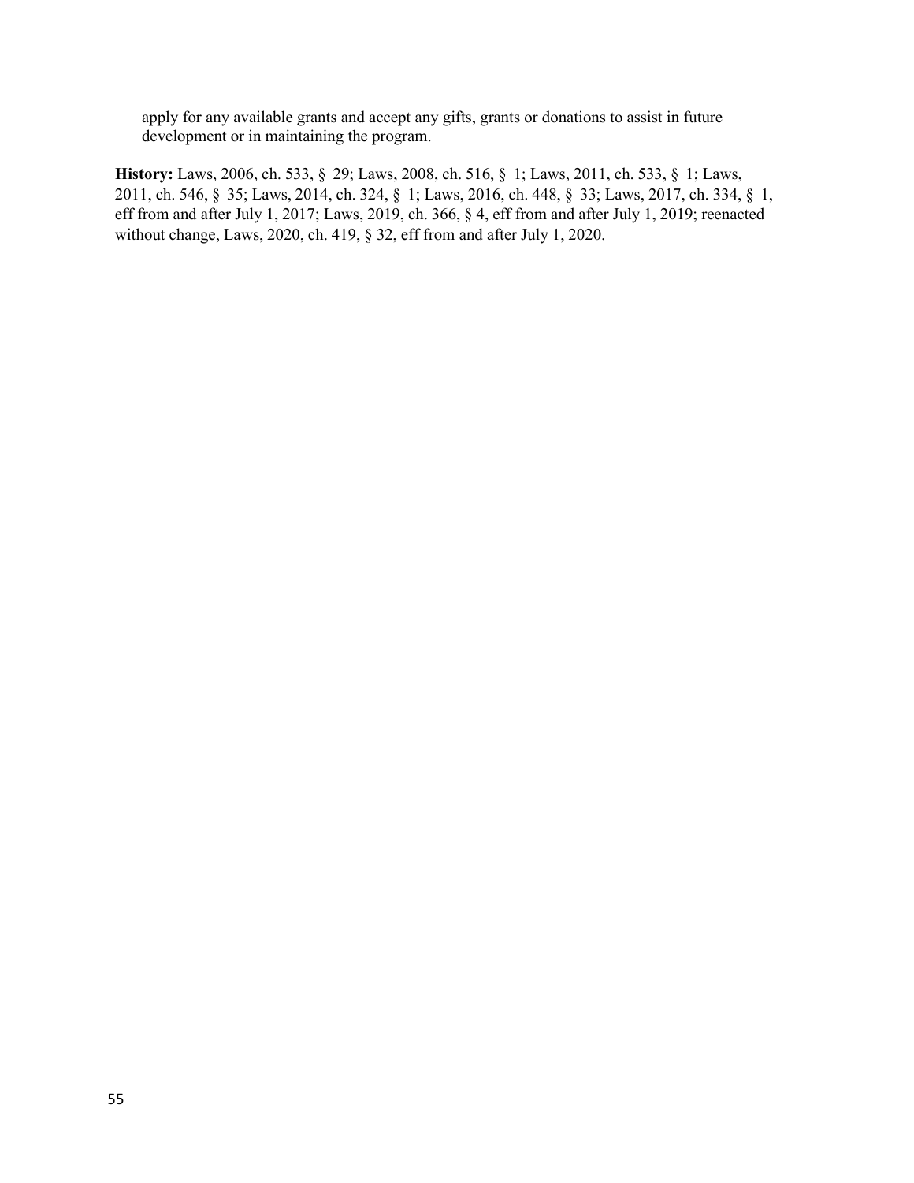apply for any available grants and accept any gifts, grants or donations to assist in future development or in maintaining the program.

**History:** Laws, 2006, ch. 533, § 29; Laws, 2008, ch. 516, § 1; Laws, 2011, ch. 533, § 1; Laws, 2011, ch. 546, § 35; Laws, 2014, ch. 324, § 1; Laws, 2016, ch. 448, § 33; Laws, 2017, ch. 334, § 1, eff from and after July 1, 2017; Laws, 2019, ch. 366, § 4, eff from and after July 1, 2019; reenacted without change, Laws, 2020, ch. 419, § 32, eff from and after July 1, 2020.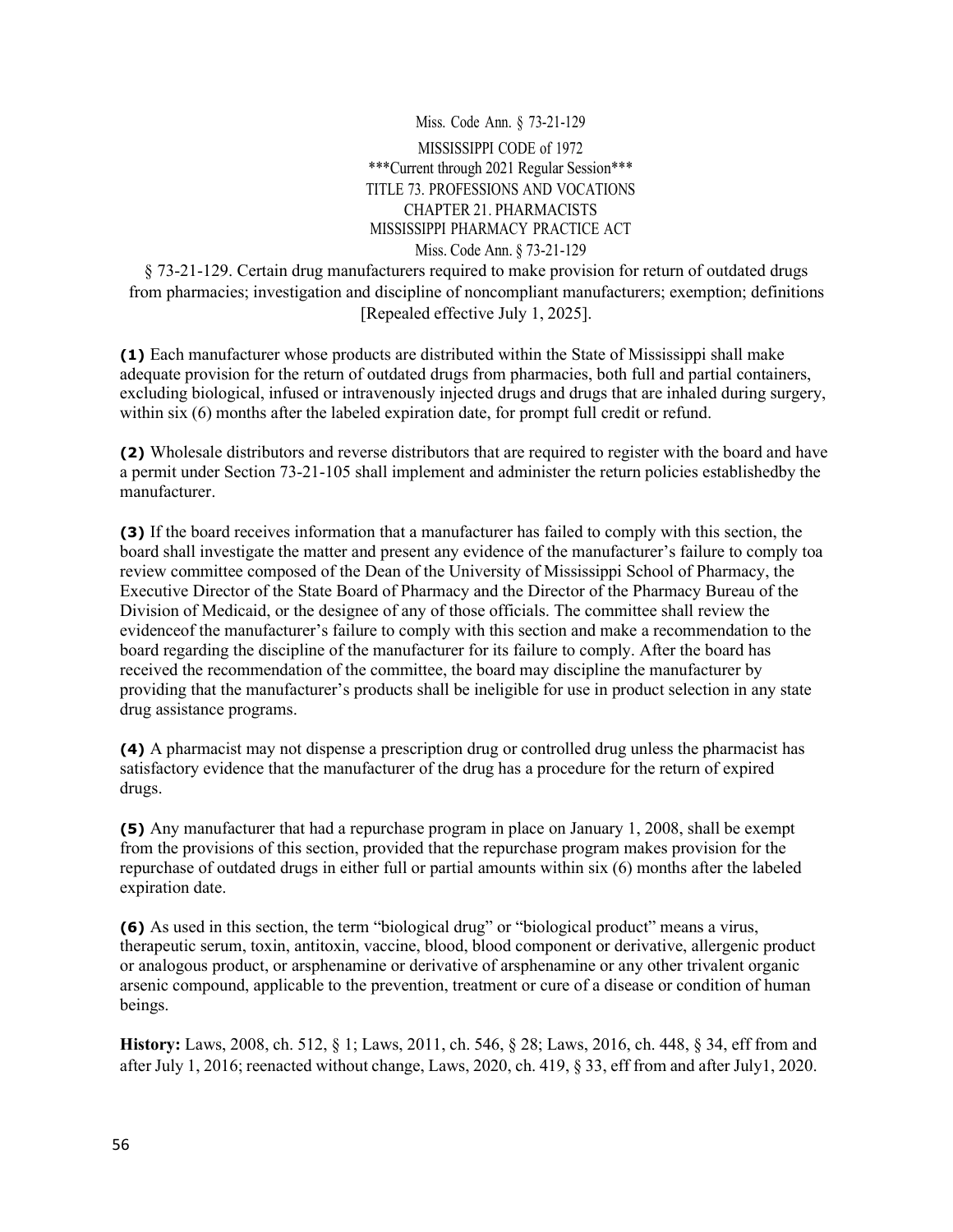Miss. Code Ann. § 73-21-129

MISSISSIPPI CODE of 1972
***Current through 2021 Regular Session***
TITLE 73. PROFESSIONS AND VOCATIONS
CHAPTER 21. PHARMACISTS
MISSISSIPPI PHARMACY PRACTICE ACT
Miss. Code Ann. § 73-21-129

§ 73-21-129. Certain drug manufacturers required to make provision for return of outdated drugs from pharmacies; investigation and discipline of noncompliant manufacturers; exemption; definitions [Repealed effective July 1, 2025].

**(1)** Each manufacturer whose products are distributed within the State of Mississippi shall make adequate provision for the return of outdated drugs from pharmacies, both full and partial containers, excluding biological, infused or intravenously injected drugs and drugs that are inhaled during surgery, within six (6) months after the labeled expiration date, for prompt full credit or refund.

**(2)** Wholesale distributors and reverse distributors that are required to register with the board and have a permit under Section 73-21-105 shall implement and administer the return policies establishedby the manufacturer.

**(3)** If the board receives information that a manufacturer has failed to comply with this section, the board shall investigate the matter and present any evidence of the manufacturer's failure to comply toa review committee composed of the Dean of the University of Mississippi School of Pharmacy, the Executive Director of the State Board of Pharmacy and the Director of the Pharmacy Bureau of the Division of Medicaid, or the designee of any of those officials. The committee shall review the evidenceof the manufacturer's failure to comply with this section and make a recommendation to the board regarding the discipline of the manufacturer for its failure to comply. After the board has received the recommendation of the committee, the board may discipline the manufacturer by providing that the manufacturer's products shall be ineligible for use in product selection in any state drug assistance programs.

**(4)** A pharmacist may not dispense a prescription drug or controlled drug unless the pharmacist has satisfactory evidence that the manufacturer of the drug has a procedure for the return of expired drugs.

**(5)** Any manufacturer that had a repurchase program in place on January 1, 2008, shall be exempt from the provisions of this section, provided that the repurchase program makes provision for the repurchase of outdated drugs in either full or partial amounts within six (6) months after the labeled expiration date.

**(6)** As used in this section, the term "biological drug" or "biological product" means a virus, therapeutic serum, toxin, antitoxin, vaccine, blood, blood component or derivative, allergenic product or analogous product, or arsphenamine or derivative of arsphenamine or any other trivalent organic arsenic compound, applicable to the prevention, treatment or cure of a disease or condition of human beings.

**History:** Laws, 2008, ch. 512, § 1; Laws, 2011, ch. 546, § 28; Laws, 2016, ch. 448, § 34, eff from and after July 1, 2016; reenacted without change, Laws, 2020, ch. 419, § 33, eff from and after July1, 2020.